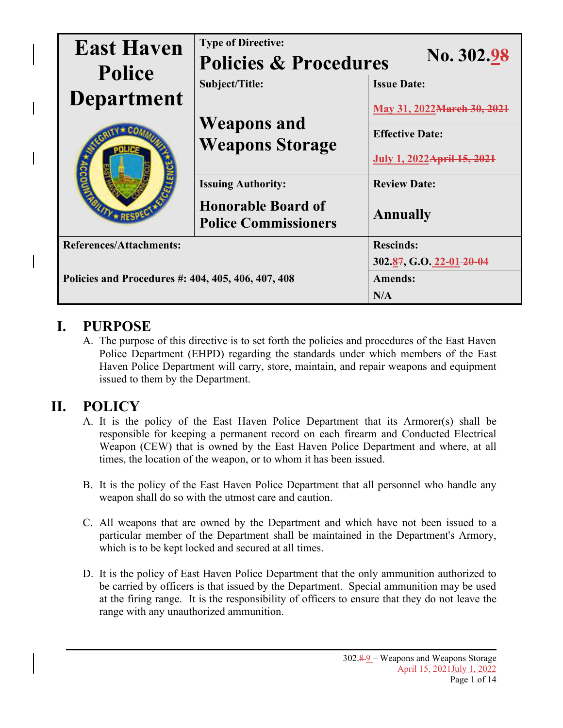| East Haven Police Department | Type of Directive: **Policies & Procedures** | | No. 302.98 |
|---|---|---|---|
| | Subject/Title: **Weapons and Weapons Storage** | Issue Date: May 31, 2022March 30, 2021 | |
| | | Effective Date: July 1, 2022April 15, 2021 | |
| | Issuing Authority: **Honorable Board of Police Commissioners** | Review Date: **Annually** | |
| References/Attachments: | | Rescinds: 302.87, G.O. 22-01 20-04 | |
| Policies and Procedures #: 404, 405, 406, 407, 408 | | Amends: N/A | |

# I. PURPOSE

A. The purpose of this directive is to set forth the policies and procedures of the East Haven Police Department (EHPD) regarding the standards under which members of the East Haven Police Department will carry, store, maintain, and repair weapons and equipment issued to them by the Department.

# II. POLICY

A. It is the policy of the East Haven Police Department that its Armorer(s) shall be responsible for keeping a permanent record on each firearm and Conducted Electrical Weapon (CEW) that is owned by the East Haven Police Department and where, at all times, the location of the weapon, or to whom it has been issued.

B. It is the policy of the East Haven Police Department that all personnel who handle any weapon shall do so with the utmost care and caution.

C. All weapons that are owned by the Department and which have not been issued to a particular member of the Department shall be maintained in the Department's Armory, which is to be kept locked and secured at all times.

D. It is the policy of East Haven Police Department that the only ammunition authorized to be carried by officers is that issued by the Department. Special ammunition may be used at the firing range. It is the responsibility of officers to ensure that they do not leave the range with any unauthorized ammunition.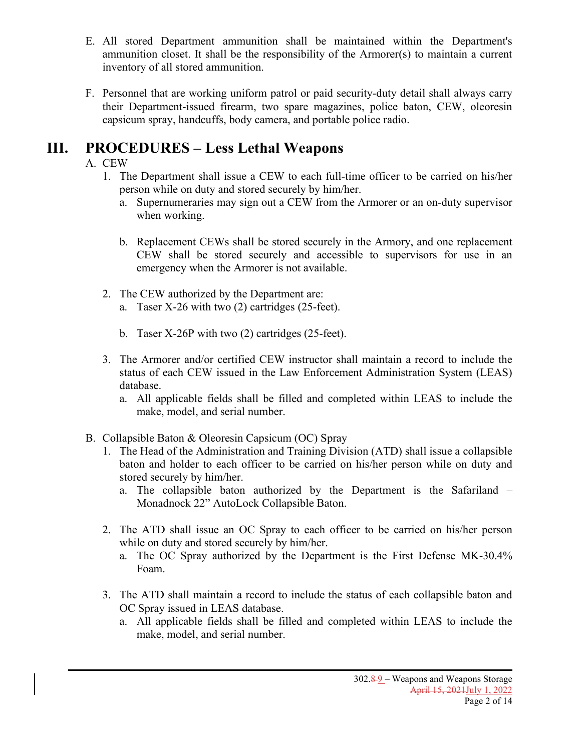E. All stored Department ammunition shall be maintained within the Department's ammunition closet. It shall be the responsibility of the Armorer(s) to maintain a current inventory of all stored ammunition.

F. Personnel that are working uniform patrol or paid security-duty detail shall always carry their Department-issued firearm, two spare magazines, police baton, CEW, oleoresin capsicum spray, handcuffs, body camera, and portable police radio.

# III. PROCEDURES – Less Lethal Weapons

A. CEW

1. The Department shall issue a CEW to each full-time officer to be carried on his/her person while on duty and stored securely by him/her.
   a. Supernumeraries may sign out a CEW from the Armorer or an on-duty supervisor when working.

   b. Replacement CEWs shall be stored securely in the Armory, and one replacement CEW shall be stored securely and accessible to supervisors for use in an emergency when the Armorer is not available.

2. The CEW authorized by the Department are:
   a. Taser X-26 with two (2) cartridges (25-feet).

   b. Taser X-26P with two (2) cartridges (25-feet).

3. The Armorer and/or certified CEW instructor shall maintain a record to include the status of each CEW issued in the Law Enforcement Administration System (LEAS) database.
   a. All applicable fields shall be filled and completed within LEAS to include the make, model, and serial number.

B. Collapsible Baton & Oleoresin Capsicum (OC) Spray

1. The Head of the Administration and Training Division (ATD) shall issue a collapsible baton and holder to each officer to be carried on his/her person while on duty and stored securely by him/her.
   a. The collapsible baton authorized by the Department is the Safariland – Monadnock 22” AutoLock Collapsible Baton.

2. The ATD shall issue an OC Spray to each officer to be carried on his/her person while on duty and stored securely by him/her.
   a. The OC Spray authorized by the Department is the First Defense MK-30.4% Foam.

3. The ATD shall maintain a record to include the status of each collapsible baton and OC Spray issued in LEAS database.
   a. All applicable fields shall be filled and completed within LEAS to include the make, model, and serial number.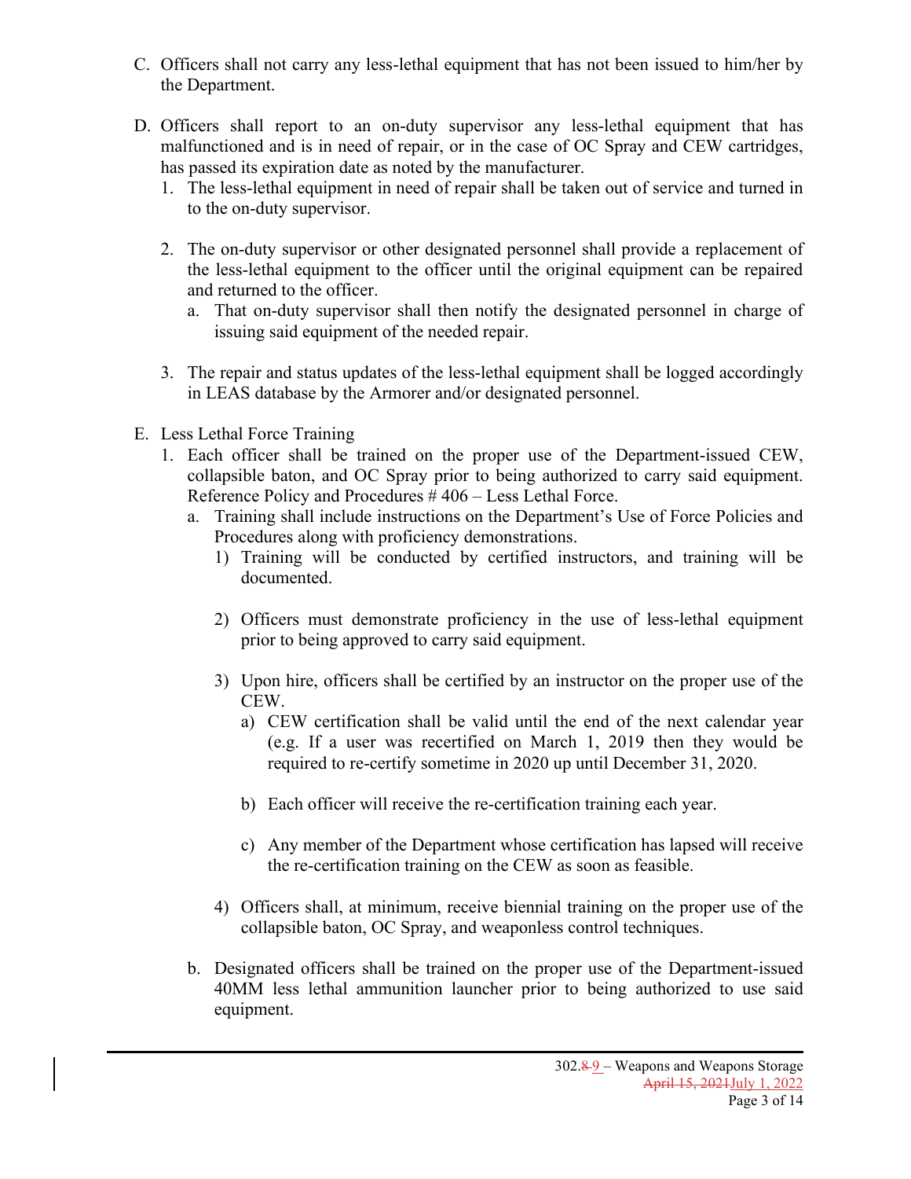C. Officers shall not carry any less-lethal equipment that has not been issued to him/her by the Department.

D. Officers shall report to an on-duty supervisor any less-lethal equipment that has malfunctioned and is in need of repair, or in the case of OC Spray and CEW cartridges, has passed its expiration date as noted by the manufacturer.
   1. The less-lethal equipment in need of repair shall be taken out of service and turned in to the on-duty supervisor.

   2. The on-duty supervisor or other designated personnel shall provide a replacement of the less-lethal equipment to the officer until the original equipment can be repaired and returned to the officer.
      a. That on-duty supervisor shall then notify the designated personnel in charge of issuing said equipment of the needed repair.

   3. The repair and status updates of the less-lethal equipment shall be logged accordingly in LEAS database by the Armorer and/or designated personnel.

E. Less Lethal Force Training
   1. Each officer shall be trained on the proper use of the Department-issued CEW, collapsible baton, and OC Spray prior to being authorized to carry said equipment. Reference Policy and Procedures # 406 – Less Lethal Force.
      a. Training shall include instructions on the Department's Use of Force Policies and Procedures along with proficiency demonstrations.
         1) Training will be conducted by certified instructors, and training will be documented.

         2) Officers must demonstrate proficiency in the use of less-lethal equipment prior to being approved to carry said equipment.

         3) Upon hire, officers shall be certified by an instructor on the proper use of the CEW.
            a) CEW certification shall be valid until the end of the next calendar year (e.g. If a user was recertified on March 1, 2019 then they would be required to re-certify sometime in 2020 up until December 31, 2020.

            b) Each officer will receive the re-certification training each year.

            c) Any member of the Department whose certification has lapsed will receive the re-certification training on the CEW as soon as feasible.

         4) Officers shall, at minimum, receive biennial training on the proper use of the collapsible baton, OC Spray, and weaponless control techniques.

      b. Designated officers shall be trained on the proper use of the Department-issued 40MM less lethal ammunition launcher prior to being authorized to use said equipment.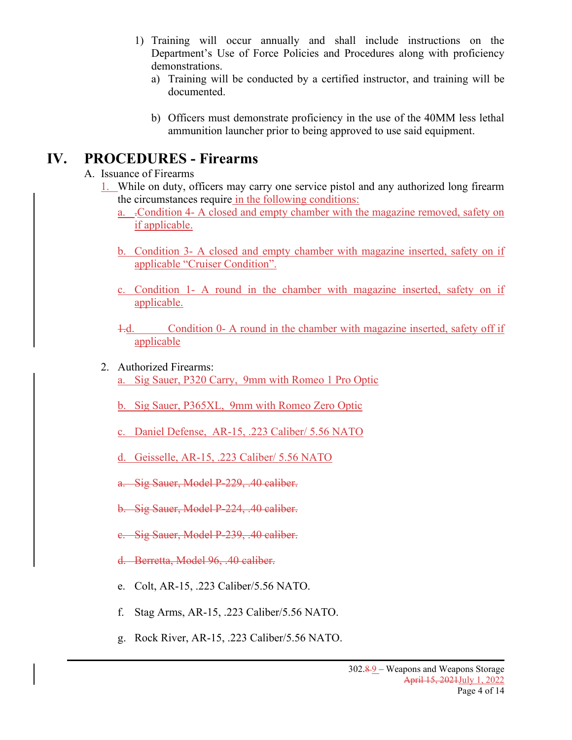1) Training will occur annually and shall include instructions on the Department's Use of Force Policies and Procedures along with proficiency demonstrations.
   a) Training will be conducted by a certified instructor, and training will be documented.

   b) Officers must demonstrate proficiency in the use of the 40MM less lethal ammunition launcher prior to being approved to use said equipment.

## IV. PROCEDURES - Firearms

A. Issuance of Firearms

1. While on duty, officers may carry one service pistol and any authorized long firearm the circumstances require in the following conditions:
   a. Condition 4- A closed and empty chamber with the magazine removed, safety on if applicable.

   b. Condition 3- A closed and empty chamber with magazine inserted, safety on if applicable "Cruiser Condition".

   c. Condition 1- A round in the chamber with magazine inserted, safety on if applicable.

   d. Condition 0- A round in the chamber with magazine inserted, safety off if applicable

2. Authorized Firearms:
   a. Sig Sauer, P320 Carry, 9mm with Romeo 1 Pro Optic

   b. Sig Sauer, P365XL, 9mm with Romeo Zero Optic

   c. Daniel Defense, AR-15, .223 Caliber/ 5.56 NATO

   d. Geisselle, AR-15, .223 Caliber/ 5.56 NATO

   a. ~~Sig Sauer, Model P-229, .40 caliber.~~

   b. ~~Sig Sauer, Model P-224, .40 caliber.~~

   c. ~~Sig Sauer, Model P-239, .40 caliber.~~

   d. ~~Berretta, Model 96, .40 caliber.~~

   e. Colt, AR-15, .223 Caliber/5.56 NATO.

   f. Stag Arms, AR-15, .223 Caliber/5.56 NATO.

   g. Rock River, AR-15, .223 Caliber/5.56 NATO.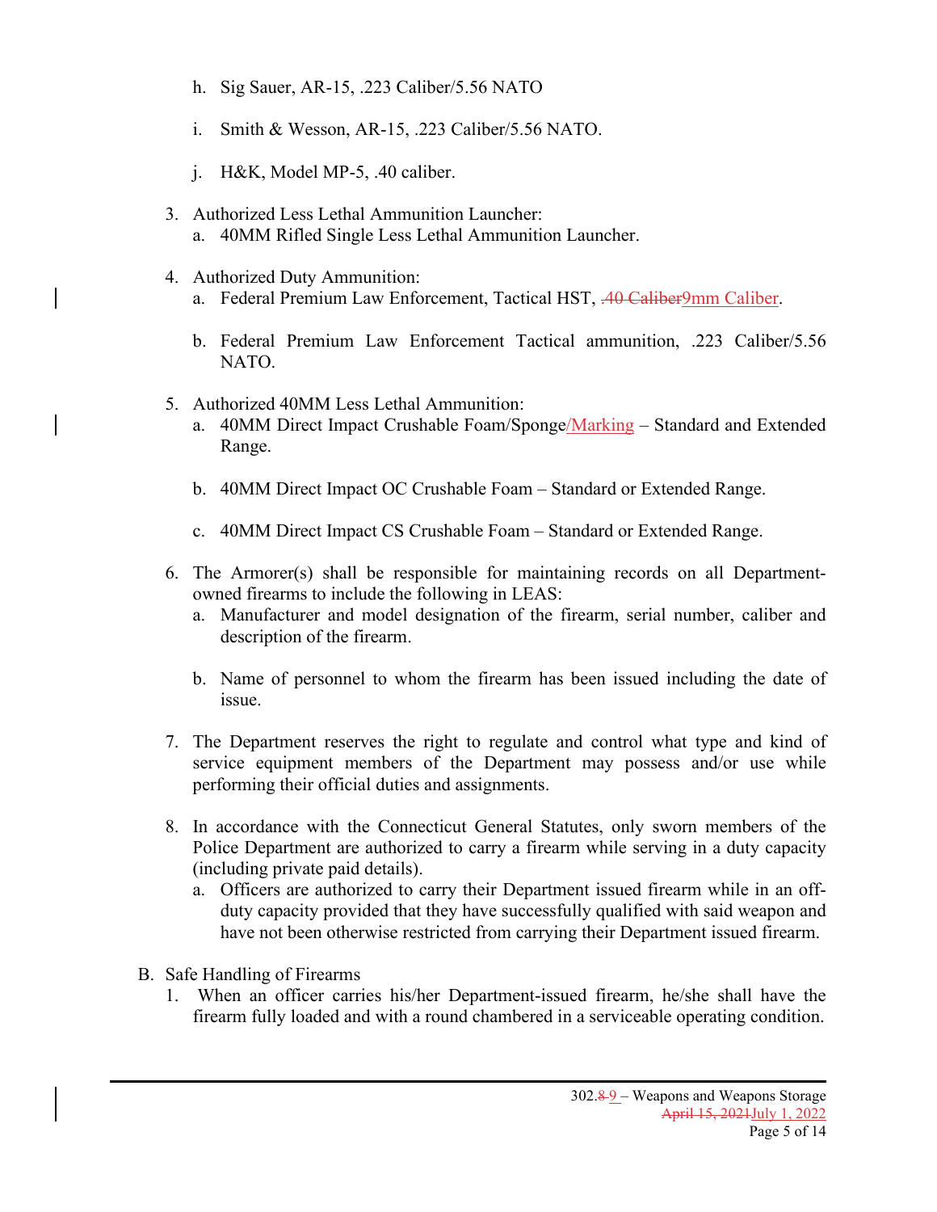h. Sig Sauer, AR-15, .223 Caliber/5.56 NATO

i. Smith & Wesson, AR-15, .223 Caliber/5.56 NATO.

j. H&K, Model MP-5, .40 caliber.

3. Authorized Less Lethal Ammunition Launcher:
   a. 40MM Rifled Single Less Lethal Ammunition Launcher.

4. Authorized Duty Ammunition:
   a. Federal Premium Law Enforcement, Tactical HST, ~~.40 Caliber~~9mm Caliber.

   b. Federal Premium Law Enforcement Tactical ammunition, .223 Caliber/5.56 NATO.

5. Authorized 40MM Less Lethal Ammunition:
   a. 40MM Direct Impact Crushable Foam/Sponge/Marking – Standard and Extended Range.

   b. 40MM Direct Impact OC Crushable Foam – Standard or Extended Range.

   c. 40MM Direct Impact CS Crushable Foam – Standard or Extended Range.

6. The Armorer(s) shall be responsible for maintaining records on all Department-owned firearms to include the following in LEAS:
   a. Manufacturer and model designation of the firearm, serial number, caliber and description of the firearm.

   b. Name of personnel to whom the firearm has been issued including the date of issue.

7. The Department reserves the right to regulate and control what type and kind of service equipment members of the Department may possess and/or use while performing their official duties and assignments.

8. In accordance with the Connecticut General Statutes, only sworn members of the Police Department are authorized to carry a firearm while serving in a duty capacity (including private paid details).
   a. Officers are authorized to carry their Department issued firearm while in an off-duty capacity provided that they have successfully qualified with said weapon and have not been otherwise restricted from carrying their Department issued firearm.

B. Safe Handling of Firearms
   1. When an officer carries his/her Department-issued firearm, he/she shall have the firearm fully loaded and with a round chambered in a serviceable operating condition.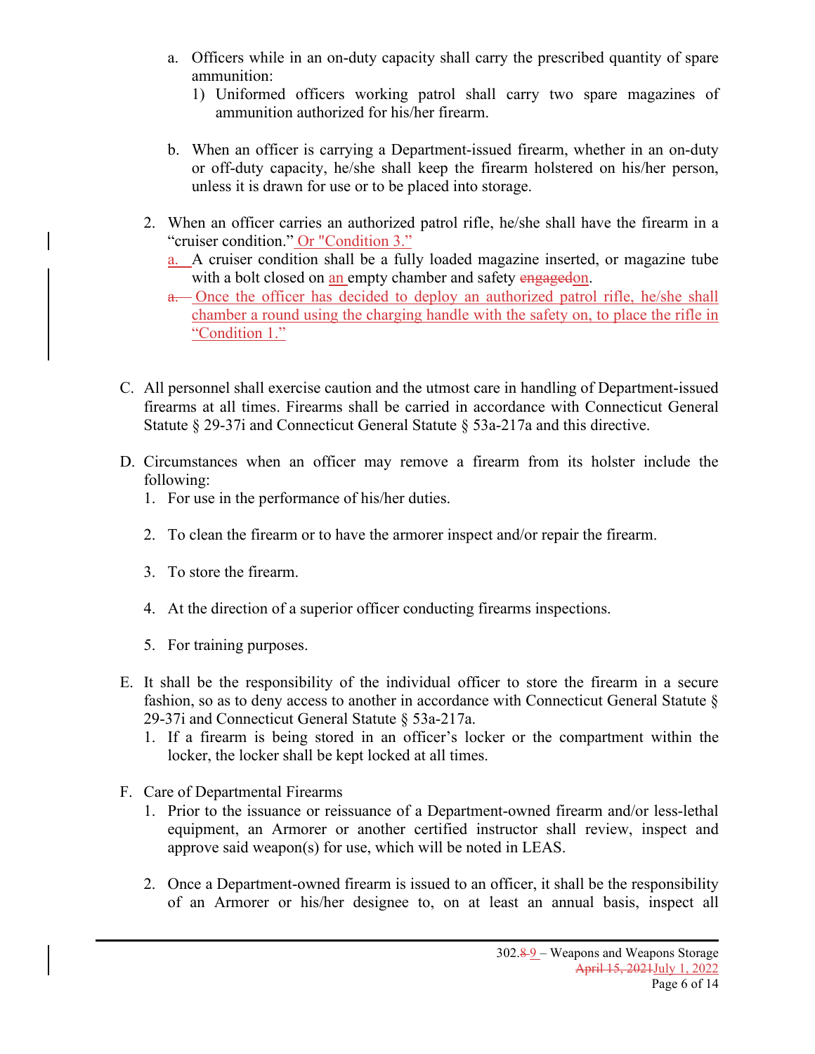a. Officers while in an on-duty capacity shall carry the prescribed quantity of spare ammunition:
   1) Uniformed officers working patrol shall carry two spare magazines of ammunition authorized for his/her firearm.

b. When an officer is carrying a Department-issued firearm, whether in an on-duty or off-duty capacity, he/she shall keep the firearm holstered on his/her person, unless it is drawn for use or to be placed into storage.

2. When an officer carries an authorized patrol rifle, he/she shall have the firearm in a "cruiser condition." Or "Condition 3."
   a. A cruiser condition shall be a fully loaded magazine inserted, or magazine tube with a bolt closed on an empty chamber and safety ~~engaged~~on.
   ~~a.~~ Once the officer has decided to deploy an authorized patrol rifle, he/she shall chamber a round using the charging handle with the safety on, to place the rifle in "Condition 1."

C. All personnel shall exercise caution and the utmost care in handling of Department-issued firearms at all times. Firearms shall be carried in accordance with Connecticut General Statute § 29-37i and Connecticut General Statute § 53a-217a and this directive.

D. Circumstances when an officer may remove a firearm from its holster include the following:
   1. For use in the performance of his/her duties.
   2. To clean the firearm or to have the armorer inspect and/or repair the firearm.
   3. To store the firearm.
   4. At the direction of a superior officer conducting firearms inspections.
   5. For training purposes.

E. It shall be the responsibility of the individual officer to store the firearm in a secure fashion, so as to deny access to another in accordance with Connecticut General Statute § 29-37i and Connecticut General Statute § 53a-217a.
   1. If a firearm is being stored in an officer's locker or the compartment within the locker, the locker shall be kept locked at all times.

F. Care of Departmental Firearms
   1. Prior to the issuance or reissuance of a Department-owned firearm and/or less-lethal equipment, an Armorer or another certified instructor shall review, inspect and approve said weapon(s) for use, which will be noted in LEAS.
   2. Once a Department-owned firearm is issued to an officer, it shall be the responsibility of an Armorer or his/her designee to, on at least an annual basis, inspect all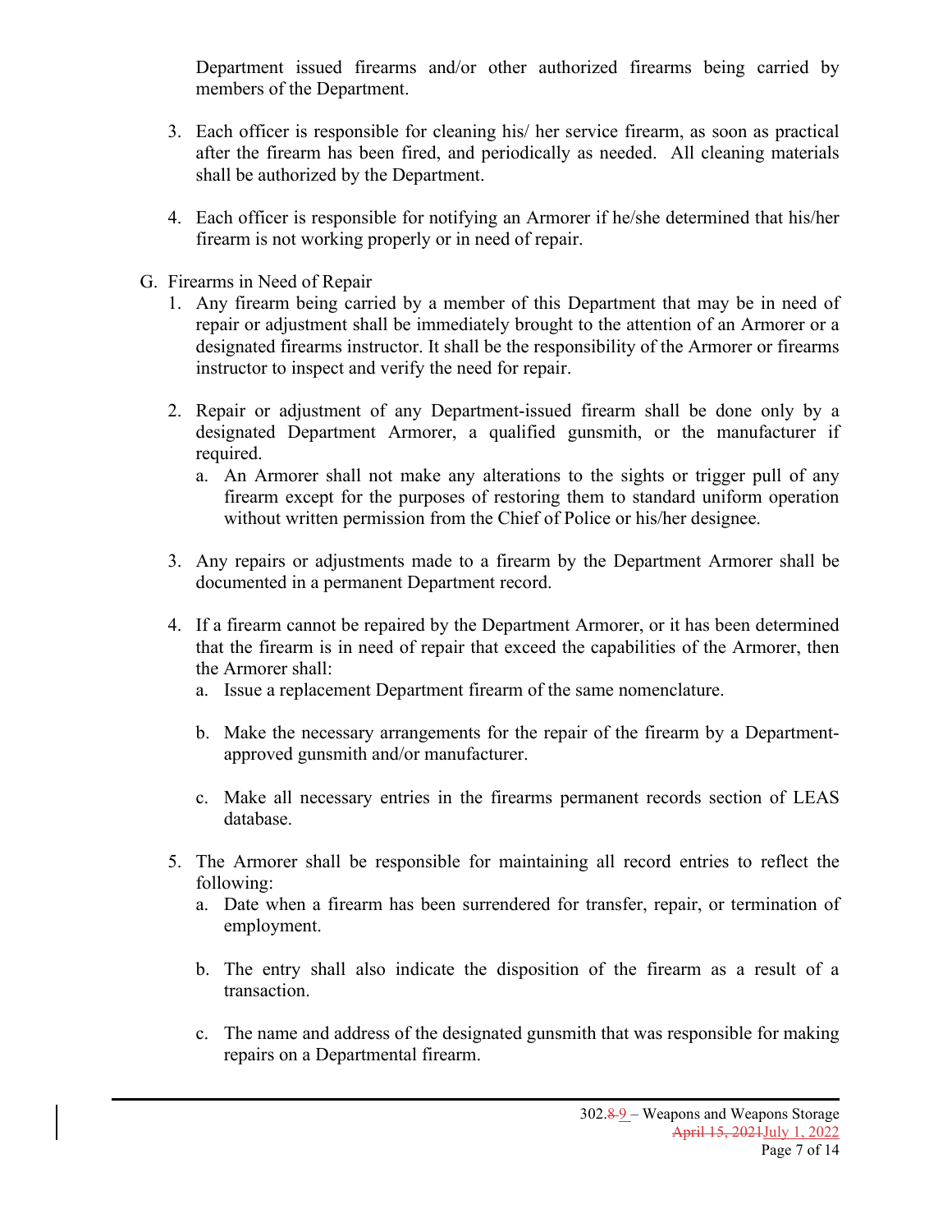Department issued firearms and/or other authorized firearms being carried by members of the Department.

3. Each officer is responsible for cleaning his/ her service firearm, as soon as practical after the firearm has been fired, and periodically as needed. All cleaning materials shall be authorized by the Department.

4. Each officer is responsible for notifying an Armorer if he/she determined that his/her firearm is not working properly or in need of repair.

G. Firearms in Need of Repair

1. Any firearm being carried by a member of this Department that may be in need of repair or adjustment shall be immediately brought to the attention of an Armorer or a designated firearms instructor. It shall be the responsibility of the Armorer or firearms instructor to inspect and verify the need for repair.

2. Repair or adjustment of any Department-issued firearm shall be done only by a designated Department Armorer, a qualified gunsmith, or the manufacturer if required.
   a. An Armorer shall not make any alterations to the sights or trigger pull of any firearm except for the purposes of restoring them to standard uniform operation without written permission from the Chief of Police or his/her designee.

3. Any repairs or adjustments made to a firearm by the Department Armorer shall be documented in a permanent Department record.

4. If a firearm cannot be repaired by the Department Armorer, or it has been determined that the firearm is in need of repair that exceed the capabilities of the Armorer, then the Armorer shall:
   a. Issue a replacement Department firearm of the same nomenclature.

   b. Make the necessary arrangements for the repair of the firearm by a Department-approved gunsmith and/or manufacturer.

   c. Make all necessary entries in the firearms permanent records section of LEAS database.

5. The Armorer shall be responsible for maintaining all record entries to reflect the following:
   a. Date when a firearm has been surrendered for transfer, repair, or termination of employment.

   b. The entry shall also indicate the disposition of the firearm as a result of a transaction.

   c. The name and address of the designated gunsmith that was responsible for making repairs on a Departmental firearm.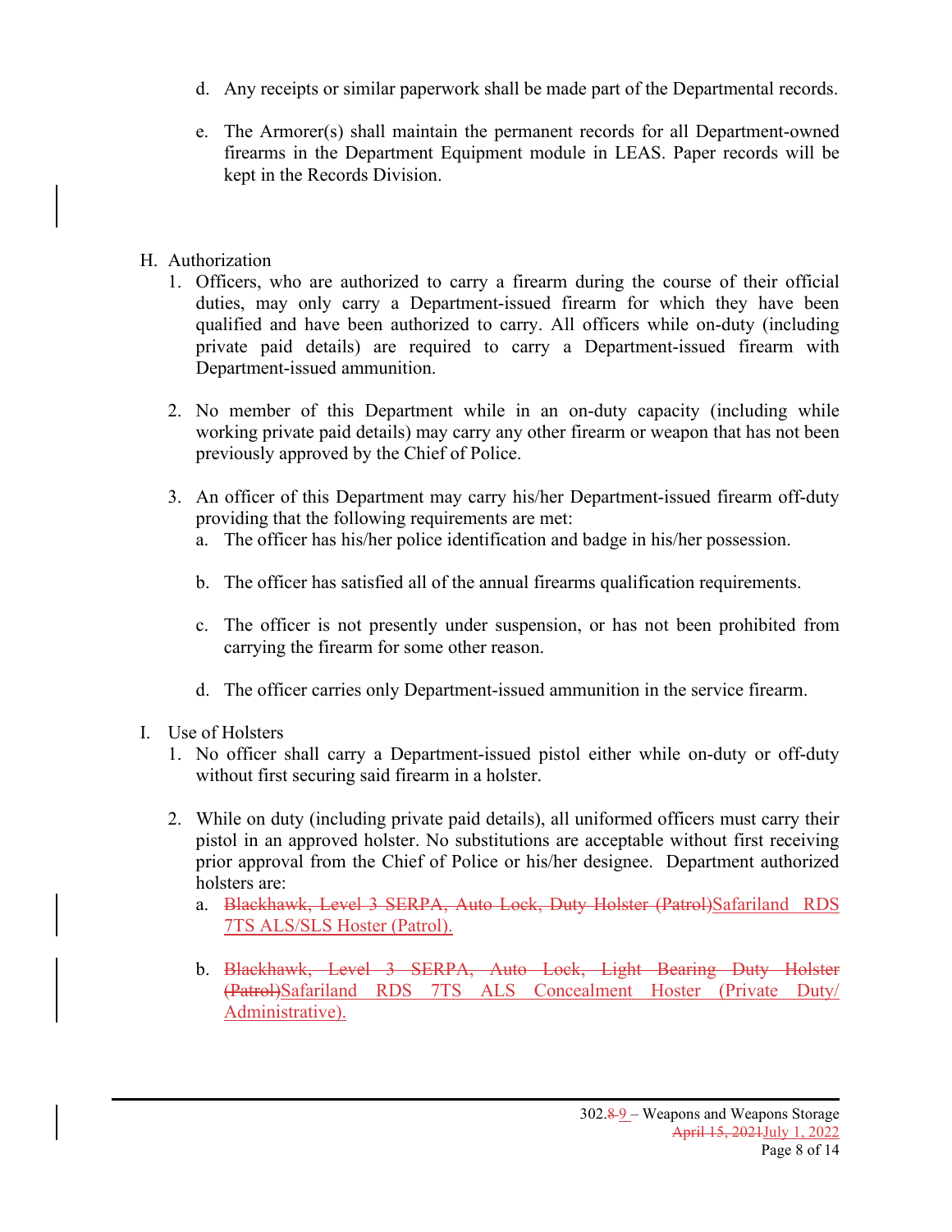d. Any receipts or similar paperwork shall be made part of the Departmental records.

e. The Armorer(s) shall maintain the permanent records for all Department-owned firearms in the Department Equipment module in LEAS. Paper records will be kept in the Records Division.

H. Authorization

1. Officers, who are authorized to carry a firearm during the course of their official duties, may only carry a Department-issued firearm for which they have been qualified and have been authorized to carry. All officers while on-duty (including private paid details) are required to carry a Department-issued firearm with Department-issued ammunition.

2. No member of this Department while in an on-duty capacity (including while working private paid details) may carry any other firearm or weapon that has not been previously approved by the Chief of Police.

3. An officer of this Department may carry his/her Department-issued firearm off-duty providing that the following requirements are met:

   a. The officer has his/her police identification and badge in his/her possession.

   b. The officer has satisfied all of the annual firearms qualification requirements.

   c. The officer is not presently under suspension, or has not been prohibited from carrying the firearm for some other reason.

   d. The officer carries only Department-issued ammunition in the service firearm.

I. Use of Holsters

1. No officer shall carry a Department-issued pistol either while on-duty or off-duty without first securing said firearm in a holster.

2. While on duty (including private paid details), all uniformed officers must carry their pistol in an approved holster. No substitutions are acceptable without first receiving prior approval from the Chief of Police or his/her designee. Department authorized holsters are:

   a. ~~Blackhawk, Level 3 SERPA, Auto Lock, Duty Holster (Patrol)~~Safariland RDS 7TS ALS/SLS Hoster (Patrol).

   b. ~~Blackhawk, Level 3 SERPA, Auto Lock, Light Bearing Duty Holster (Patrol)~~Safariland RDS 7TS ALS Concealment Hoster (Private Duty/ Administrative).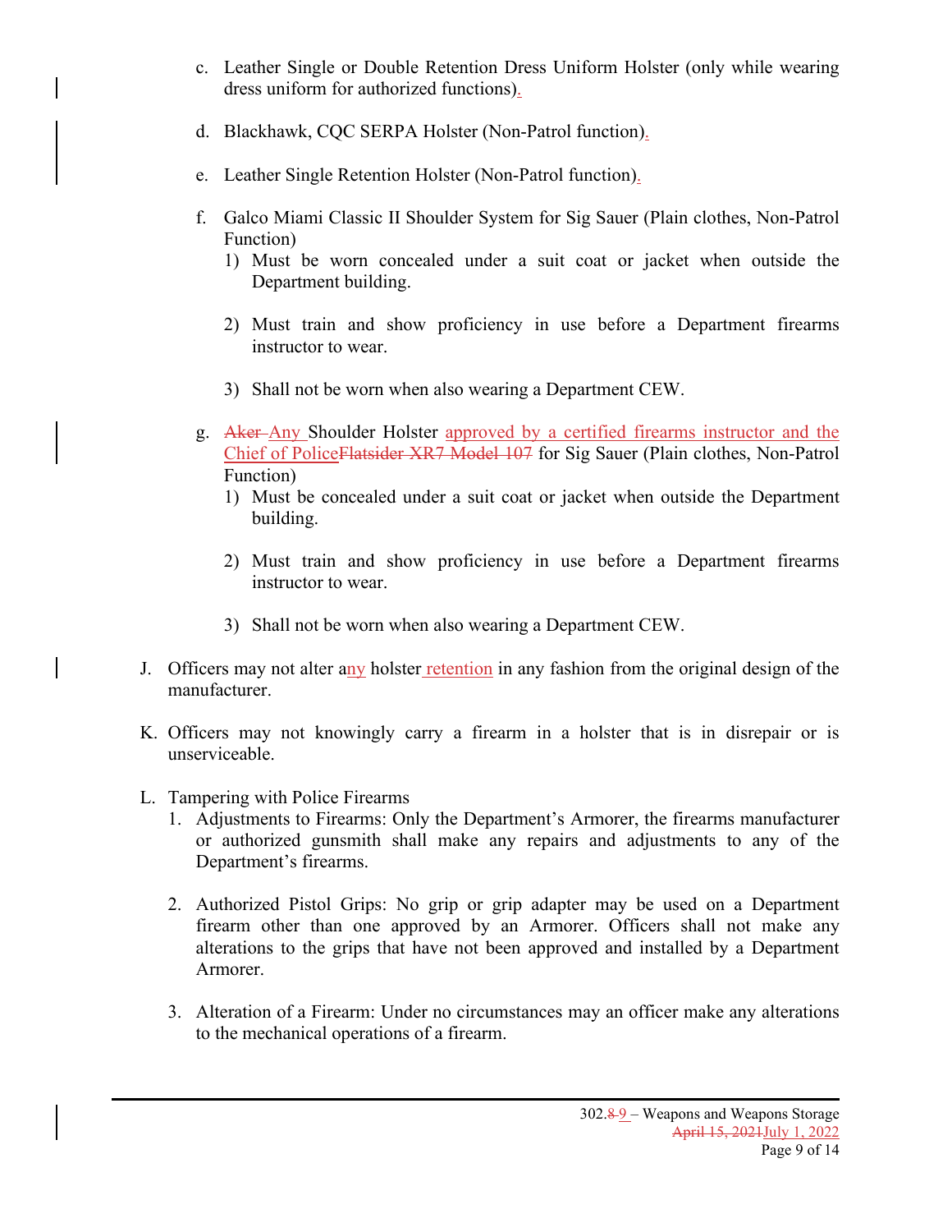c. Leather Single or Double Retention Dress Uniform Holster (only while wearing dress uniform for authorized functions).

d. Blackhawk, CQC SERPA Holster (Non-Patrol function).

e. Leather Single Retention Holster (Non-Patrol function).

f. Galco Miami Classic II Shoulder System for Sig Sauer (Plain clothes, Non-Patrol Function)

   1) Must be worn concealed under a suit coat or jacket when outside the Department building.

   2) Must train and show proficiency in use before a Department firearms instructor to wear.

   3) Shall not be worn when also wearing a Department CEW.

g. ~~Aker~~ Any Shoulder Holster approved by a certified firearms instructor and the Chief of Police~~Flatsider XR7 Model 107~~ for Sig Sauer (Plain clothes, Non-Patrol Function)

   1) Must be concealed under a suit coat or jacket when outside the Department building.

   2) Must train and show proficiency in use before a Department firearms instructor to wear.

   3) Shall not be worn when also wearing a Department CEW.

J. Officers may not alter any holster retention in any fashion from the original design of the manufacturer.

K. Officers may not knowingly carry a firearm in a holster that is in disrepair or is unserviceable.

L. Tampering with Police Firearms

   1. Adjustments to Firearms: Only the Department's Armorer, the firearms manufacturer or authorized gunsmith shall make any repairs and adjustments to any of the Department's firearms.

   2. Authorized Pistol Grips: No grip or grip adapter may be used on a Department firearm other than one approved by an Armorer. Officers shall not make any alterations to the grips that have not been approved and installed by a Department Armorer.

   3. Alteration of a Firearm: Under no circumstances may an officer make any alterations to the mechanical operations of a firearm.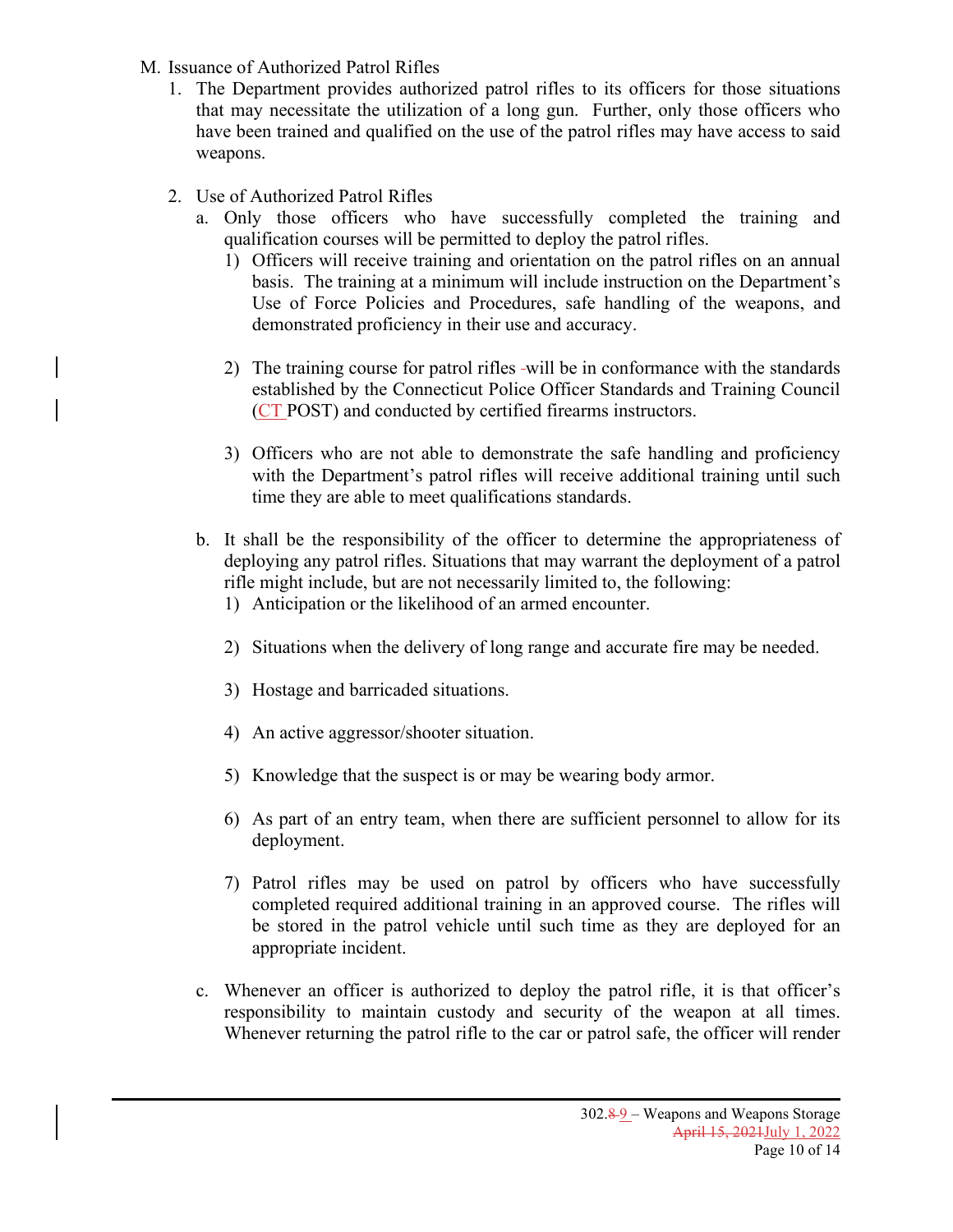M. Issuance of Authorized Patrol Rifles

1. The Department provides authorized patrol rifles to its officers for those situations that may necessitate the utilization of a long gun. Further, only those officers who have been trained and qualified on the use of the patrol rifles may have access to said weapons.

2. Use of Authorized Patrol Rifles

   a. Only those officers who have successfully completed the training and qualification courses will be permitted to deploy the patrol rifles.

      1) Officers will receive training and orientation on the patrol rifles on an annual basis. The training at a minimum will include instruction on the Department's Use of Force Policies and Procedures, safe handling of the weapons, and demonstrated proficiency in their use and accuracy.

      2) The training course for patrol rifles will be in conformance with the standards established by the Connecticut Police Officer Standards and Training Council (CT POST) and conducted by certified firearms instructors.

      3) Officers who are not able to demonstrate the safe handling and proficiency with the Department's patrol rifles will receive additional training until such time they are able to meet qualifications standards.

   b. It shall be the responsibility of the officer to determine the appropriateness of deploying any patrol rifles. Situations that may warrant the deployment of a patrol rifle might include, but are not necessarily limited to, the following:

      1) Anticipation or the likelihood of an armed encounter.

      2) Situations when the delivery of long range and accurate fire may be needed.

      3) Hostage and barricaded situations.

      4) An active aggressor/shooter situation.

      5) Knowledge that the suspect is or may be wearing body armor.

      6) As part of an entry team, when there are sufficient personnel to allow for its deployment.

      7) Patrol rifles may be used on patrol by officers who have successfully completed required additional training in an approved course. The rifles will be stored in the patrol vehicle until such time as they are deployed for an appropriate incident.

   c. Whenever an officer is authorized to deploy the patrol rifle, it is that officer's responsibility to maintain custody and security of the weapon at all times. Whenever returning the patrol rifle to the car or patrol safe, the officer will render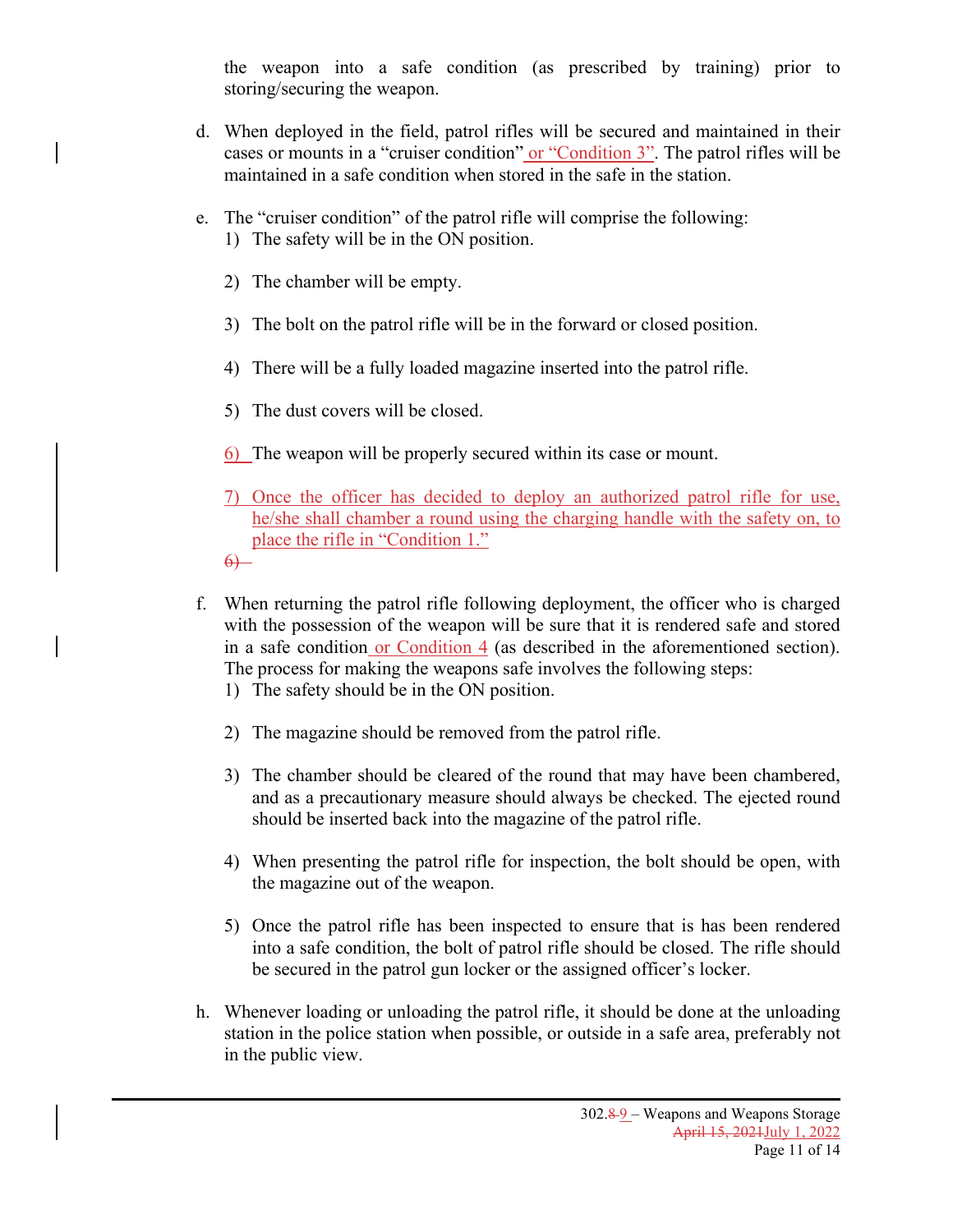the weapon into a safe condition (as prescribed by training) prior to storing/securing the weapon.

d. When deployed in the field, patrol rifles will be secured and maintained in their cases or mounts in a "cruiser condition" or "Condition 3". The patrol rifles will be maintained in a safe condition when stored in the safe in the station.

e. The "cruiser condition" of the patrol rifle will comprise the following:
   1) The safety will be in the ON position.

   2) The chamber will be empty.

   3) The bolt on the patrol rifle will be in the forward or closed position.

   4) There will be a fully loaded magazine inserted into the patrol rifle.

   5) The dust covers will be closed.

   6) The weapon will be properly secured within its case or mount.

   7) Once the officer has decided to deploy an authorized patrol rifle for use, he/she shall chamber a round using the charging handle with the safety on, to place the rifle in "Condition 1."

   ~~6)~~

f. When returning the patrol rifle following deployment, the officer who is charged with the possession of the weapon will be sure that it is rendered safe and stored in a safe condition or Condition 4 (as described in the aforementioned section). The process for making the weapons safe involves the following steps:
   1) The safety should be in the ON position.

   2) The magazine should be removed from the patrol rifle.

   3) The chamber should be cleared of the round that may have been chambered, and as a precautionary measure should always be checked. The ejected round should be inserted back into the magazine of the patrol rifle.

   4) When presenting the patrol rifle for inspection, the bolt should be open, with the magazine out of the weapon.

   5) Once the patrol rifle has been inspected to ensure that is has been rendered into a safe condition, the bolt of patrol rifle should be closed. The rifle should be secured in the patrol gun locker or the assigned officer's locker.

h. Whenever loading or unloading the patrol rifle, it should be done at the unloading station in the police station when possible, or outside in a safe area, preferably not in the public view.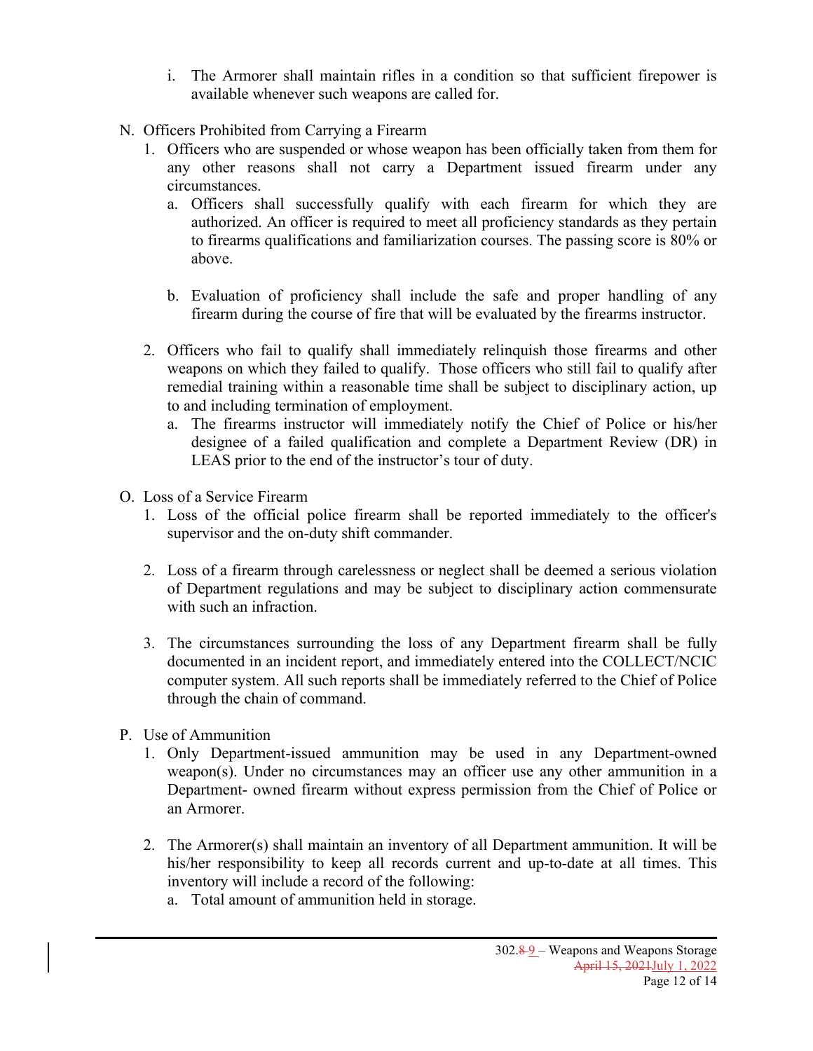i. The Armorer shall maintain rifles in a condition so that sufficient firepower is available whenever such weapons are called for.

N. Officers Prohibited from Carrying a Firearm

1. Officers who are suspended or whose weapon has been officially taken from them for any other reasons shall not carry a Department issued firearm under any circumstances.
   a. Officers shall successfully qualify with each firearm for which they are authorized. An officer is required to meet all proficiency standards as they pertain to firearms qualifications and familiarization courses. The passing score is 80% or above.

   b. Evaluation of proficiency shall include the safe and proper handling of any firearm during the course of fire that will be evaluated by the firearms instructor.

2. Officers who fail to qualify shall immediately relinquish those firearms and other weapons on which they failed to qualify. Those officers who still fail to qualify after remedial training within a reasonable time shall be subject to disciplinary action, up to and including termination of employment.
   a. The firearms instructor will immediately notify the Chief of Police or his/her designee of a failed qualification and complete a Department Review (DR) in LEAS prior to the end of the instructor's tour of duty.

O. Loss of a Service Firearm

1. Loss of the official police firearm shall be reported immediately to the officer's supervisor and the on-duty shift commander.

2. Loss of a firearm through carelessness or neglect shall be deemed a serious violation of Department regulations and may be subject to disciplinary action commensurate with such an infraction.

3. The circumstances surrounding the loss of any Department firearm shall be fully documented in an incident report, and immediately entered into the COLLECT/NCIC computer system. All such reports shall be immediately referred to the Chief of Police through the chain of command.

P. Use of Ammunition

1. Only Department-issued ammunition may be used in any Department-owned weapon(s). Under no circumstances may an officer use any other ammunition in a Department- owned firearm without express permission from the Chief of Police or an Armorer.

2. The Armorer(s) shall maintain an inventory of all Department ammunition. It will be his/her responsibility to keep all records current and up-to-date at all times. This inventory will include a record of the following:
   a. Total amount of ammunition held in storage.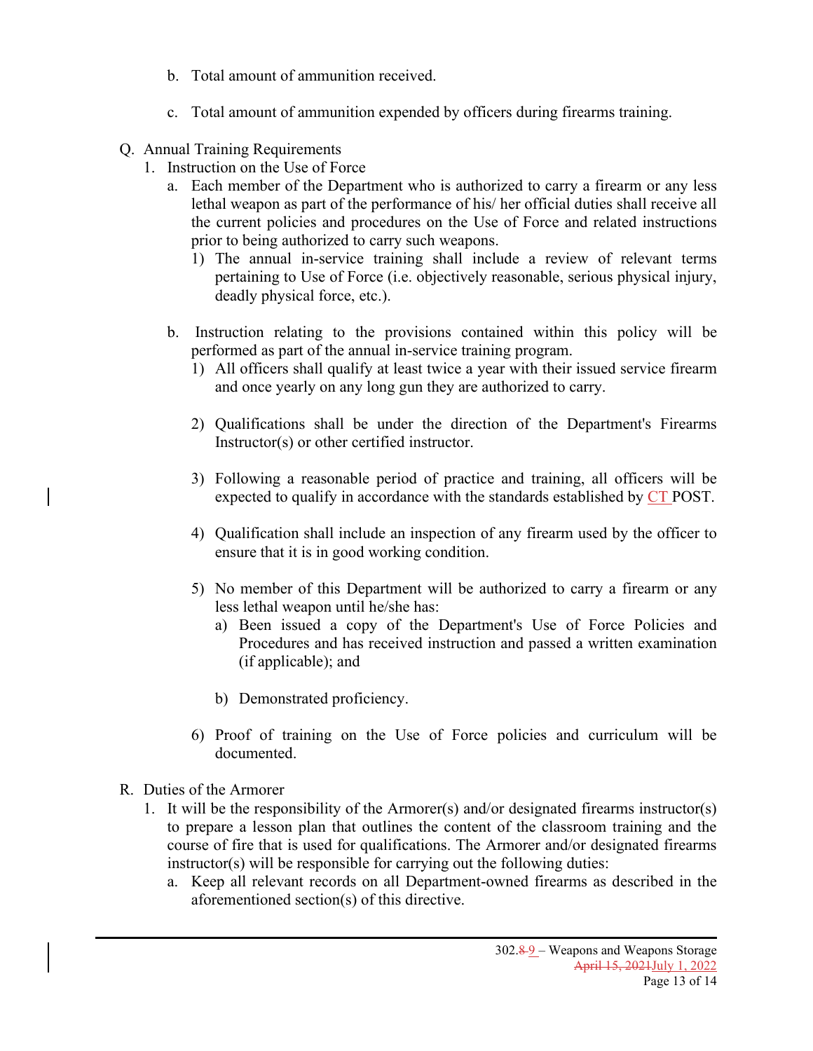b. Total amount of ammunition received.

c. Total amount of ammunition expended by officers during firearms training.

Q. Annual Training Requirements

1. Instruction on the Use of Force
   a. Each member of the Department who is authorized to carry a firearm or any less lethal weapon as part of the performance of his/ her official duties shall receive all the current policies and procedures on the Use of Force and related instructions prior to being authorized to carry such weapons.
      1) The annual in-service training shall include a review of relevant terms pertaining to Use of Force (i.e. objectively reasonable, serious physical injury, deadly physical force, etc.).

   b. Instruction relating to the provisions contained within this policy will be performed as part of the annual in-service training program.
      1) All officers shall qualify at least twice a year with their issued service firearm and once yearly on any long gun they are authorized to carry.

      2) Qualifications shall be under the direction of the Department's Firearms Instructor(s) or other certified instructor.

      3) Following a reasonable period of practice and training, all officers will be expected to qualify in accordance with the standards established by CT POST.

      4) Qualification shall include an inspection of any firearm used by the officer to ensure that it is in good working condition.

      5) No member of this Department will be authorized to carry a firearm or any less lethal weapon until he/she has:
         a) Been issued a copy of the Department's Use of Force Policies and Procedures and has received instruction and passed a written examination (if applicable); and

         b) Demonstrated proficiency.

      6) Proof of training on the Use of Force policies and curriculum will be documented.

R. Duties of the Armorer

1. It will be the responsibility of the Armorer(s) and/or designated firearms instructor(s) to prepare a lesson plan that outlines the content of the classroom training and the course of fire that is used for qualifications. The Armorer and/or designated firearms instructor(s) will be responsible for carrying out the following duties:
   a. Keep all relevant records on all Department-owned firearms as described in the aforementioned section(s) of this directive.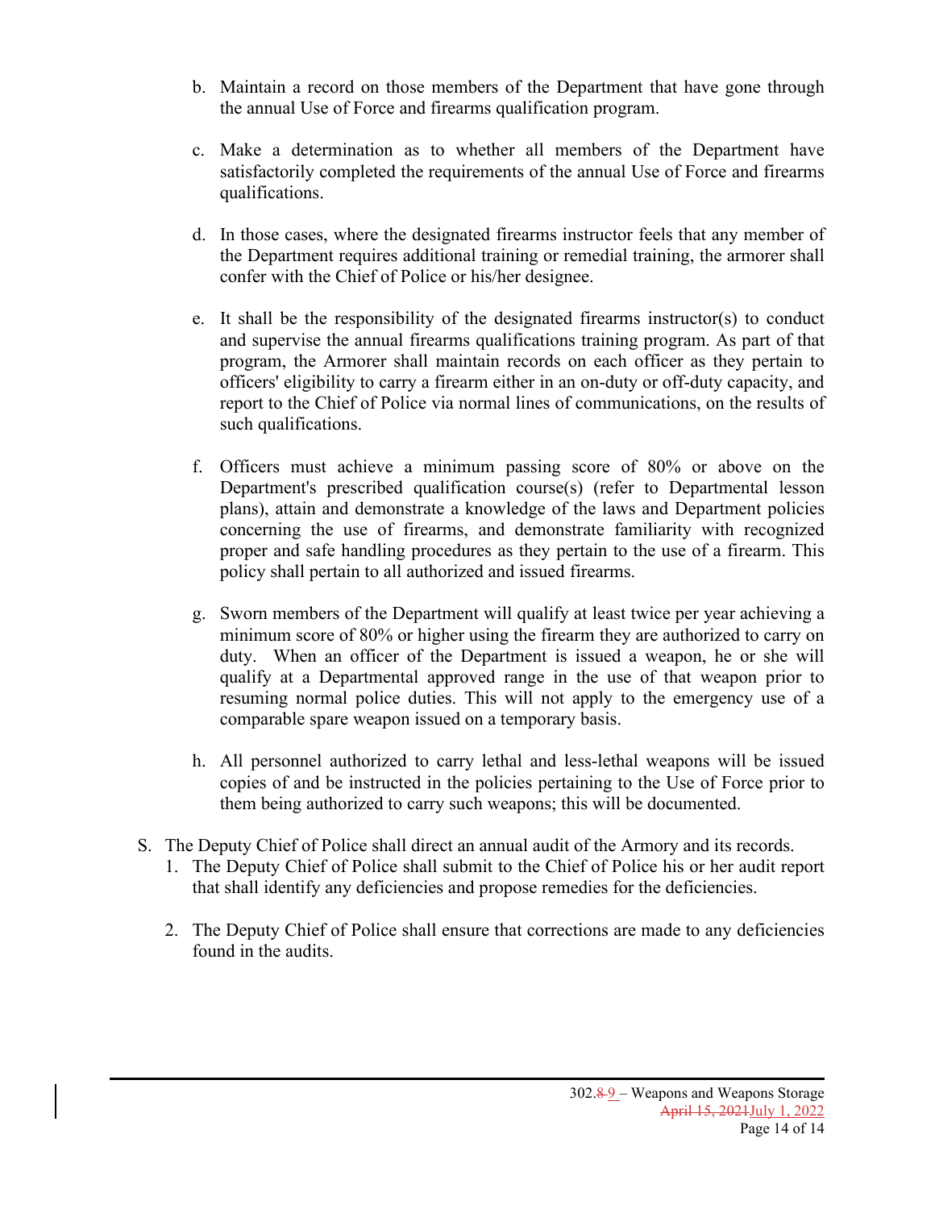b. Maintain a record on those members of the Department that have gone through the annual Use of Force and firearms qualification program.

c. Make a determination as to whether all members of the Department have satisfactorily completed the requirements of the annual Use of Force and firearms qualifications.

d. In those cases, where the designated firearms instructor feels that any member of the Department requires additional training or remedial training, the armorer shall confer with the Chief of Police or his/her designee.

e. It shall be the responsibility of the designated firearms instructor(s) to conduct and supervise the annual firearms qualifications training program. As part of that program, the Armorer shall maintain records on each officer as they pertain to officers' eligibility to carry a firearm either in an on-duty or off-duty capacity, and report to the Chief of Police via normal lines of communications, on the results of such qualifications.

f. Officers must achieve a minimum passing score of 80% or above on the Department's prescribed qualification course(s) (refer to Departmental lesson plans), attain and demonstrate a knowledge of the laws and Department policies concerning the use of firearms, and demonstrate familiarity with recognized proper and safe handling procedures as they pertain to the use of a firearm. This policy shall pertain to all authorized and issued firearms.

g. Sworn members of the Department will qualify at least twice per year achieving a minimum score of 80% or higher using the firearm they are authorized to carry on duty. When an officer of the Department is issued a weapon, he or she will qualify at a Departmental approved range in the use of that weapon prior to resuming normal police duties. This will not apply to the emergency use of a comparable spare weapon issued on a temporary basis.

h. All personnel authorized to carry lethal and less-lethal weapons will be issued copies of and be instructed in the policies pertaining to the Use of Force prior to them being authorized to carry such weapons; this will be documented.

S. The Deputy Chief of Police shall direct an annual audit of the Armory and its records.
   1. The Deputy Chief of Police shall submit to the Chief of Police his or her audit report that shall identify any deficiencies and propose remedies for the deficiencies.

   2. The Deputy Chief of Police shall ensure that corrections are made to any deficiencies found in the audits.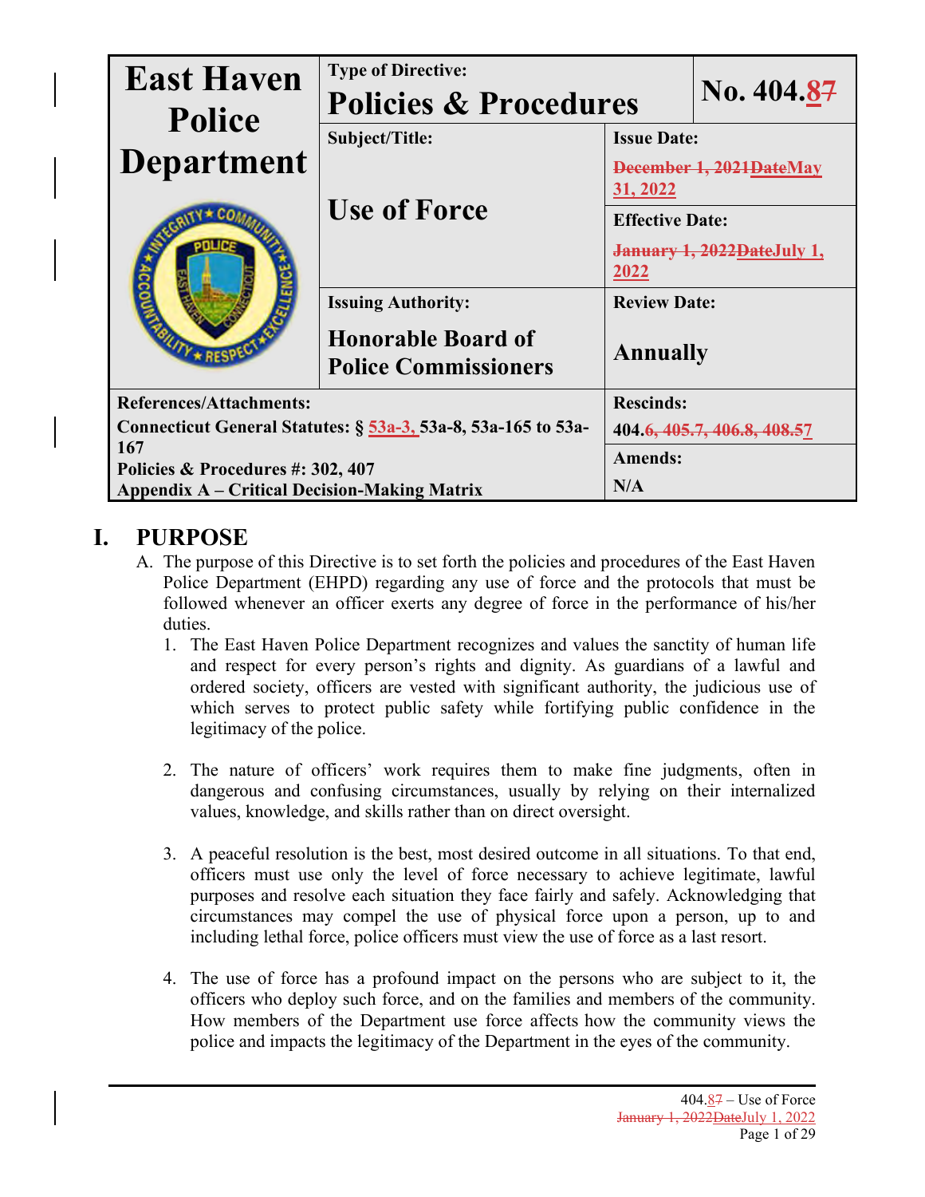| East Haven Police Department | Type of Directive: **Policies & Procedures** | | No. 404.~~7~~8 |
|---|---|---|---|
| | Subject/Title: **Use of Force** | Issue Date: ~~December 1, 2021~~ ~~Date~~ May 31, 2022 | |
| | | Effective Date: ~~January 1, 2022~~ ~~Date~~ July 1, 2022 | |
| | Issuing Authority: **Honorable Board of Police Commissioners** | Review Date: **Annually** | |
| References/Attachments: Connecticut General Statutes: § 53a-3, 53a-8, 53a-165 to 53a-167; Policies & Procedures #: 302, 407; Appendix A – Critical Decision-Making Matrix | | Rescinds: 404.~~6, 405.7, 406.8, 408.5~~7 | |
| | | Amends: N/A | |

# I. PURPOSE

A. The purpose of this Directive is to set forth the policies and procedures of the East Haven Police Department (EHPD) regarding any use of force and the protocols that must be followed whenever an officer exerts any degree of force in the performance of his/her duties.

1. The East Haven Police Department recognizes and values the sanctity of human life and respect for every person's rights and dignity. As guardians of a lawful and ordered society, officers are vested with significant authority, the judicious use of which serves to protect public safety while fortifying public confidence in the legitimacy of the police.

2. The nature of officers' work requires them to make fine judgments, often in dangerous and confusing circumstances, usually by relying on their internalized values, knowledge, and skills rather than on direct oversight.

3. A peaceful resolution is the best, most desired outcome in all situations. To that end, officers must use only the level of force necessary to achieve legitimate, lawful purposes and resolve each situation they face fairly and safely. Acknowledging that circumstances may compel the use of physical force upon a person, up to and including lethal force, police officers must view the use of force as a last resort.

4. The use of force has a profound impact on the persons who are subject to it, the officers who deploy such force, and on the families and members of the community. How members of the Department use force affects how the community views the police and impacts the legitimacy of the Department in the eyes of the community.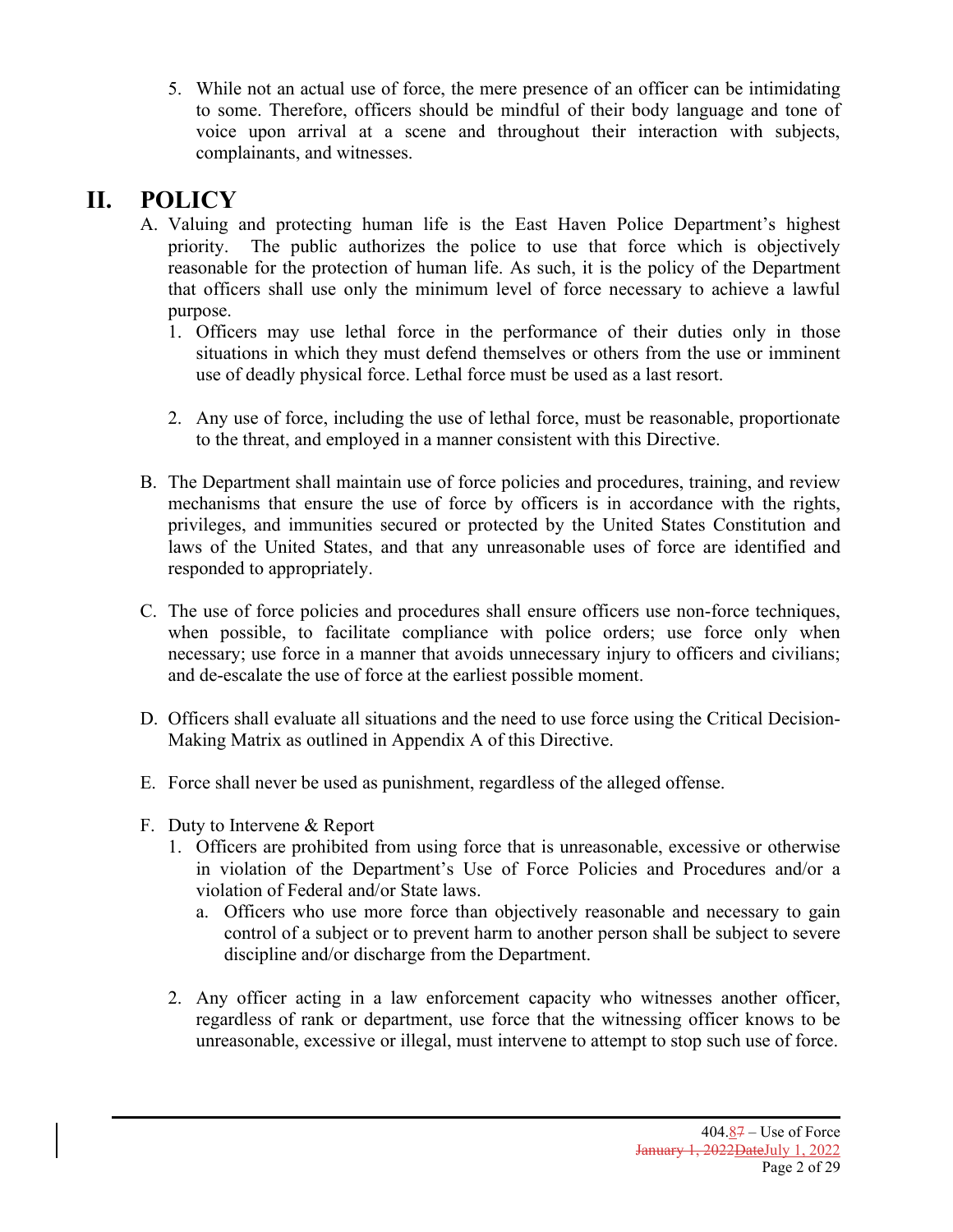5. While not an actual use of force, the mere presence of an officer can be intimidating to some. Therefore, officers should be mindful of their body language and tone of voice upon arrival at a scene and throughout their interaction with subjects, complainants, and witnesses.

# II. POLICY

A. Valuing and protecting human life is the East Haven Police Department's highest priority. The public authorizes the police to use that force which is objectively reasonable for the protection of human life. As such, it is the policy of the Department that officers shall use only the minimum level of force necessary to achieve a lawful purpose.

   1. Officers may use lethal force in the performance of their duties only in those situations in which they must defend themselves or others from the use or imminent use of deadly physical force. Lethal force must be used as a last resort.

   2. Any use of force, including the use of lethal force, must be reasonable, proportionate to the threat, and employed in a manner consistent with this Directive.

B. The Department shall maintain use of force policies and procedures, training, and review mechanisms that ensure the use of force by officers is in accordance with the rights, privileges, and immunities secured or protected by the United States Constitution and laws of the United States, and that any unreasonable uses of force are identified and responded to appropriately.

C. The use of force policies and procedures shall ensure officers use non-force techniques, when possible, to facilitate compliance with police orders; use force only when necessary; use force in a manner that avoids unnecessary injury to officers and civilians; and de-escalate the use of force at the earliest possible moment.

D. Officers shall evaluate all situations and the need to use force using the Critical Decision-Making Matrix as outlined in Appendix A of this Directive.

E. Force shall never be used as punishment, regardless of the alleged offense.

F. Duty to Intervene & Report

   1. Officers are prohibited from using force that is unreasonable, excessive or otherwise in violation of the Department's Use of Force Policies and Procedures and/or a violation of Federal and/or State laws.

      a. Officers who use more force than objectively reasonable and necessary to gain control of a subject or to prevent harm to another person shall be subject to severe discipline and/or discharge from the Department.

   2. Any officer acting in a law enforcement capacity who witnesses another officer, regardless of rank or department, use force that the witnessing officer knows to be unreasonable, excessive or illegal, must intervene to attempt to stop such use of force.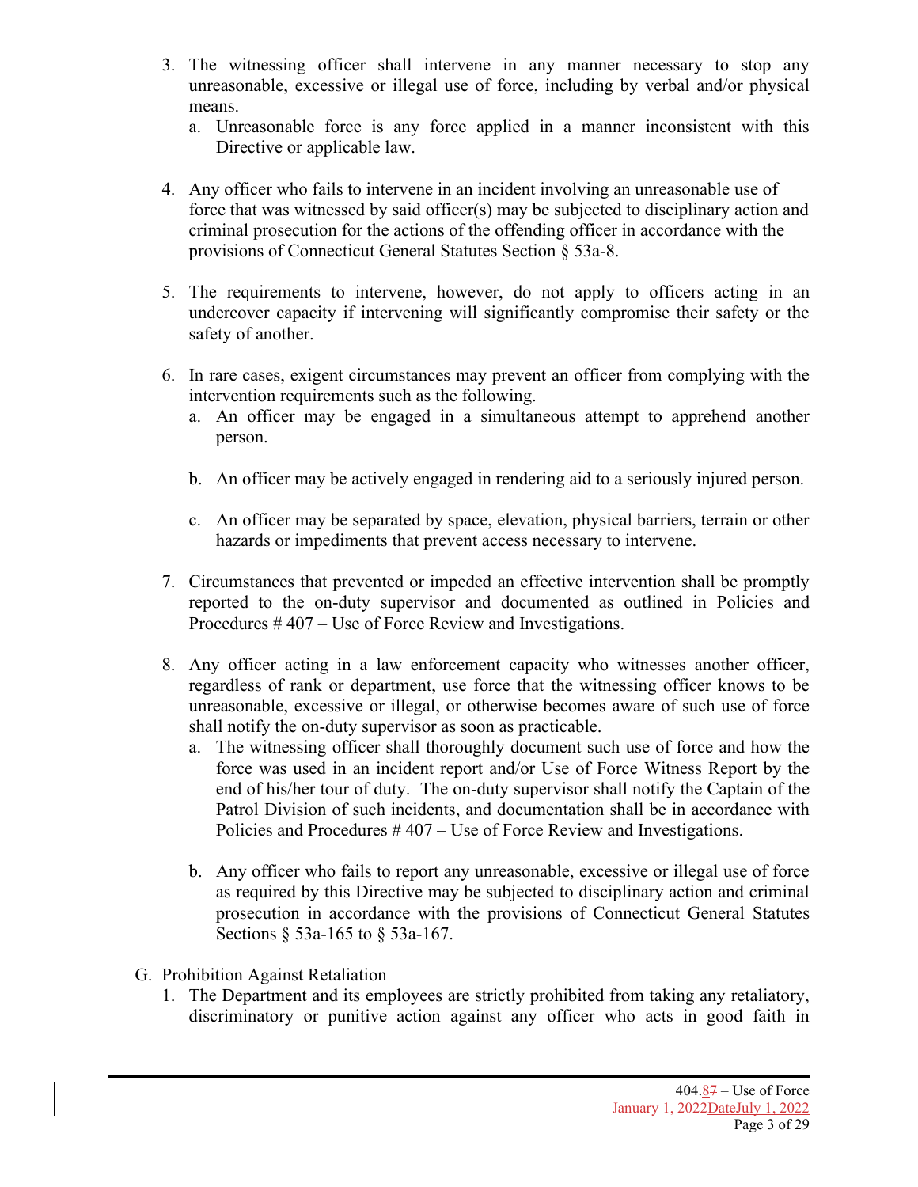3. The witnessing officer shall intervene in any manner necessary to stop any unreasonable, excessive or illegal use of force, including by verbal and/or physical means.
   a. Unreasonable force is any force applied in a manner inconsistent with this Directive or applicable law.

4. Any officer who fails to intervene in an incident involving an unreasonable use of force that was witnessed by said officer(s) may be subjected to disciplinary action and criminal prosecution for the actions of the offending officer in accordance with the provisions of Connecticut General Statutes Section § 53a-8.

5. The requirements to intervene, however, do not apply to officers acting in an undercover capacity if intervening will significantly compromise their safety or the safety of another.

6. In rare cases, exigent circumstances may prevent an officer from complying with the intervention requirements such as the following.
   a. An officer may be engaged in a simultaneous attempt to apprehend another person.

   b. An officer may be actively engaged in rendering aid to a seriously injured person.

   c. An officer may be separated by space, elevation, physical barriers, terrain or other hazards or impediments that prevent access necessary to intervene.

7. Circumstances that prevented or impeded an effective intervention shall be promptly reported to the on-duty supervisor and documented as outlined in Policies and Procedures # 407 – Use of Force Review and Investigations.

8. Any officer acting in a law enforcement capacity who witnesses another officer, regardless of rank or department, use force that the witnessing officer knows to be unreasonable, excessive or illegal, or otherwise becomes aware of such use of force shall notify the on-duty supervisor as soon as practicable.
   a. The witnessing officer shall thoroughly document such use of force and how the force was used in an incident report and/or Use of Force Witness Report by the end of his/her tour of duty. The on-duty supervisor shall notify the Captain of the Patrol Division of such incidents, and documentation shall be in accordance with Policies and Procedures # 407 – Use of Force Review and Investigations.

   b. Any officer who fails to report any unreasonable, excessive or illegal use of force as required by this Directive may be subjected to disciplinary action and criminal prosecution in accordance with the provisions of Connecticut General Statutes Sections § 53a-165 to § 53a-167.

G. Prohibition Against Retaliation
   1. The Department and its employees are strictly prohibited from taking any retaliatory, discriminatory or punitive action against any officer who acts in good faith in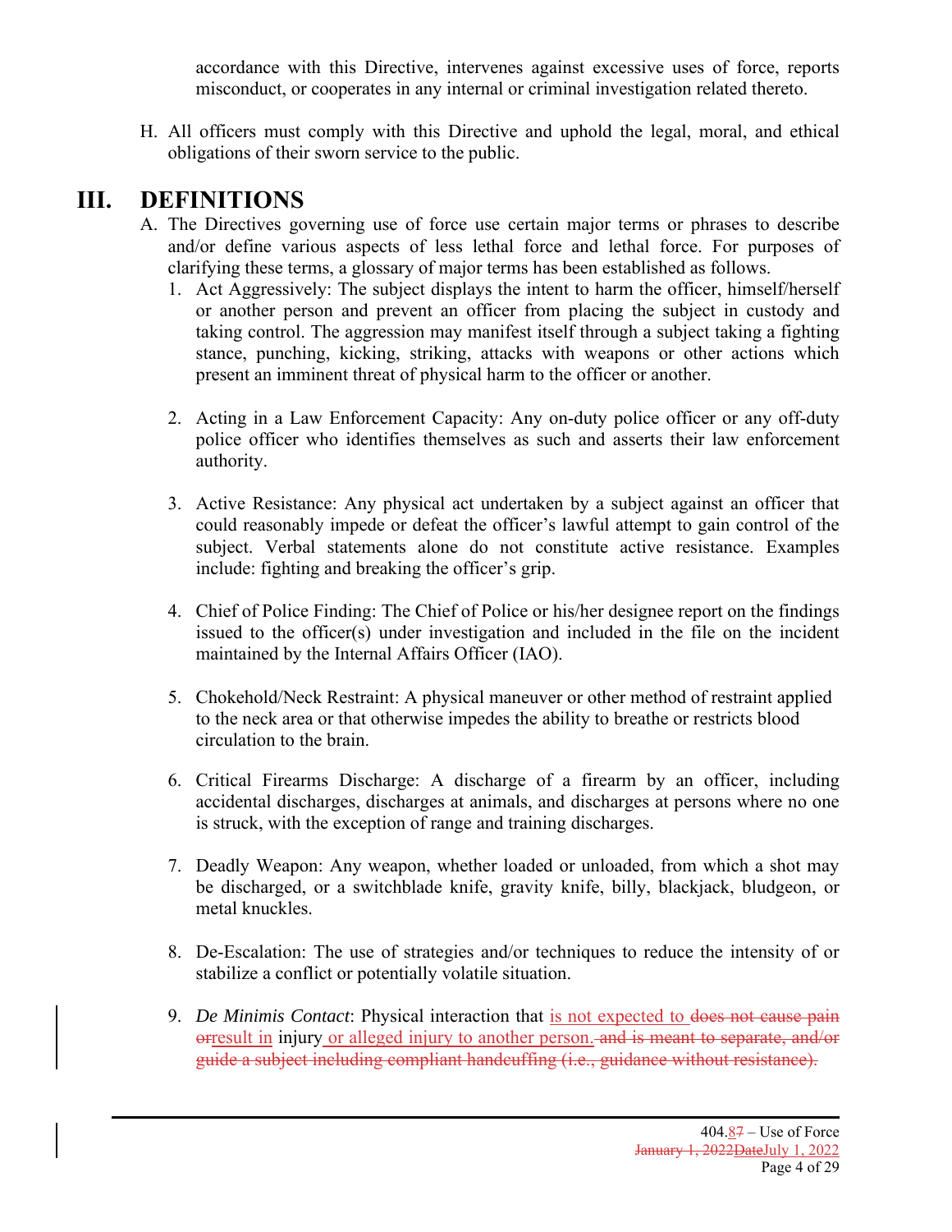accordance with this Directive, intervenes against excessive uses of force, reports misconduct, or cooperates in any internal or criminal investigation related thereto.

H. All officers must comply with this Directive and uphold the legal, moral, and ethical obligations of their sworn service to the public.

# III. DEFINITIONS

A. The Directives governing use of force use certain major terms or phrases to describe and/or define various aspects of less lethal force and lethal force. For purposes of clarifying these terms, a glossary of major terms has been established as follows.

1. Act Aggressively: The subject displays the intent to harm the officer, himself/herself or another person and prevent an officer from placing the subject in custody and taking control. The aggression may manifest itself through a subject taking a fighting stance, punching, kicking, striking, attacks with weapons or other actions which present an imminent threat of physical harm to the officer or another.

2. Acting in a Law Enforcement Capacity: Any on-duty police officer or any off-duty police officer who identifies themselves as such and asserts their law enforcement authority.

3. Active Resistance: Any physical act undertaken by a subject against an officer that could reasonably impede or defeat the officer's lawful attempt to gain control of the subject. Verbal statements alone do not constitute active resistance. Examples include: fighting and breaking the officer's grip.

4. Chief of Police Finding: The Chief of Police or his/her designee report on the findings issued to the officer(s) under investigation and included in the file on the incident maintained by the Internal Affairs Officer (IAO).

5. Chokehold/Neck Restraint: A physical maneuver or other method of restraint applied to the neck area or that otherwise impedes the ability to breathe or restricts blood circulation to the brain.

6. Critical Firearms Discharge: A discharge of a firearm by an officer, including accidental discharges, discharges at animals, and discharges at persons where no one is struck, with the exception of range and training discharges.

7. Deadly Weapon: Any weapon, whether loaded or unloaded, from which a shot may be discharged, or a switchblade knife, gravity knife, billy, blackjack, bludgeon, or metal knuckles.

8. De-Escalation: The use of strategies and/or techniques to reduce the intensity of or stabilize a conflict or potentially volatile situation.

9. *De Minimis Contact*: Physical interaction that is not expected to ~~does not cause pain or~~result in injury or alleged injury to another person. ~~and is meant to separate, and/or guide a subject including compliant handcuffing (i.e., guidance without resistance).~~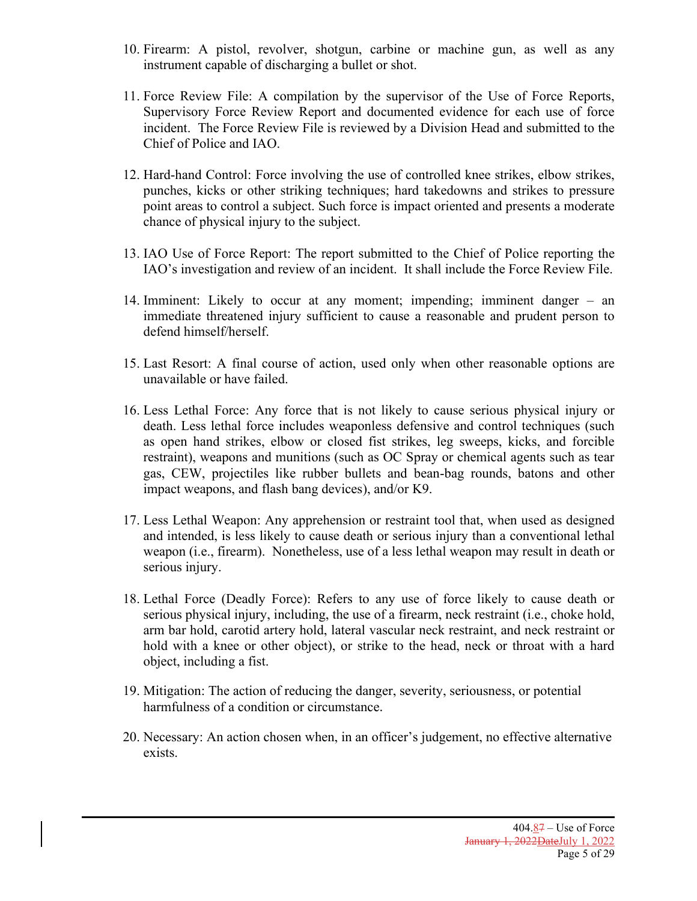10. Firearm: A pistol, revolver, shotgun, carbine or machine gun, as well as any instrument capable of discharging a bullet or shot.

11. Force Review File: A compilation by the supervisor of the Use of Force Reports, Supervisory Force Review Report and documented evidence for each use of force incident. The Force Review File is reviewed by a Division Head and submitted to the Chief of Police and IAO.

12. Hard-hand Control: Force involving the use of controlled knee strikes, elbow strikes, punches, kicks or other striking techniques; hard takedowns and strikes to pressure point areas to control a subject. Such force is impact oriented and presents a moderate chance of physical injury to the subject.

13. IAO Use of Force Report: The report submitted to the Chief of Police reporting the IAO's investigation and review of an incident. It shall include the Force Review File.

14. Imminent: Likely to occur at any moment; impending; imminent danger – an immediate threatened injury sufficient to cause a reasonable and prudent person to defend himself/herself.

15. Last Resort: A final course of action, used only when other reasonable options are unavailable or have failed.

16. Less Lethal Force: Any force that is not likely to cause serious physical injury or death. Less lethal force includes weaponless defensive and control techniques (such as open hand strikes, elbow or closed fist strikes, leg sweeps, kicks, and forcible restraint), weapons and munitions (such as OC Spray or chemical agents such as tear gas, CEW, projectiles like rubber bullets and bean-bag rounds, batons and other impact weapons, and flash bang devices), and/or K9.

17. Less Lethal Weapon: Any apprehension or restraint tool that, when used as designed and intended, is less likely to cause death or serious injury than a conventional lethal weapon (i.e., firearm). Nonetheless, use of a less lethal weapon may result in death or serious injury.

18. Lethal Force (Deadly Force): Refers to any use of force likely to cause death or serious physical injury, including, the use of a firearm, neck restraint (i.e., choke hold, arm bar hold, carotid artery hold, lateral vascular neck restraint, and neck restraint or hold with a knee or other object), or strike to the head, neck or throat with a hard object, including a fist.

19. Mitigation: The action of reducing the danger, severity, seriousness, or potential harmfulness of a condition or circumstance.

20. Necessary: An action chosen when, in an officer's judgement, no effective alternative exists.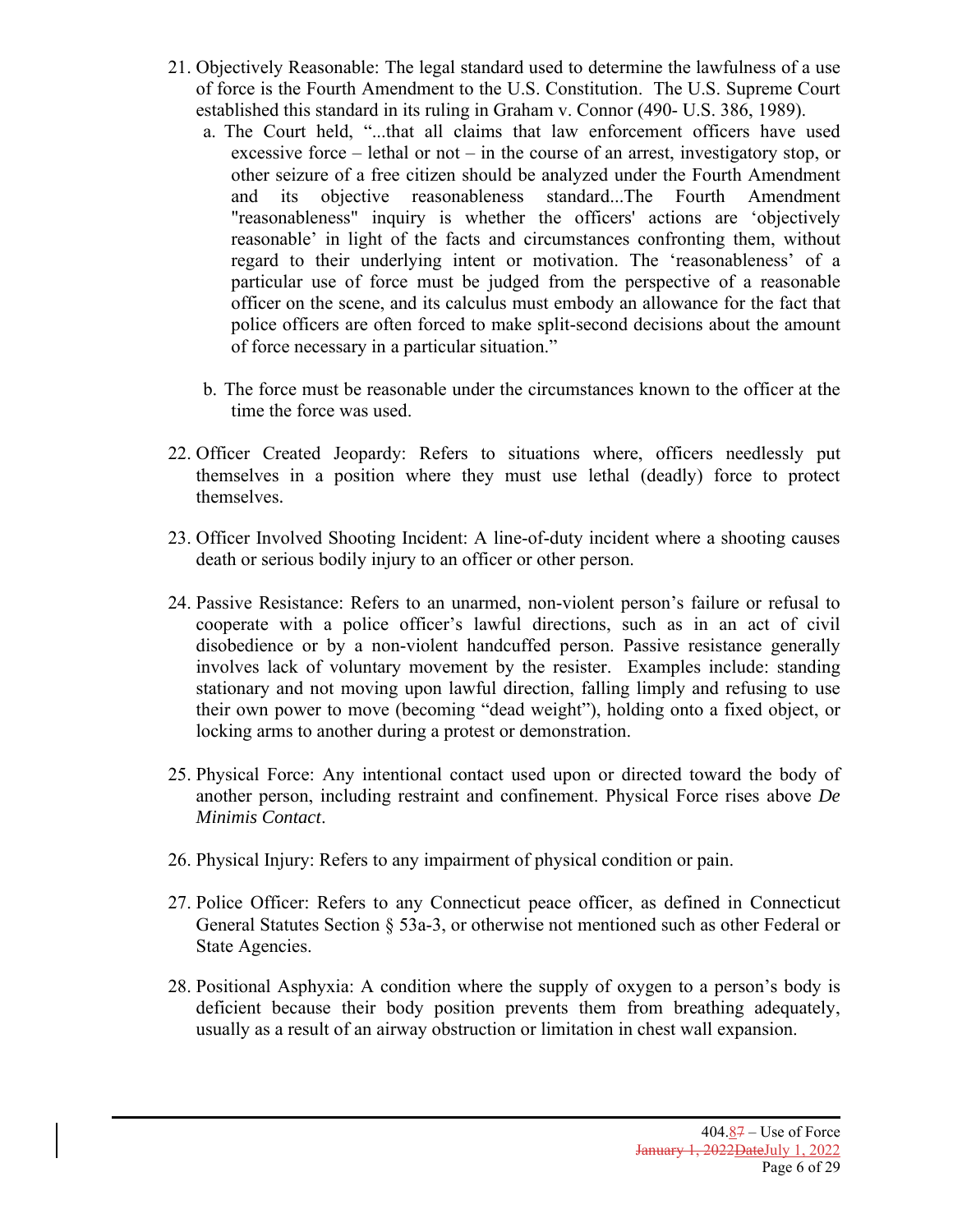21. Objectively Reasonable: The legal standard used to determine the lawfulness of a use of force is the Fourth Amendment to the U.S. Constitution. The U.S. Supreme Court established this standard in its ruling in Graham v. Connor (490- U.S. 386, 1989).
    a. The Court held, "...that all claims that law enforcement officers have used excessive force – lethal or not – in the course of an arrest, investigatory stop, or other seizure of a free citizen should be analyzed under the Fourth Amendment and its objective reasonableness standard...The Fourth Amendment "reasonableness" inquiry is whether the officers' actions are 'objectively reasonable' in light of the facts and circumstances confronting them, without regard to their underlying intent or motivation. The 'reasonableness' of a particular use of force must be judged from the perspective of a reasonable officer on the scene, and its calculus must embody an allowance for the fact that police officers are often forced to make split-second decisions about the amount of force necessary in a particular situation."

    b. The force must be reasonable under the circumstances known to the officer at the time the force was used.

22. Officer Created Jeopardy: Refers to situations where, officers needlessly put themselves in a position where they must use lethal (deadly) force to protect themselves.

23. Officer Involved Shooting Incident: A line-of-duty incident where a shooting causes death or serious bodily injury to an officer or other person.

24. Passive Resistance: Refers to an unarmed, non-violent person's failure or refusal to cooperate with a police officer's lawful directions, such as in an act of civil disobedience or by a non-violent handcuffed person. Passive resistance generally involves lack of voluntary movement by the resister. Examples include: standing stationary and not moving upon lawful direction, falling limply and refusing to use their own power to move (becoming "dead weight"), holding onto a fixed object, or locking arms to another during a protest or demonstration.

25. Physical Force: Any intentional contact used upon or directed toward the body of another person, including restraint and confinement. Physical Force rises above *De Minimis Contact*.

26. Physical Injury: Refers to any impairment of physical condition or pain.

27. Police Officer: Refers to any Connecticut peace officer, as defined in Connecticut General Statutes Section § 53a-3, or otherwise not mentioned such as other Federal or State Agencies.

28. Positional Asphyxia: A condition where the supply of oxygen to a person's body is deficient because their body position prevents them from breathing adequately, usually as a result of an airway obstruction or limitation in chest wall expansion.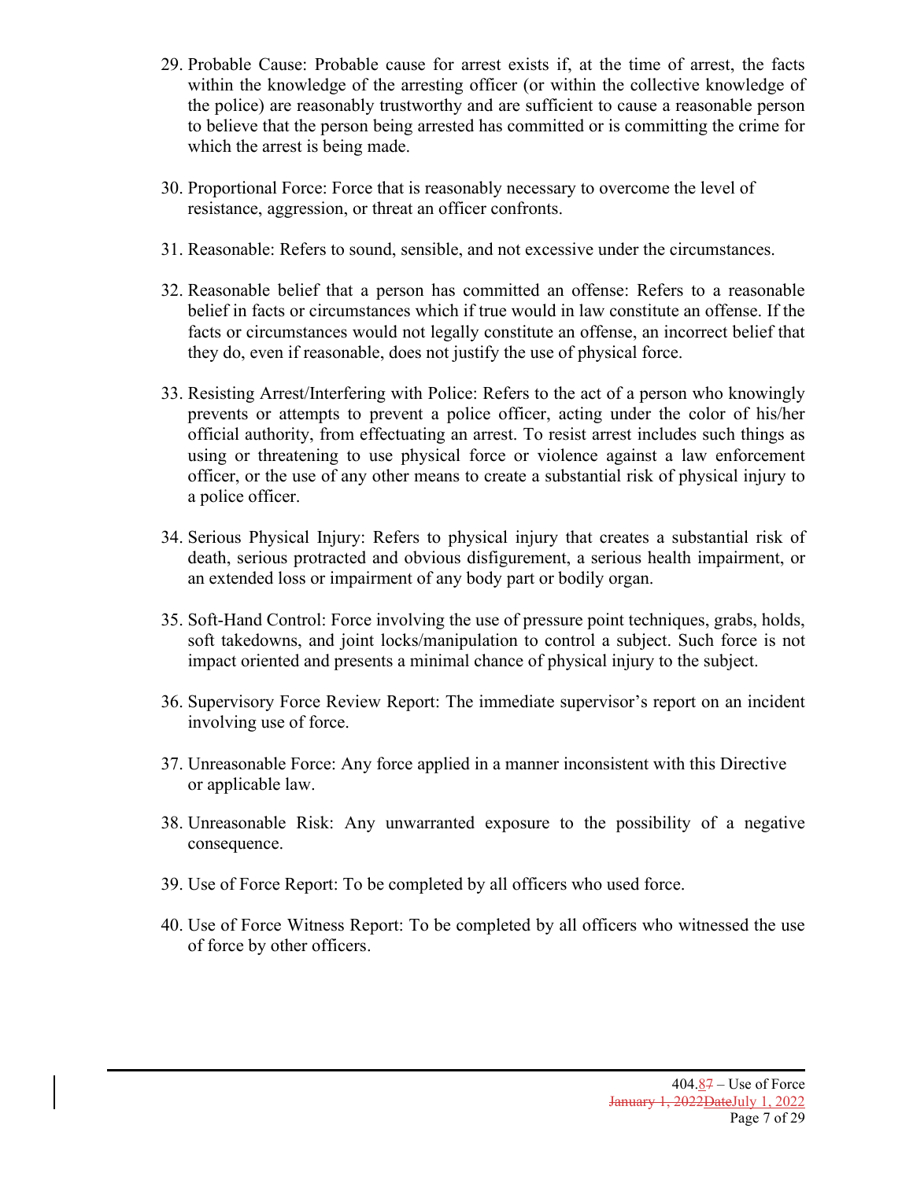29. Probable Cause: Probable cause for arrest exists if, at the time of arrest, the facts within the knowledge of the arresting officer (or within the collective knowledge of the police) are reasonably trustworthy and are sufficient to cause a reasonable person to believe that the person being arrested has committed or is committing the crime for which the arrest is being made.

30. Proportional Force: Force that is reasonably necessary to overcome the level of resistance, aggression, or threat an officer confronts.

31. Reasonable: Refers to sound, sensible, and not excessive under the circumstances.

32. Reasonable belief that a person has committed an offense: Refers to a reasonable belief in facts or circumstances which if true would in law constitute an offense. If the facts or circumstances would not legally constitute an offense, an incorrect belief that they do, even if reasonable, does not justify the use of physical force.

33. Resisting Arrest/Interfering with Police: Refers to the act of a person who knowingly prevents or attempts to prevent a police officer, acting under the color of his/her official authority, from effectuating an arrest. To resist arrest includes such things as using or threatening to use physical force or violence against a law enforcement officer, or the use of any other means to create a substantial risk of physical injury to a police officer.

34. Serious Physical Injury: Refers to physical injury that creates a substantial risk of death, serious protracted and obvious disfigurement, a serious health impairment, or an extended loss or impairment of any body part or bodily organ.

35. Soft-Hand Control: Force involving the use of pressure point techniques, grabs, holds, soft takedowns, and joint locks/manipulation to control a subject. Such force is not impact oriented and presents a minimal chance of physical injury to the subject.

36. Supervisory Force Review Report: The immediate supervisor's report on an incident involving use of force.

37. Unreasonable Force: Any force applied in a manner inconsistent with this Directive or applicable law.

38. Unreasonable Risk: Any unwarranted exposure to the possibility of a negative consequence.

39. Use of Force Report: To be completed by all officers who used force.

40. Use of Force Witness Report: To be completed by all officers who witnessed the use of force by other officers.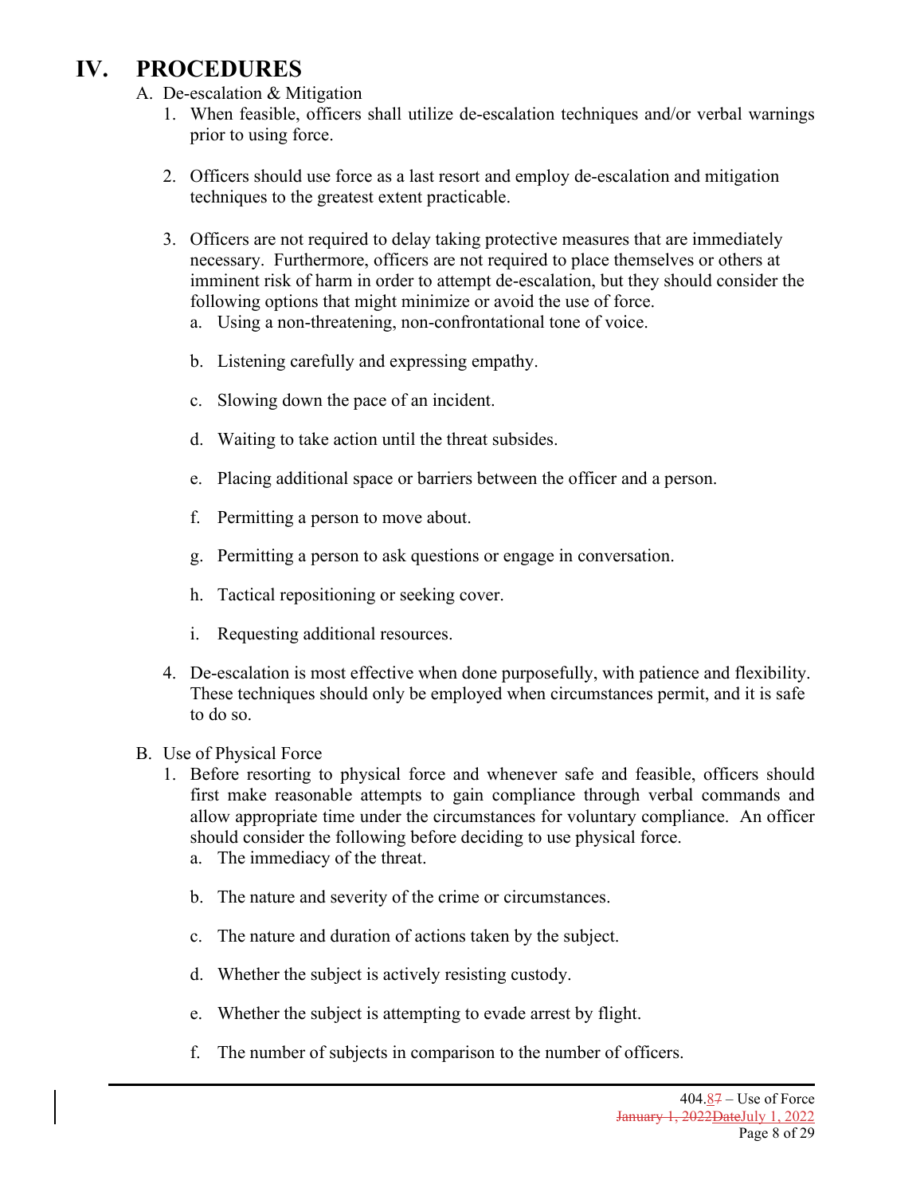# IV. PROCEDURES

A. De-escalation & Mitigation

1. When feasible, officers shall utilize de-escalation techniques and/or verbal warnings prior to using force.

2. Officers should use force as a last resort and employ de-escalation and mitigation techniques to the greatest extent practicable.

3. Officers are not required to delay taking protective measures that are immediately necessary. Furthermore, officers are not required to place themselves or others at imminent risk of harm in order to attempt de-escalation, but they should consider the following options that might minimize or avoid the use of force.
   a. Using a non-threatening, non-confrontational tone of voice.

   b. Listening carefully and expressing empathy.

   c. Slowing down the pace of an incident.

   d. Waiting to take action until the threat subsides.

   e. Placing additional space or barriers between the officer and a person.

   f. Permitting a person to move about.

   g. Permitting a person to ask questions or engage in conversation.

   h. Tactical repositioning or seeking cover.

   i. Requesting additional resources.

4. De-escalation is most effective when done purposefully, with patience and flexibility. These techniques should only be employed when circumstances permit, and it is safe to do so.

B. Use of Physical Force

1. Before resorting to physical force and whenever safe and feasible, officers should first make reasonable attempts to gain compliance through verbal commands and allow appropriate time under the circumstances for voluntary compliance. An officer should consider the following before deciding to use physical force.
   a. The immediacy of the threat.

   b. The nature and severity of the crime or circumstances.

   c. The nature and duration of actions taken by the subject.

   d. Whether the subject is actively resisting custody.

   e. Whether the subject is attempting to evade arrest by flight.

   f. The number of subjects in comparison to the number of officers.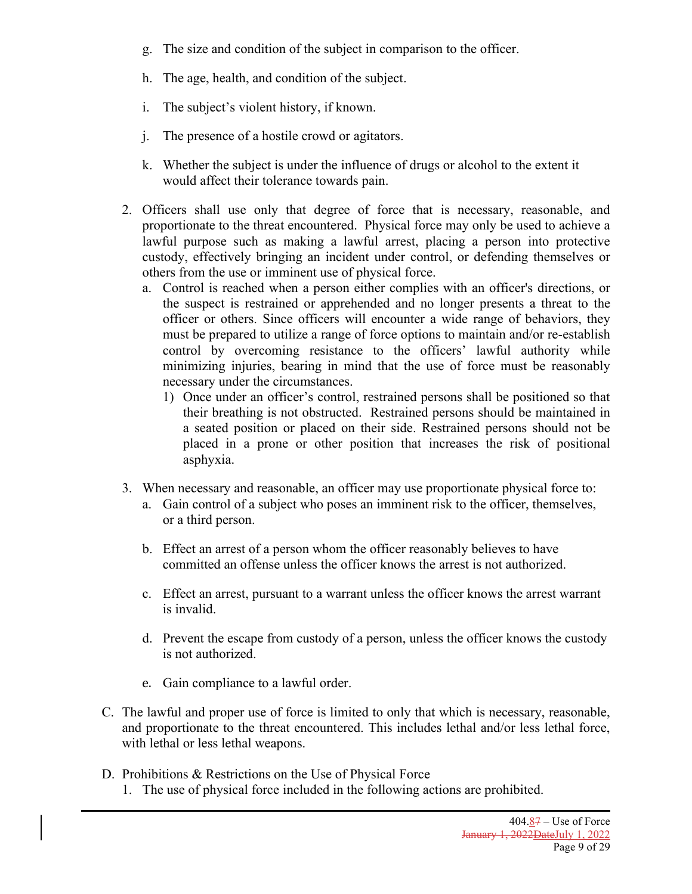g. The size and condition of the subject in comparison to the officer.

h. The age, health, and condition of the subject.

i. The subject's violent history, if known.

j. The presence of a hostile crowd or agitators.

k. Whether the subject is under the influence of drugs or alcohol to the extent it would affect their tolerance towards pain.

2. Officers shall use only that degree of force that is necessary, reasonable, and proportionate to the threat encountered. Physical force may only be used to achieve a lawful purpose such as making a lawful arrest, placing a person into protective custody, effectively bringing an incident under control, or defending themselves or others from the use or imminent use of physical force.
   a. Control is reached when a person either complies with an officer's directions, or the suspect is restrained or apprehended and no longer presents a threat to the officer or others. Since officers will encounter a wide range of behaviors, they must be prepared to utilize a range of force options to maintain and/or re-establish control by overcoming resistance to the officers' lawful authority while minimizing injuries, bearing in mind that the use of force must be reasonably necessary under the circumstances.
      1) Once under an officer's control, restrained persons shall be positioned so that their breathing is not obstructed. Restrained persons should be maintained in a seated position or placed on their side. Restrained persons should not be placed in a prone or other position that increases the risk of positional asphyxia.

3. When necessary and reasonable, an officer may use proportionate physical force to:
   a. Gain control of a subject who poses an imminent risk to the officer, themselves, or a third person.

   b. Effect an arrest of a person whom the officer reasonably believes to have committed an offense unless the officer knows the arrest is not authorized.

   c. Effect an arrest, pursuant to a warrant unless the officer knows the arrest warrant is invalid.

   d. Prevent the escape from custody of a person, unless the officer knows the custody is not authorized.

   e. Gain compliance to a lawful order.

C. The lawful and proper use of force is limited to only that which is necessary, reasonable, and proportionate to the threat encountered. This includes lethal and/or less lethal force, with lethal or less lethal weapons.

D. Prohibitions & Restrictions on the Use of Physical Force
   1. The use of physical force included in the following actions are prohibited.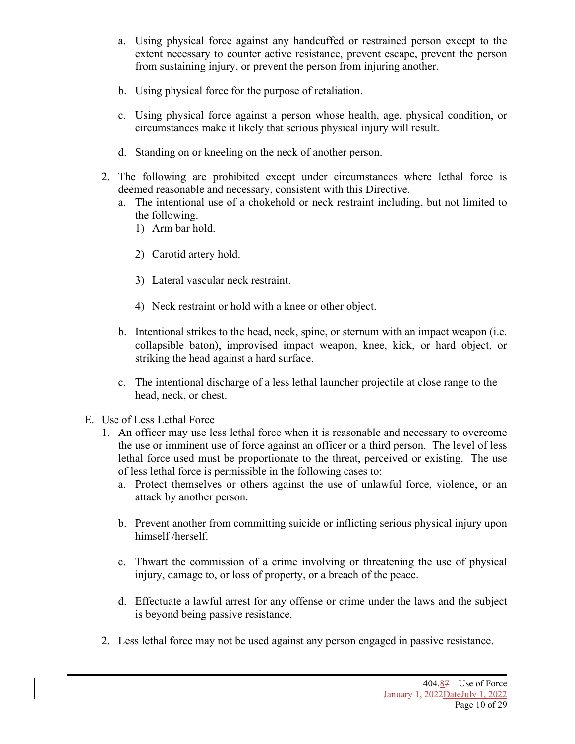a. Using physical force against any handcuffed or restrained person except to the extent necessary to counter active resistance, prevent escape, prevent the person from sustaining injury, or prevent the person from injuring another.

b. Using physical force for the purpose of retaliation.

c. Using physical force against a person whose health, age, physical condition, or circumstances make it likely that serious physical injury will result.

d. Standing on or kneeling on the neck of another person.

2. The following are prohibited except under circumstances where lethal force is deemed reasonable and necessary, consistent with this Directive.
   a. The intentional use of a chokehold or neck restraint including, but not limited to the following.
      1) Arm bar hold.

      2) Carotid artery hold.

      3) Lateral vascular neck restraint.

      4) Neck restraint or hold with a knee or other object.

   b. Intentional strikes to the head, neck, spine, or sternum with an impact weapon (i.e. collapsible baton), improvised impact weapon, knee, kick, or hard object, or striking the head against a hard surface.

   c. The intentional discharge of a less lethal launcher projectile at close range to the head, neck, or chest.

E. Use of Less Lethal Force
   1. An officer may use less lethal force when it is reasonable and necessary to overcome the use or imminent use of force against an officer or a third person. The level of less lethal force used must be proportionate to the threat, perceived or existing. The use of less lethal force is permissible in the following cases to:
      a. Protect themselves or others against the use of unlawful force, violence, or an attack by another person.

      b. Prevent another from committing suicide or inflicting serious physical injury upon himself /herself.

      c. Thwart the commission of a crime involving or threatening the use of physical injury, damage to, or loss of property, or a breach of the peace.

      d. Effectuate a lawful arrest for any offense or crime under the laws and the subject is beyond being passive resistance.

   2. Less lethal force may not be used against any person engaged in passive resistance.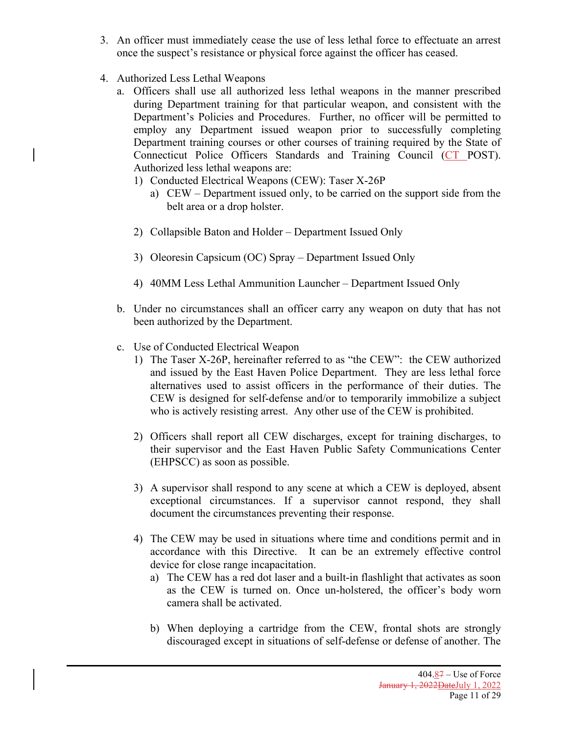3. An officer must immediately cease the use of less lethal force to effectuate an arrest once the suspect's resistance or physical force against the officer has ceased.

4. Authorized Less Lethal Weapons
   a. Officers shall use all authorized less lethal weapons in the manner prescribed during Department training for that particular weapon, and consistent with the Department's Policies and Procedures. Further, no officer will be permitted to employ any Department issued weapon prior to successfully completing Department training courses or other courses of training required by the State of Connecticut Police Officers Standards and Training Council (CT POST). Authorized less lethal weapons are:
      1) Conducted Electrical Weapons (CEW): Taser X-26P
         a) CEW – Department issued only, to be carried on the support side from the belt area or a drop holster.

      2) Collapsible Baton and Holder – Department Issued Only

      3) Oleoresin Capsicum (OC) Spray – Department Issued Only

      4) 40MM Less Lethal Ammunition Launcher – Department Issued Only

   b. Under no circumstances shall an officer carry any weapon on duty that has not been authorized by the Department.

   c. Use of Conducted Electrical Weapon
      1) The Taser X-26P, hereinafter referred to as "the CEW": the CEW authorized and issued by the East Haven Police Department. They are less lethal force alternatives used to assist officers in the performance of their duties. The CEW is designed for self-defense and/or to temporarily immobilize a subject who is actively resisting arrest. Any other use of the CEW is prohibited.

      2) Officers shall report all CEW discharges, except for training discharges, to their supervisor and the East Haven Public Safety Communications Center (EHPSCC) as soon as possible.

      3) A supervisor shall respond to any scene at which a CEW is deployed, absent exceptional circumstances. If a supervisor cannot respond, they shall document the circumstances preventing their response.

      4) The CEW may be used in situations where time and conditions permit and in accordance with this Directive. It can be an extremely effective control device for close range incapacitation.
         a) The CEW has a red dot laser and a built-in flashlight that activates as soon as the CEW is turned on. Once un-holstered, the officer's body worn camera shall be activated.

         b) When deploying a cartridge from the CEW, frontal shots are strongly discouraged except in situations of self-defense or defense of another. The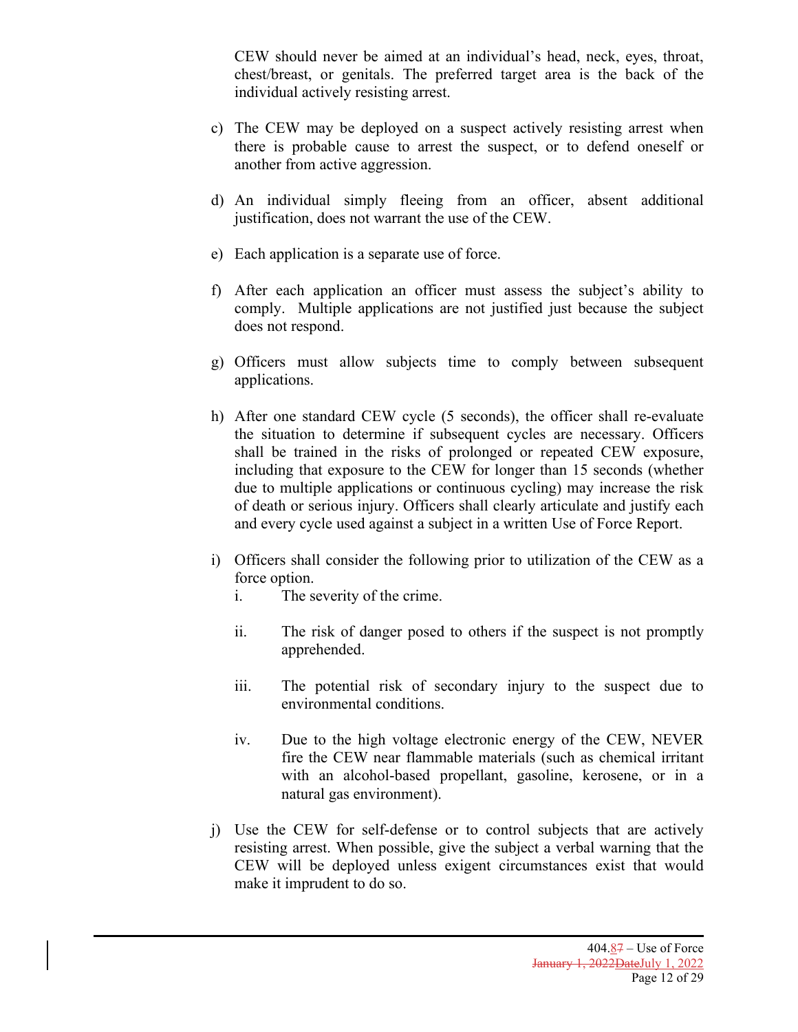CEW should never be aimed at an individual's head, neck, eyes, throat, chest/breast, or genitals. The preferred target area is the back of the individual actively resisting arrest.

c) The CEW may be deployed on a suspect actively resisting arrest when there is probable cause to arrest the suspect, or to defend oneself or another from active aggression.

d) An individual simply fleeing from an officer, absent additional justification, does not warrant the use of the CEW.

e) Each application is a separate use of force.

f) After each application an officer must assess the subject's ability to comply. Multiple applications are not justified just because the subject does not respond.

g) Officers must allow subjects time to comply between subsequent applications.

h) After one standard CEW cycle (5 seconds), the officer shall re-evaluate the situation to determine if subsequent cycles are necessary. Officers shall be trained in the risks of prolonged or repeated CEW exposure, including that exposure to the CEW for longer than 15 seconds (whether due to multiple applications or continuous cycling) may increase the risk of death or serious injury. Officers shall clearly articulate and justify each and every cycle used against a subject in a written Use of Force Report.

i) Officers shall consider the following prior to utilization of the CEW as a force option.
   i. The severity of the crime.

   ii. The risk of danger posed to others if the suspect is not promptly apprehended.

   iii. The potential risk of secondary injury to the suspect due to environmental conditions.

   iv. Due to the high voltage electronic energy of the CEW, NEVER fire the CEW near flammable materials (such as chemical irritant with an alcohol-based propellant, gasoline, kerosene, or in a natural gas environment).

j) Use the CEW for self-defense or to control subjects that are actively resisting arrest. When possible, give the subject a verbal warning that the CEW will be deployed unless exigent circumstances exist that would make it imprudent to do so.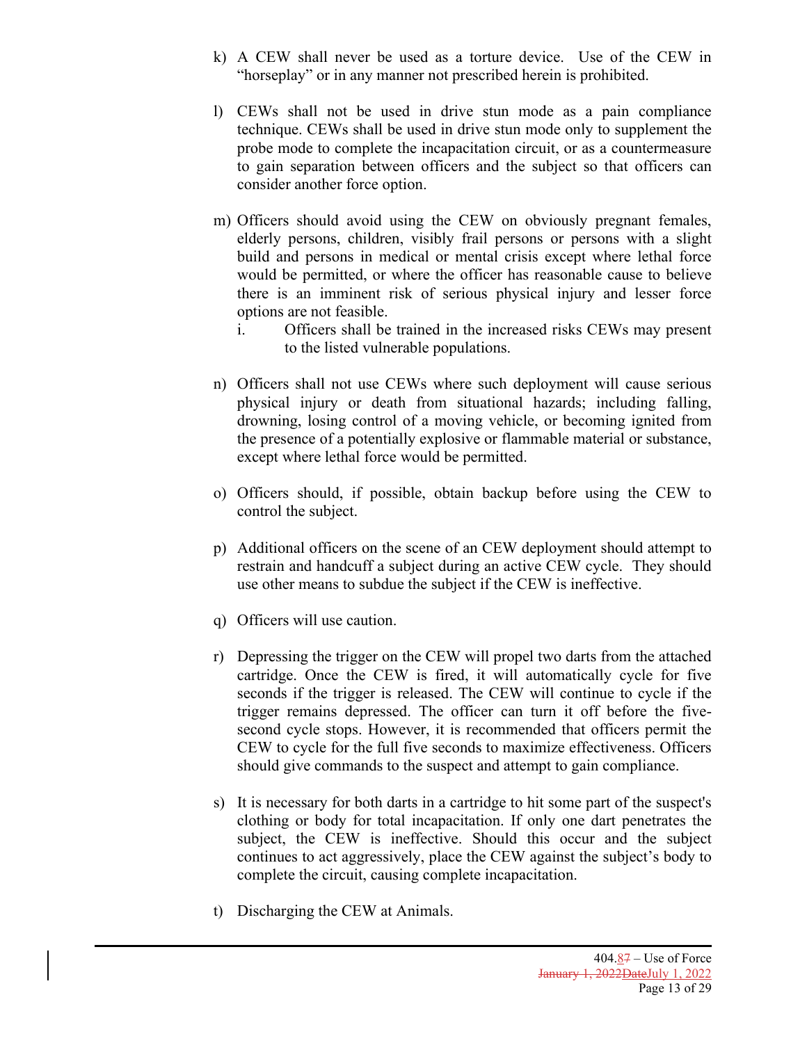k) A CEW shall never be used as a torture device. Use of the CEW in "horseplay" or in any manner not prescribed herein is prohibited.

l) CEWs shall not be used in drive stun mode as a pain compliance technique. CEWs shall be used in drive stun mode only to supplement the probe mode to complete the incapacitation circuit, or as a countermeasure to gain separation between officers and the subject so that officers can consider another force option.

m) Officers should avoid using the CEW on obviously pregnant females, elderly persons, children, visibly frail persons or persons with a slight build and persons in medical or mental crisis except where lethal force would be permitted, or where the officer has reasonable cause to believe there is an imminent risk of serious physical injury and lesser force options are not feasible.
   i. Officers shall be trained in the increased risks CEWs may present to the listed vulnerable populations.

n) Officers shall not use CEWs where such deployment will cause serious physical injury or death from situational hazards; including falling, drowning, losing control of a moving vehicle, or becoming ignited from the presence of a potentially explosive or flammable material or substance, except where lethal force would be permitted.

o) Officers should, if possible, obtain backup before using the CEW to control the subject.

p) Additional officers on the scene of an CEW deployment should attempt to restrain and handcuff a subject during an active CEW cycle. They should use other means to subdue the subject if the CEW is ineffective.

q) Officers will use caution.

r) Depressing the trigger on the CEW will propel two darts from the attached cartridge. Once the CEW is fired, it will automatically cycle for five seconds if the trigger is released. The CEW will continue to cycle if the trigger remains depressed. The officer can turn it off before the five-second cycle stops. However, it is recommended that officers permit the CEW to cycle for the full five seconds to maximize effectiveness. Officers should give commands to the suspect and attempt to gain compliance.

s) It is necessary for both darts in a cartridge to hit some part of the suspect's clothing or body for total incapacitation. If only one dart penetrates the subject, the CEW is ineffective. Should this occur and the subject continues to act aggressively, place the CEW against the subject's body to complete the circuit, causing complete incapacitation.

t) Discharging the CEW at Animals.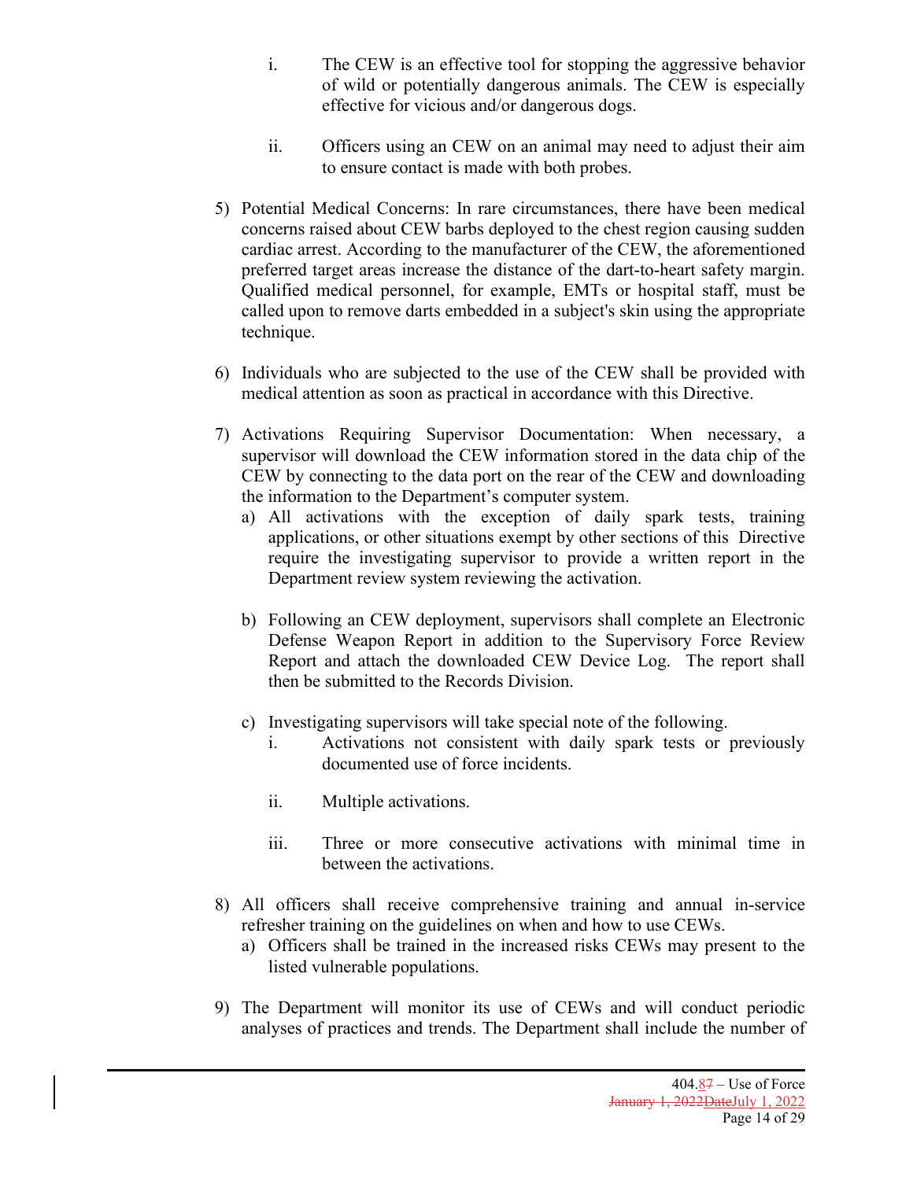i. The CEW is an effective tool for stopping the aggressive behavior of wild or potentially dangerous animals. The CEW is especially effective for vicious and/or dangerous dogs.

ii. Officers using an CEW on an animal may need to adjust their aim to ensure contact is made with both probes.

5) Potential Medical Concerns: In rare circumstances, there have been medical concerns raised about CEW barbs deployed to the chest region causing sudden cardiac arrest. According to the manufacturer of the CEW, the aforementioned preferred target areas increase the distance of the dart-to-heart safety margin. Qualified medical personnel, for example, EMTs or hospital staff, must be called upon to remove darts embedded in a subject's skin using the appropriate technique.

6) Individuals who are subjected to the use of the CEW shall be provided with medical attention as soon as practical in accordance with this Directive.

7) Activations Requiring Supervisor Documentation: When necessary, a supervisor will download the CEW information stored in the data chip of the CEW by connecting to the data port on the rear of the CEW and downloading the information to the Department's computer system.
   a) All activations with the exception of daily spark tests, training applications, or other situations exempt by other sections of this Directive require the investigating supervisor to provide a written report in the Department review system reviewing the activation.

   b) Following an CEW deployment, supervisors shall complete an Electronic Defense Weapon Report in addition to the Supervisory Force Review Report and attach the downloaded CEW Device Log. The report shall then be submitted to the Records Division.

   c) Investigating supervisors will take special note of the following.
      i. Activations not consistent with daily spark tests or previously documented use of force incidents.

      ii. Multiple activations.

      iii. Three or more consecutive activations with minimal time in between the activations.

8) All officers shall receive comprehensive training and annual in-service refresher training on the guidelines on when and how to use CEWs.
   a) Officers shall be trained in the increased risks CEWs may present to the listed vulnerable populations.

9) The Department will monitor its use of CEWs and will conduct periodic analyses of practices and trends. The Department shall include the number of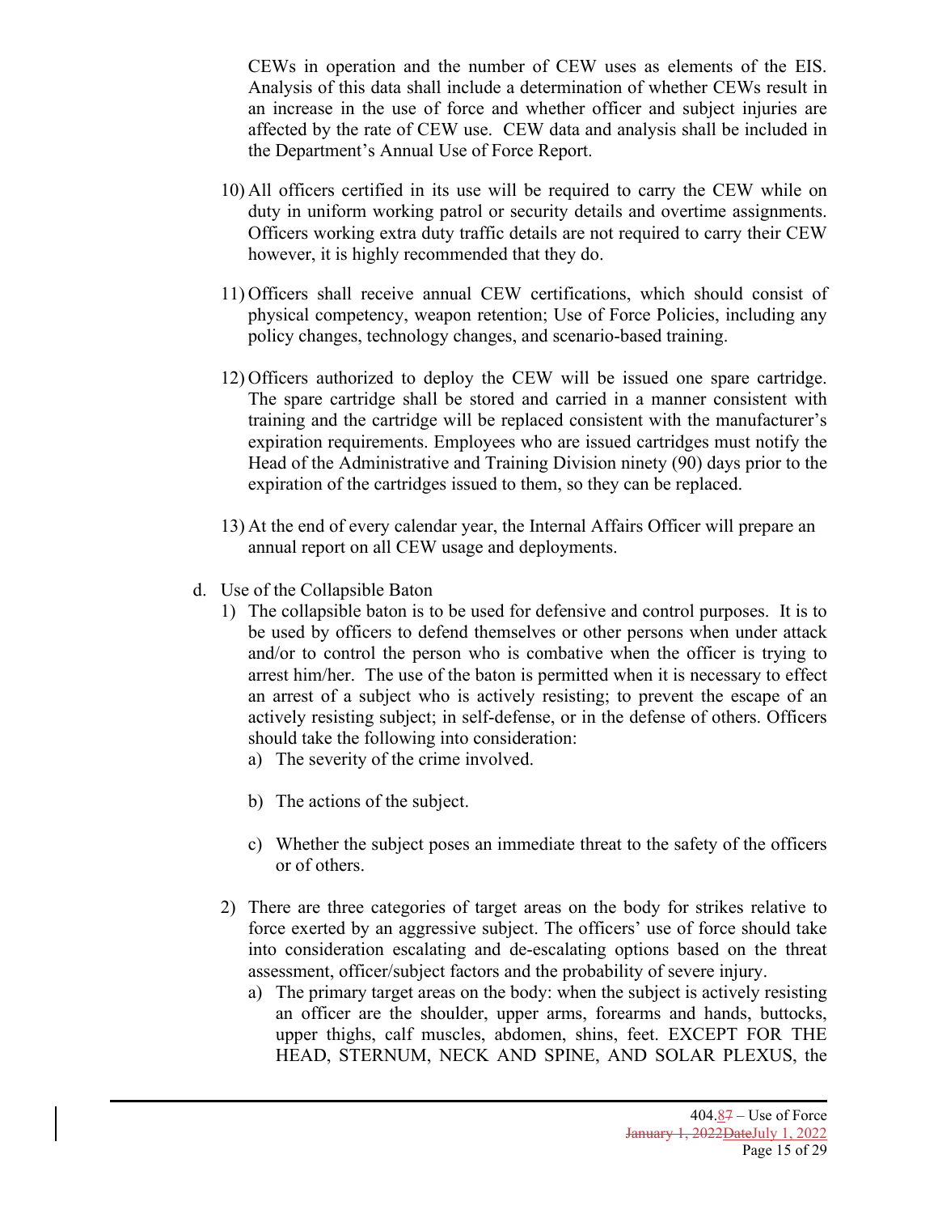CEWs in operation and the number of CEW uses as elements of the EIS. Analysis of this data shall include a determination of whether CEWs result in an increase in the use of force and whether officer and subject injuries are affected by the rate of CEW use. CEW data and analysis shall be included in the Department's Annual Use of Force Report.

10) All officers certified in its use will be required to carry the CEW while on duty in uniform working patrol or security details and overtime assignments. Officers working extra duty traffic details are not required to carry their CEW however, it is highly recommended that they do.

11) Officers shall receive annual CEW certifications, which should consist of physical competency, weapon retention; Use of Force Policies, including any policy changes, technology changes, and scenario-based training.

12) Officers authorized to deploy the CEW will be issued one spare cartridge. The spare cartridge shall be stored and carried in a manner consistent with training and the cartridge will be replaced consistent with the manufacturer's expiration requirements. Employees who are issued cartridges must notify the Head of the Administrative and Training Division ninety (90) days prior to the expiration of the cartridges issued to them, so they can be replaced.

13) At the end of every calendar year, the Internal Affairs Officer will prepare an annual report on all CEW usage and deployments.

d. Use of the Collapsible Baton

1) The collapsible baton is to be used for defensive and control purposes. It is to be used by officers to defend themselves or other persons when under attack and/or to control the person who is combative when the officer is trying to arrest him/her. The use of the baton is permitted when it is necessary to effect an arrest of a subject who is actively resisting; to prevent the escape of an actively resisting subject; in self-defense, or in the defense of others. Officers should take the following into consideration:

   a) The severity of the crime involved.

   b) The actions of the subject.

   c) Whether the subject poses an immediate threat to the safety of the officers or of others.

2) There are three categories of target areas on the body for strikes relative to force exerted by an aggressive subject. The officers' use of force should take into consideration escalating and de-escalating options based on the threat assessment, officer/subject factors and the probability of severe injury.

   a) The primary target areas on the body: when the subject is actively resisting an officer are the shoulder, upper arms, forearms and hands, buttocks, upper thighs, calf muscles, abdomen, shins, feet. EXCEPT FOR THE HEAD, STERNUM, NECK AND SPINE, AND SOLAR PLEXUS, the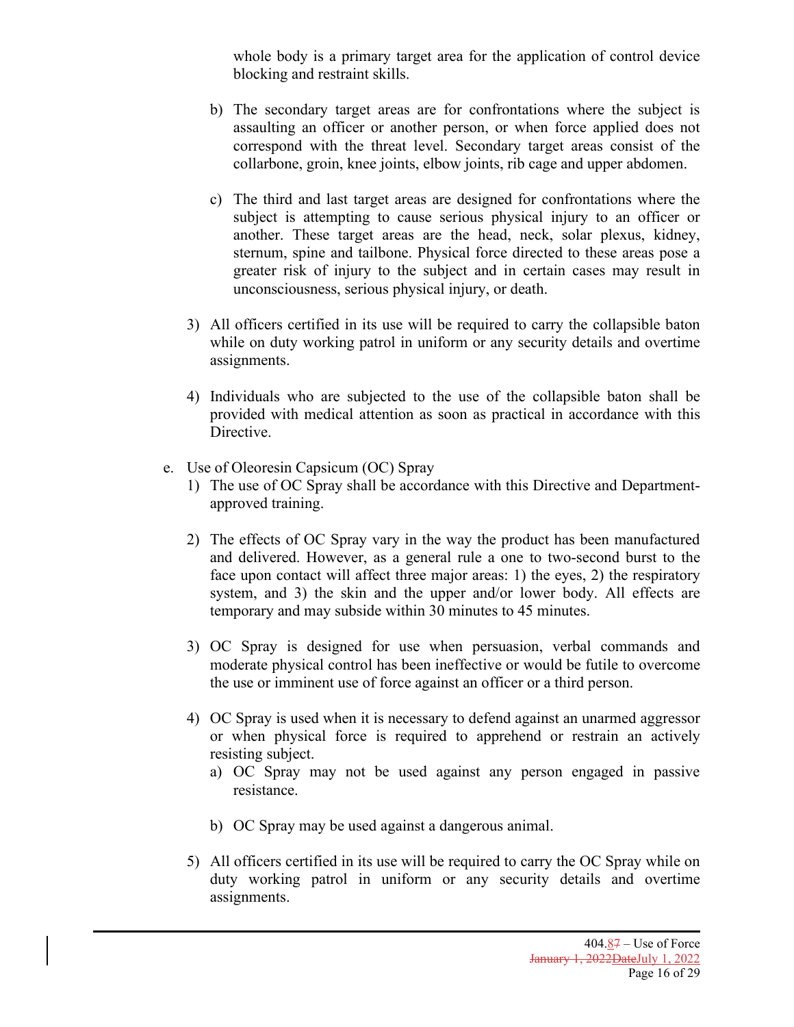whole body is a primary target area for the application of control device blocking and restraint skills.

b) The secondary target areas are for confrontations where the subject is assaulting an officer or another person, or when force applied does not correspond with the threat level. Secondary target areas consist of the collarbone, groin, knee joints, elbow joints, rib cage and upper abdomen.

c) The third and last target areas are designed for confrontations where the subject is attempting to cause serious physical injury to an officer or another. These target areas are the head, neck, solar plexus, kidney, sternum, spine and tailbone. Physical force directed to these areas pose a greater risk of injury to the subject and in certain cases may result in unconsciousness, serious physical injury, or death.

3) All officers certified in its use will be required to carry the collapsible baton while on duty working patrol in uniform or any security details and overtime assignments.

4) Individuals who are subjected to the use of the collapsible baton shall be provided with medical attention as soon as practical in accordance with this Directive.

e. Use of Oleoresin Capsicum (OC) Spray

1) The use of OC Spray shall be accordance with this Directive and Department-approved training.

2) The effects of OC Spray vary in the way the product has been manufactured and delivered. However, as a general rule a one to two-second burst to the face upon contact will affect three major areas: 1) the eyes, 2) the respiratory system, and 3) the skin and the upper and/or lower body. All effects are temporary and may subside within 30 minutes to 45 minutes.

3) OC Spray is designed for use when persuasion, verbal commands and moderate physical control has been ineffective or would be futile to overcome the use or imminent use of force against an officer or a third person.

4) OC Spray is used when it is necessary to defend against an unarmed aggressor or when physical force is required to apprehend or restrain an actively resisting subject.

   a) OC Spray may not be used against any person engaged in passive resistance.

   b) OC Spray may be used against a dangerous animal.

5) All officers certified in its use will be required to carry the OC Spray while on duty working patrol in uniform or any security details and overtime assignments.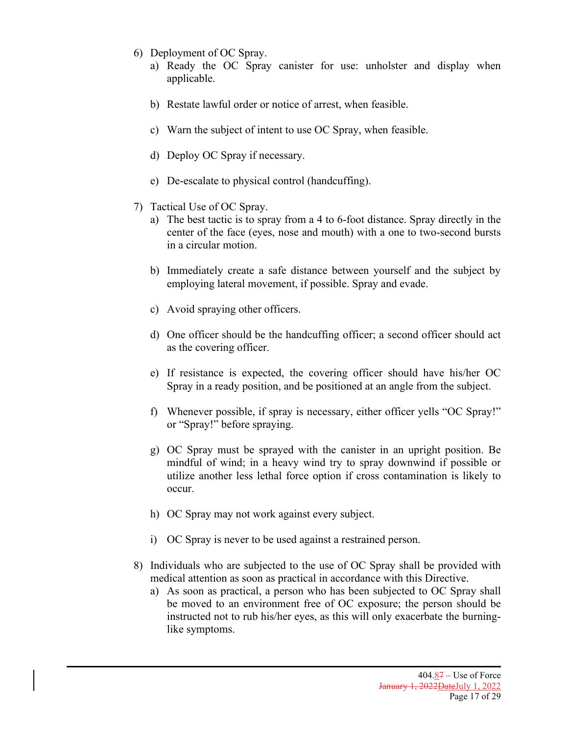6) Deployment of OC Spray.
   a) Ready the OC Spray canister for use: unholster and display when applicable.

   b) Restate lawful order or notice of arrest, when feasible.

   c) Warn the subject of intent to use OC Spray, when feasible.

   d) Deploy OC Spray if necessary.

   e) De-escalate to physical control (handcuffing).

7) Tactical Use of OC Spray.
   a) The best tactic is to spray from a 4 to 6-foot distance. Spray directly in the center of the face (eyes, nose and mouth) with a one to two-second bursts in a circular motion.

   b) Immediately create a safe distance between yourself and the subject by employing lateral movement, if possible. Spray and evade.

   c) Avoid spraying other officers.

   d) One officer should be the handcuffing officer; a second officer should act as the covering officer.

   e) If resistance is expected, the covering officer should have his/her OC Spray in a ready position, and be positioned at an angle from the subject.

   f) Whenever possible, if spray is necessary, either officer yells "OC Spray!" or "Spray!" before spraying.

   g) OC Spray must be sprayed with the canister in an upright position. Be mindful of wind; in a heavy wind try to spray downwind if possible or utilize another less lethal force option if cross contamination is likely to occur.

   h) OC Spray may not work against every subject.

   i) OC Spray is never to be used against a restrained person.

8) Individuals who are subjected to the use of OC Spray shall be provided with medical attention as soon as practical in accordance with this Directive.
   a) As soon as practical, a person who has been subjected to OC Spray shall be moved to an environment free of OC exposure; the person should be instructed not to rub his/her eyes, as this will only exacerbate the burning-like symptoms.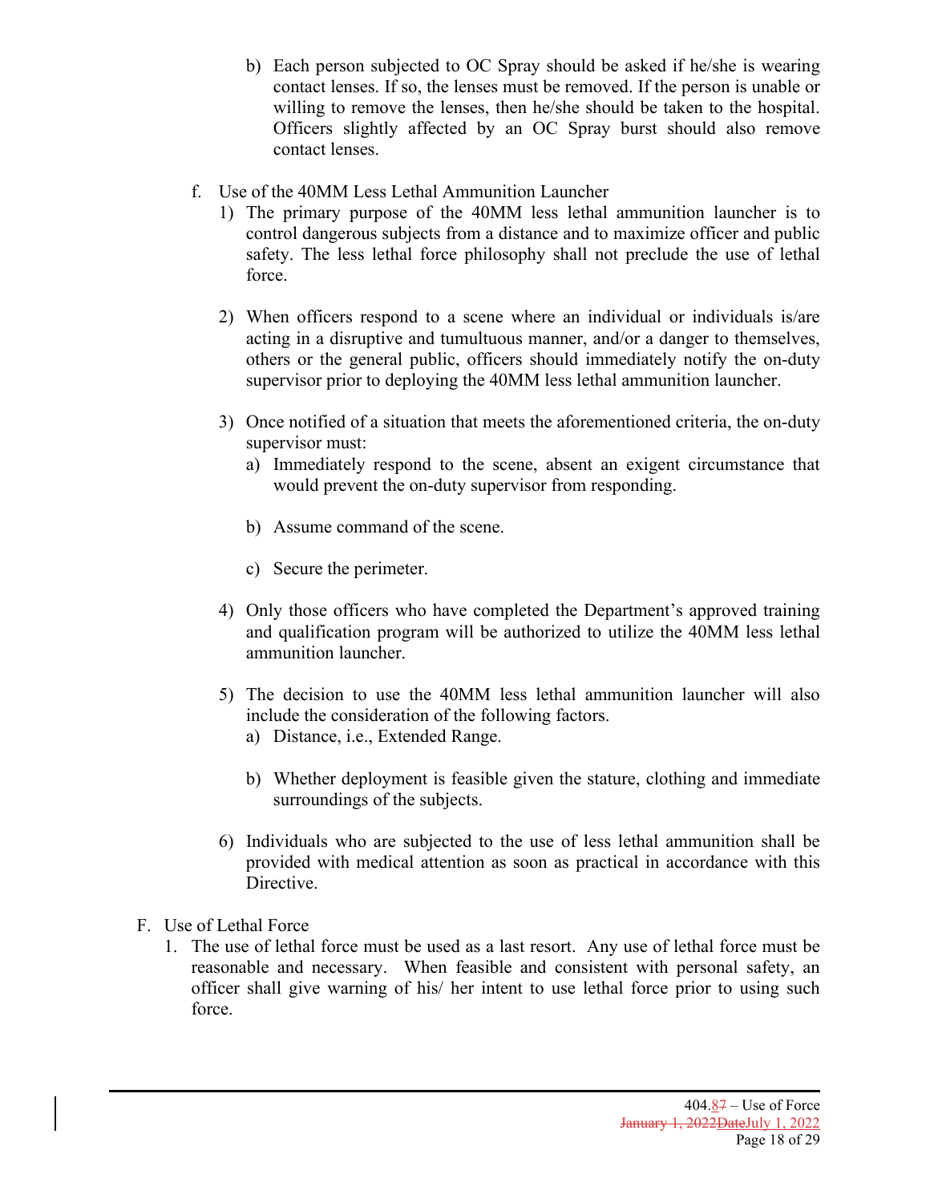b) Each person subjected to OC Spray should be asked if he/she is wearing contact lenses. If so, the lenses must be removed. If the person is unable or willing to remove the lenses, then he/she should be taken to the hospital. Officers slightly affected by an OC Spray burst should also remove contact lenses.

f. Use of the 40MM Less Lethal Ammunition Launcher

1) The primary purpose of the 40MM less lethal ammunition launcher is to control dangerous subjects from a distance and to maximize officer and public safety. The less lethal force philosophy shall not preclude the use of lethal force.

2) When officers respond to a scene where an individual or individuals is/are acting in a disruptive and tumultuous manner, and/or a danger to themselves, others or the general public, officers should immediately notify the on-duty supervisor prior to deploying the 40MM less lethal ammunition launcher.

3) Once notified of a situation that meets the aforementioned criteria, the on-duty supervisor must:

a) Immediately respond to the scene, absent an exigent circumstance that would prevent the on-duty supervisor from responding.

b) Assume command of the scene.

c) Secure the perimeter.

4) Only those officers who have completed the Department's approved training and qualification program will be authorized to utilize the 40MM less lethal ammunition launcher.

5) The decision to use the 40MM less lethal ammunition launcher will also include the consideration of the following factors.

a) Distance, i.e., Extended Range.

b) Whether deployment is feasible given the stature, clothing and immediate surroundings of the subjects.

6) Individuals who are subjected to the use of less lethal ammunition shall be provided with medical attention as soon as practical in accordance with this Directive.

F. Use of Lethal Force

1. The use of lethal force must be used as a last resort. Any use of lethal force must be reasonable and necessary. When feasible and consistent with personal safety, an officer shall give warning of his/ her intent to use lethal force prior to using such force.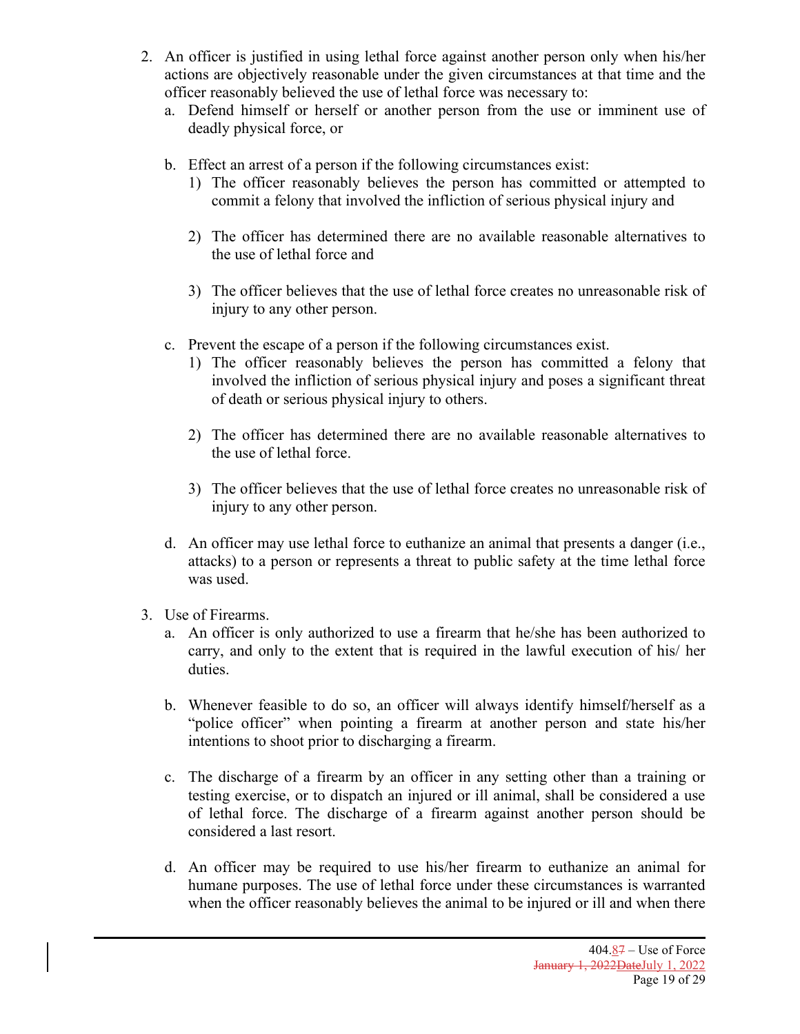2. An officer is justified in using lethal force against another person only when his/her actions are objectively reasonable under the given circumstances at that time and the officer reasonably believed the use of lethal force was necessary to:
   a. Defend himself or herself or another person from the use or imminent use of deadly physical force, or

   b. Effect an arrest of a person if the following circumstances exist:
      1) The officer reasonably believes the person has committed or attempted to commit a felony that involved the infliction of serious physical injury and

      2) The officer has determined there are no available reasonable alternatives to the use of lethal force and

      3) The officer believes that the use of lethal force creates no unreasonable risk of injury to any other person.

   c. Prevent the escape of a person if the following circumstances exist.
      1) The officer reasonably believes the person has committed a felony that involved the infliction of serious physical injury and poses a significant threat of death or serious physical injury to others.

      2) The officer has determined there are no available reasonable alternatives to the use of lethal force.

      3) The officer believes that the use of lethal force creates no unreasonable risk of injury to any other person.

   d. An officer may use lethal force to euthanize an animal that presents a danger (i.e., attacks) to a person or represents a threat to public safety at the time lethal force was used.

3. Use of Firearms.
   a. An officer is only authorized to use a firearm that he/she has been authorized to carry, and only to the extent that is required in the lawful execution of his/ her duties.

   b. Whenever feasible to do so, an officer will always identify himself/herself as a "police officer" when pointing a firearm at another person and state his/her intentions to shoot prior to discharging a firearm.

   c. The discharge of a firearm by an officer in any setting other than a training or testing exercise, or to dispatch an injured or ill animal, shall be considered a use of lethal force. The discharge of a firearm against another person should be considered a last resort.

   d. An officer may be required to use his/her firearm to euthanize an animal for humane purposes. The use of lethal force under these circumstances is warranted when the officer reasonably believes the animal to be injured or ill and when there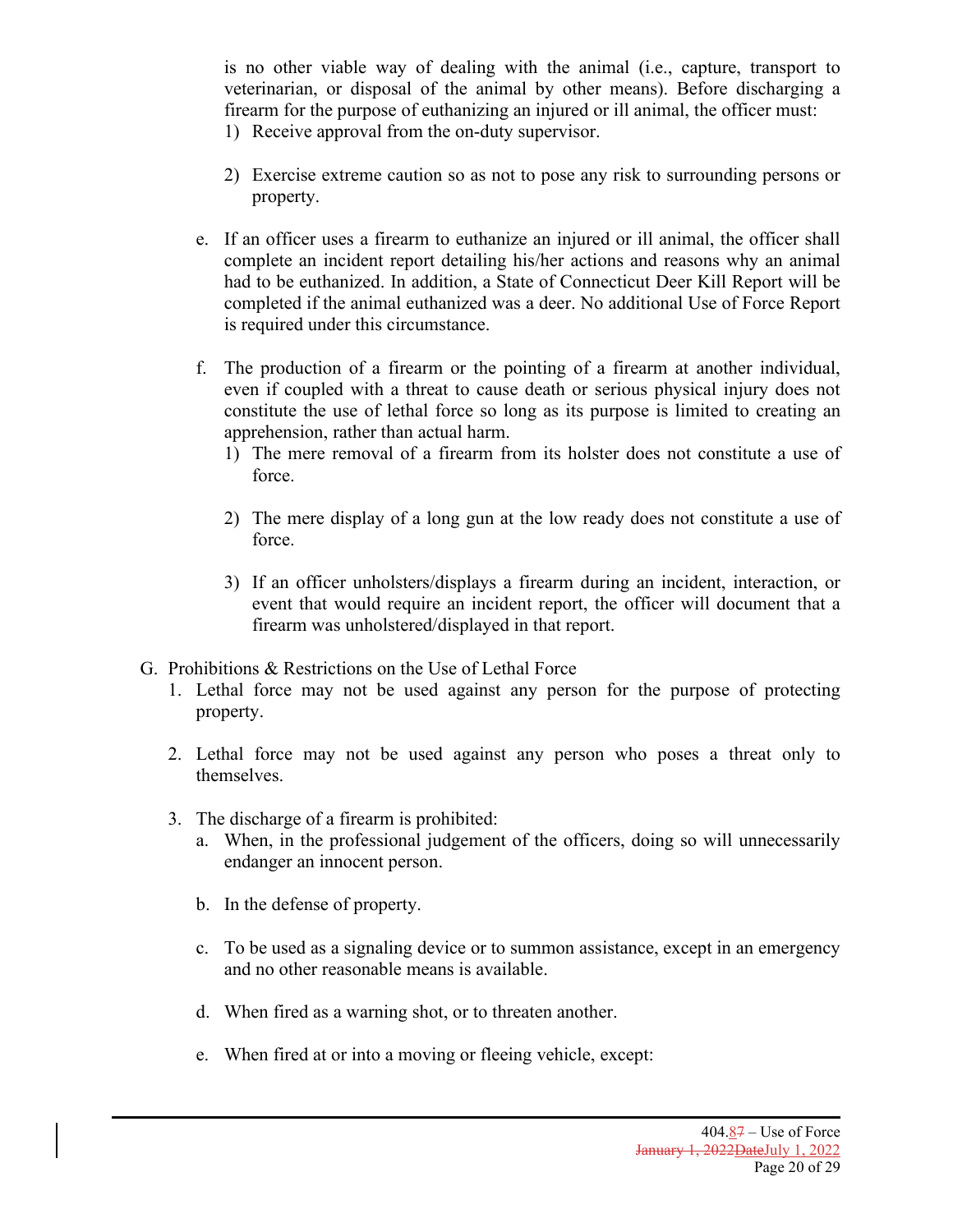is no other viable way of dealing with the animal (i.e., capture, transport to veterinarian, or disposal of the animal by other means). Before discharging a firearm for the purpose of euthanizing an injured or ill animal, the officer must:

1) Receive approval from the on-duty supervisor.

2) Exercise extreme caution so as not to pose any risk to surrounding persons or property.

e. If an officer uses a firearm to euthanize an injured or ill animal, the officer shall complete an incident report detailing his/her actions and reasons why an animal had to be euthanized. In addition, a State of Connecticut Deer Kill Report will be completed if the animal euthanized was a deer. No additional Use of Force Report is required under this circumstance.

f. The production of a firearm or the pointing of a firearm at another individual, even if coupled with a threat to cause death or serious physical injury does not constitute the use of lethal force so long as its purpose is limited to creating an apprehension, rather than actual harm.

1) The mere removal of a firearm from its holster does not constitute a use of force.

2) The mere display of a long gun at the low ready does not constitute a use of force.

3) If an officer unholsters/displays a firearm during an incident, interaction, or event that would require an incident report, the officer will document that a firearm was unholstered/displayed in that report.

G. Prohibitions & Restrictions on the Use of Lethal Force

1. Lethal force may not be used against any person for the purpose of protecting property.

2. Lethal force may not be used against any person who poses a threat only to themselves.

3. The discharge of a firearm is prohibited:

a. When, in the professional judgement of the officers, doing so will unnecessarily endanger an innocent person.

b. In the defense of property.

c. To be used as a signaling device or to summon assistance, except in an emergency and no other reasonable means is available.

d. When fired as a warning shot, or to threaten another.

e. When fired at or into a moving or fleeing vehicle, except: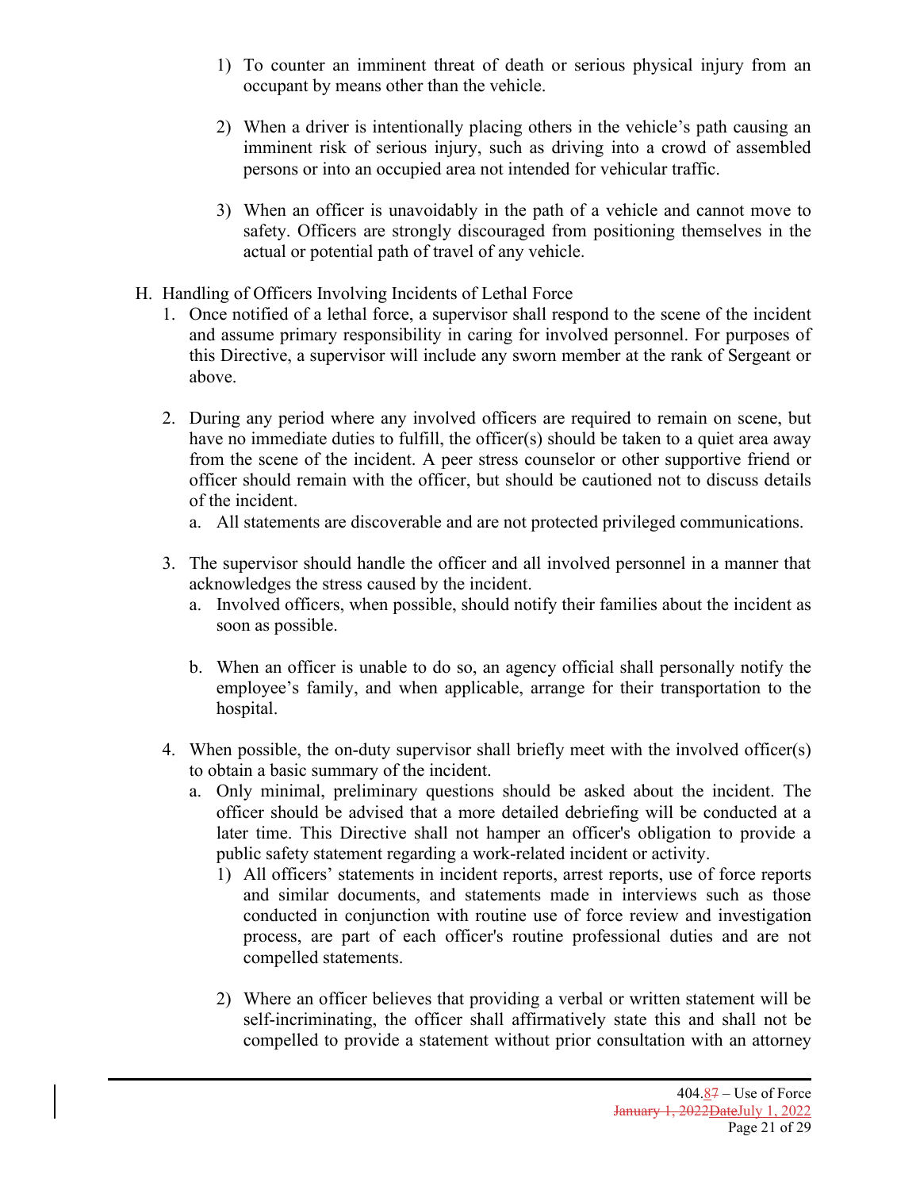1) To counter an imminent threat of death or serious physical injury from an occupant by means other than the vehicle.

2) When a driver is intentionally placing others in the vehicle's path causing an imminent risk of serious injury, such as driving into a crowd of assembled persons or into an occupied area not intended for vehicular traffic.

3) When an officer is unavoidably in the path of a vehicle and cannot move to safety. Officers are strongly discouraged from positioning themselves in the actual or potential path of travel of any vehicle.

H. Handling of Officers Involving Incidents of Lethal Force

1. Once notified of a lethal force, a supervisor shall respond to the scene of the incident and assume primary responsibility in caring for involved personnel. For purposes of this Directive, a supervisor will include any sworn member at the rank of Sergeant or above.

2. During any period where any involved officers are required to remain on scene, but have no immediate duties to fulfill, the officer(s) should be taken to a quiet area away from the scene of the incident. A peer stress counselor or other supportive friend or officer should remain with the officer, but should be cautioned not to discuss details of the incident.
   a. All statements are discoverable and are not protected privileged communications.

3. The supervisor should handle the officer and all involved personnel in a manner that acknowledges the stress caused by the incident.
   a. Involved officers, when possible, should notify their families about the incident as soon as possible.

   b. When an officer is unable to do so, an agency official shall personally notify the employee's family, and when applicable, arrange for their transportation to the hospital.

4. When possible, the on-duty supervisor shall briefly meet with the involved officer(s) to obtain a basic summary of the incident.
   a. Only minimal, preliminary questions should be asked about the incident. The officer should be advised that a more detailed debriefing will be conducted at a later time. This Directive shall not hamper an officer's obligation to provide a public safety statement regarding a work-related incident or activity.
      1) All officers' statements in incident reports, arrest reports, use of force reports and similar documents, and statements made in interviews such as those conducted in conjunction with routine use of force review and investigation process, are part of each officer's routine professional duties and are not compelled statements.

      2) Where an officer believes that providing a verbal or written statement will be self-incriminating, the officer shall affirmatively state this and shall not be compelled to provide a statement without prior consultation with an attorney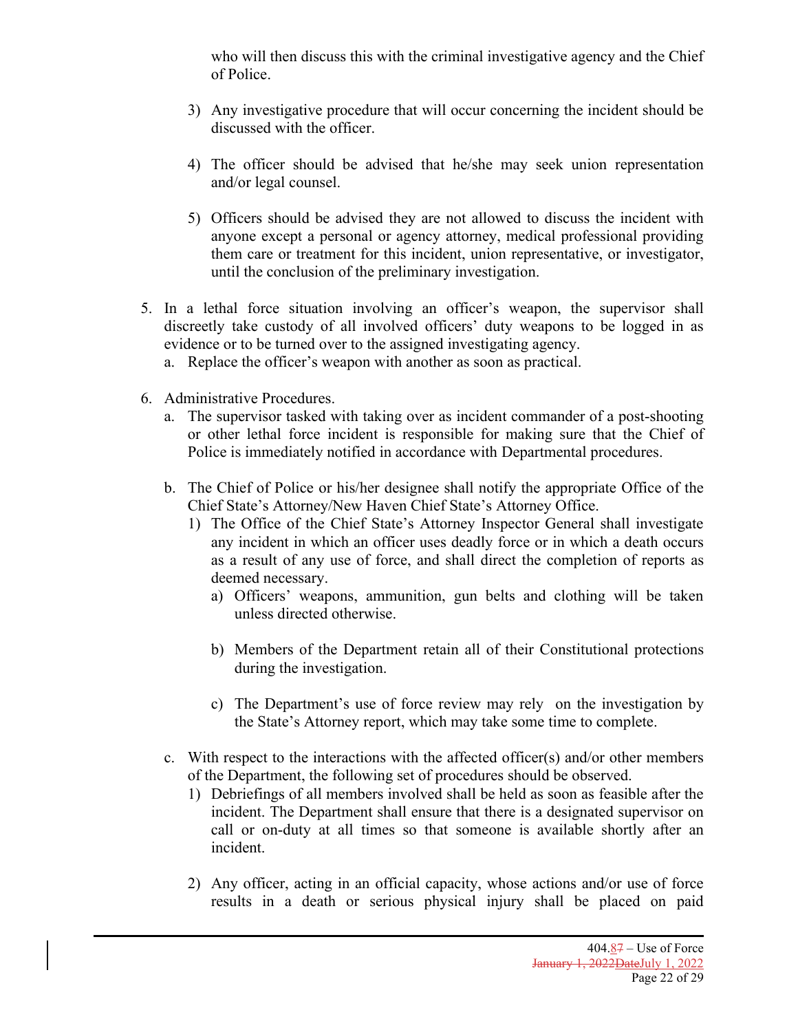who will then discuss this with the criminal investigative agency and the Chief of Police.

3) Any investigative procedure that will occur concerning the incident should be discussed with the officer.

4) The officer should be advised that he/she may seek union representation and/or legal counsel.

5) Officers should be advised they are not allowed to discuss the incident with anyone except a personal or agency attorney, medical professional providing them care or treatment for this incident, union representative, or investigator, until the conclusion of the preliminary investigation.

5. In a lethal force situation involving an officer's weapon, the supervisor shall discreetly take custody of all involved officers' duty weapons to be logged in as evidence or to be turned over to the assigned investigating agency.
   a. Replace the officer's weapon with another as soon as practical.

6. Administrative Procedures.
   a. The supervisor tasked with taking over as incident commander of a post-shooting or other lethal force incident is responsible for making sure that the Chief of Police is immediately notified in accordance with Departmental procedures.

   b. The Chief of Police or his/her designee shall notify the appropriate Office of the Chief State's Attorney/New Haven Chief State's Attorney Office.
      1) The Office of the Chief State's Attorney Inspector General shall investigate any incident in which an officer uses deadly force or in which a death occurs as a result of any use of force, and shall direct the completion of reports as deemed necessary.
         a) Officers' weapons, ammunition, gun belts and clothing will be taken unless directed otherwise.

         b) Members of the Department retain all of their Constitutional protections during the investigation.

         c) The Department's use of force review may rely on the investigation by the State's Attorney report, which may take some time to complete.

   c. With respect to the interactions with the affected officer(s) and/or other members of the Department, the following set of procedures should be observed.
      1) Debriefings of all members involved shall be held as soon as feasible after the incident. The Department shall ensure that there is a designated supervisor on call or on-duty at all times so that someone is available shortly after an incident.

      2) Any officer, acting in an official capacity, whose actions and/or use of force results in a death or serious physical injury shall be placed on paid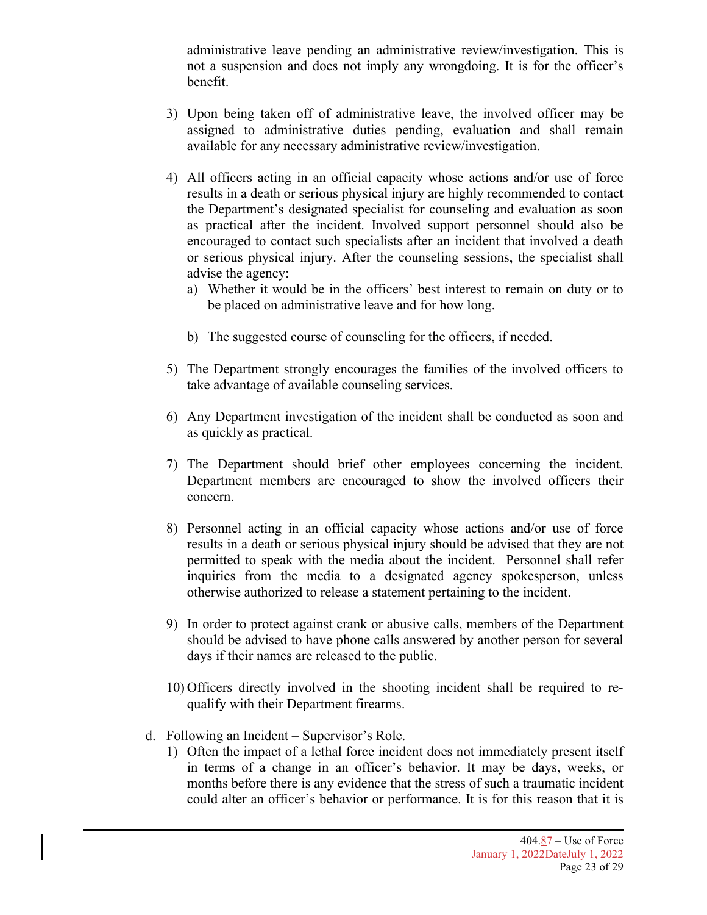administrative leave pending an administrative review/investigation. This is not a suspension and does not imply any wrongdoing. It is for the officer's benefit.

3) Upon being taken off of administrative leave, the involved officer may be assigned to administrative duties pending, evaluation and shall remain available for any necessary administrative review/investigation.

4) All officers acting in an official capacity whose actions and/or use of force results in a death or serious physical injury are highly recommended to contact the Department's designated specialist for counseling and evaluation as soon as practical after the incident. Involved support personnel should also be encouraged to contact such specialists after an incident that involved a death or serious physical injury. After the counseling sessions, the specialist shall advise the agency:
   a) Whether it would be in the officers' best interest to remain on duty or to be placed on administrative leave and for how long.

   b) The suggested course of counseling for the officers, if needed.

5) The Department strongly encourages the families of the involved officers to take advantage of available counseling services.

6) Any Department investigation of the incident shall be conducted as soon and as quickly as practical.

7) The Department should brief other employees concerning the incident. Department members are encouraged to show the involved officers their concern.

8) Personnel acting in an official capacity whose actions and/or use of force results in a death or serious physical injury should be advised that they are not permitted to speak with the media about the incident. Personnel shall refer inquiries from the media to a designated agency spokesperson, unless otherwise authorized to release a statement pertaining to the incident.

9) In order to protect against crank or abusive calls, members of the Department should be advised to have phone calls answered by another person for several days if their names are released to the public.

10) Officers directly involved in the shooting incident shall be required to re-qualify with their Department firearms.

d. Following an Incident – Supervisor's Role.
   1) Often the impact of a lethal force incident does not immediately present itself in terms of a change in an officer's behavior. It may be days, weeks, or months before there is any evidence that the stress of such a traumatic incident could alter an officer's behavior or performance. It is for this reason that it is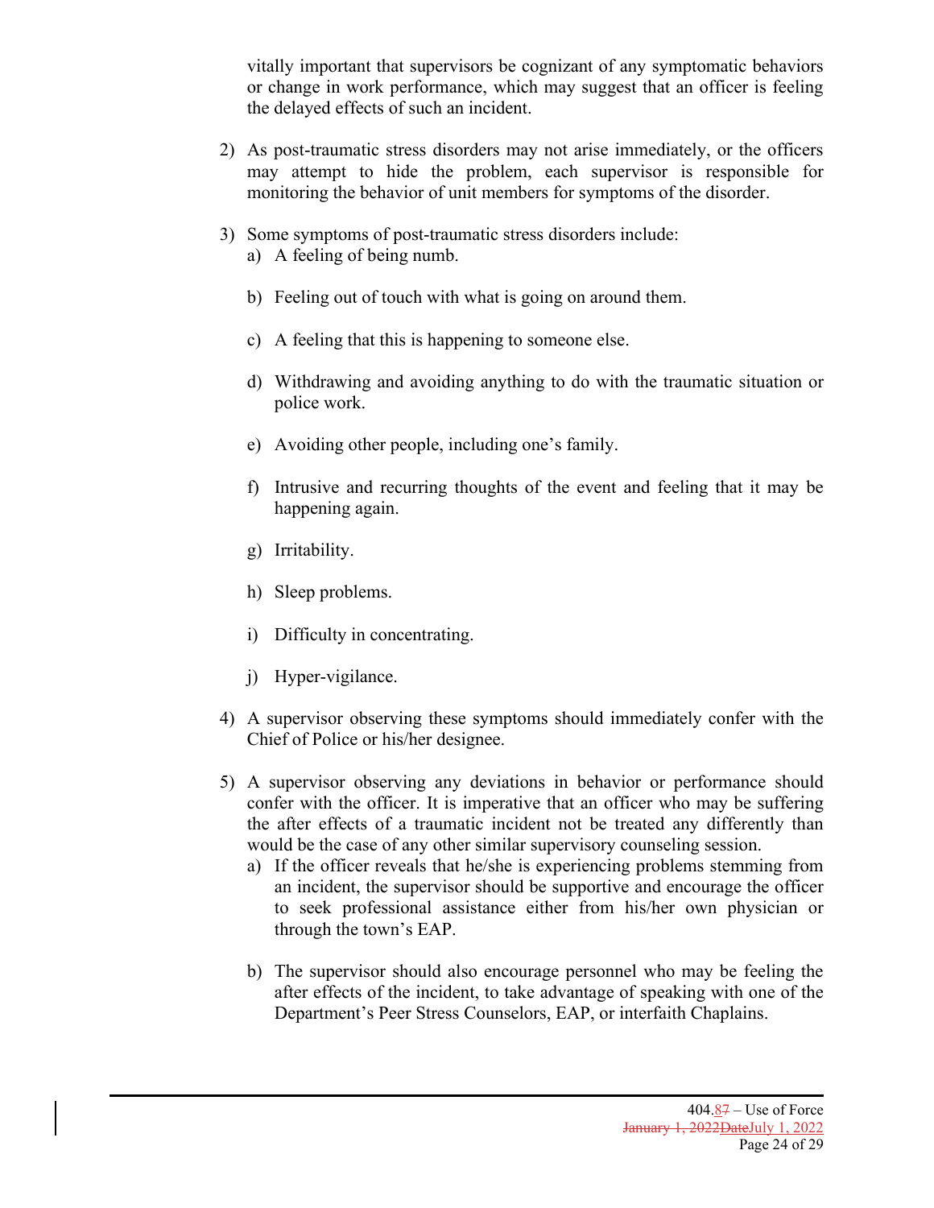vitally important that supervisors be cognizant of any symptomatic behaviors or change in work performance, which may suggest that an officer is feeling the delayed effects of such an incident.

2) As post-traumatic stress disorders may not arise immediately, or the officers may attempt to hide the problem, each supervisor is responsible for monitoring the behavior of unit members for symptoms of the disorder.

3) Some symptoms of post-traumatic stress disorders include:
   a) A feeling of being numb.

   b) Feeling out of touch with what is going on around them.

   c) A feeling that this is happening to someone else.

   d) Withdrawing and avoiding anything to do with the traumatic situation or police work.

   e) Avoiding other people, including one's family.

   f) Intrusive and recurring thoughts of the event and feeling that it may be happening again.

   g) Irritability.

   h) Sleep problems.

   i) Difficulty in concentrating.

   j) Hyper-vigilance.

4) A supervisor observing these symptoms should immediately confer with the Chief of Police or his/her designee.

5) A supervisor observing any deviations in behavior or performance should confer with the officer. It is imperative that an officer who may be suffering the after effects of a traumatic incident not be treated any differently than would be the case of any other similar supervisory counseling session.
   a) If the officer reveals that he/she is experiencing problems stemming from an incident, the supervisor should be supportive and encourage the officer to seek professional assistance either from his/her own physician or through the town's EAP.

   b) The supervisor should also encourage personnel who may be feeling the after effects of the incident, to take advantage of speaking with one of the Department's Peer Stress Counselors, EAP, or interfaith Chaplains.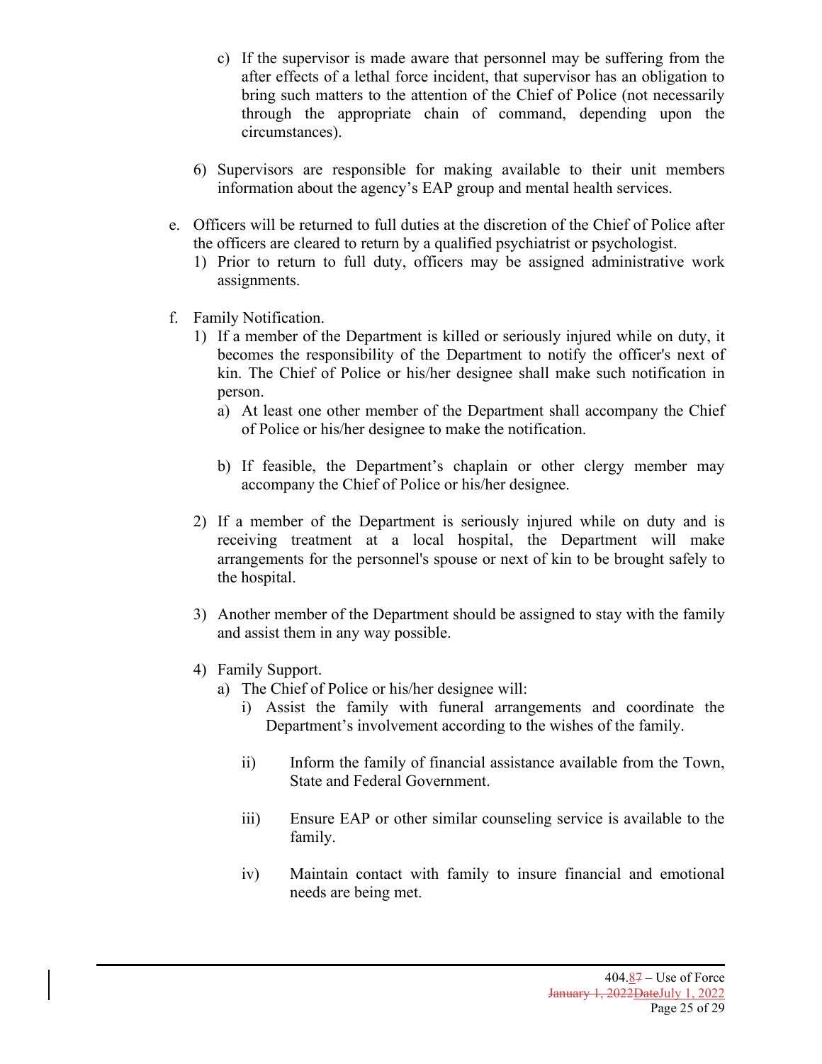c) If the supervisor is made aware that personnel may be suffering from the after effects of a lethal force incident, that supervisor has an obligation to bring such matters to the attention of the Chief of Police (not necessarily through the appropriate chain of command, depending upon the circumstances).

6) Supervisors are responsible for making available to their unit members information about the agency's EAP group and mental health services.

e. Officers will be returned to full duties at the discretion of the Chief of Police after the officers are cleared to return by a qualified psychiatrist or psychologist.
   1) Prior to return to full duty, officers may be assigned administrative work assignments.

f. Family Notification.
   1) If a member of the Department is killed or seriously injured while on duty, it becomes the responsibility of the Department to notify the officer's next of kin. The Chief of Police or his/her designee shall make such notification in person.
      a) At least one other member of the Department shall accompany the Chief of Police or his/her designee to make the notification.

      b) If feasible, the Department's chaplain or other clergy member may accompany the Chief of Police or his/her designee.

   2) If a member of the Department is seriously injured while on duty and is receiving treatment at a local hospital, the Department will make arrangements for the personnel's spouse or next of kin to be brought safely to the hospital.

   3) Another member of the Department should be assigned to stay with the family and assist them in any way possible.

   4) Family Support.
      a) The Chief of Police or his/her designee will:
         i) Assist the family with funeral arrangements and coordinate the Department's involvement according to the wishes of the family.

         ii) Inform the family of financial assistance available from the Town, State and Federal Government.

         iii) Ensure EAP or other similar counseling service is available to the family.

         iv) Maintain contact with family to insure financial and emotional needs are being met.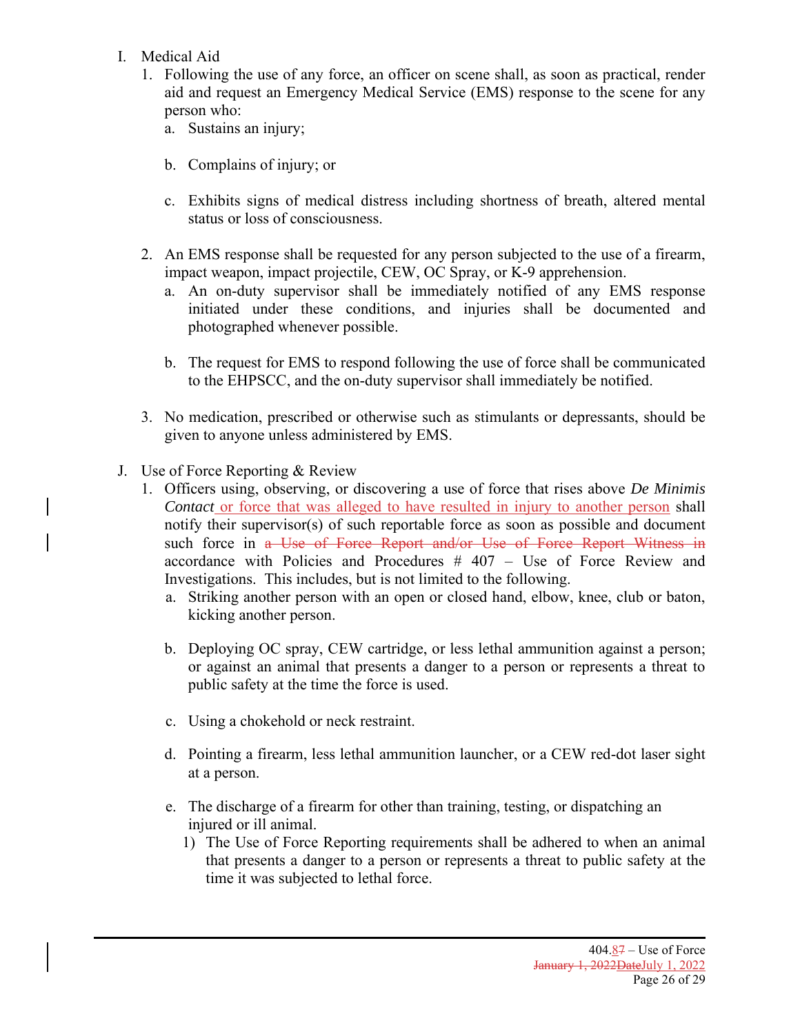I. Medical Aid

1. Following the use of any force, an officer on scene shall, as soon as practical, render aid and request an Emergency Medical Service (EMS) response to the scene for any person who:
   a. Sustains an injury;

   b. Complains of injury; or

   c. Exhibits signs of medical distress including shortness of breath, altered mental status or loss of consciousness.

2. An EMS response shall be requested for any person subjected to the use of a firearm, impact weapon, impact projectile, CEW, OC Spray, or K-9 apprehension.
   a. An on-duty supervisor shall be immediately notified of any EMS response initiated under these conditions, and injuries shall be documented and photographed whenever possible.

   b. The request for EMS to respond following the use of force shall be communicated to the EHPSCC, and the on-duty supervisor shall immediately be notified.

3. No medication, prescribed or otherwise such as stimulants or depressants, should be given to anyone unless administered by EMS.

J. Use of Force Reporting & Review

1. Officers using, observing, or discovering a use of force that rises above *De Minimis Contact* or force that was alleged to have resulted in injury to another person shall notify their supervisor(s) of such reportable force as soon as possible and document such force in ~~a Use of Force Report and/or Use of Force Report Witness in~~ accordance with Policies and Procedures # 407 – Use of Force Review and Investigations. This includes, but is not limited to the following.
   a. Striking another person with an open or closed hand, elbow, knee, club or baton, kicking another person.

   b. Deploying OC spray, CEW cartridge, or less lethal ammunition against a person; or against an animal that presents a danger to a person or represents a threat to public safety at the time the force is used.

   c. Using a chokehold or neck restraint.

   d. Pointing a firearm, less lethal ammunition launcher, or a CEW red-dot laser sight at a person.

   e. The discharge of a firearm for other than training, testing, or dispatching an injured or ill animal.
      1) The Use of Force Reporting requirements shall be adhered to when an animal that presents a danger to a person or represents a threat to public safety at the time it was subjected to lethal force.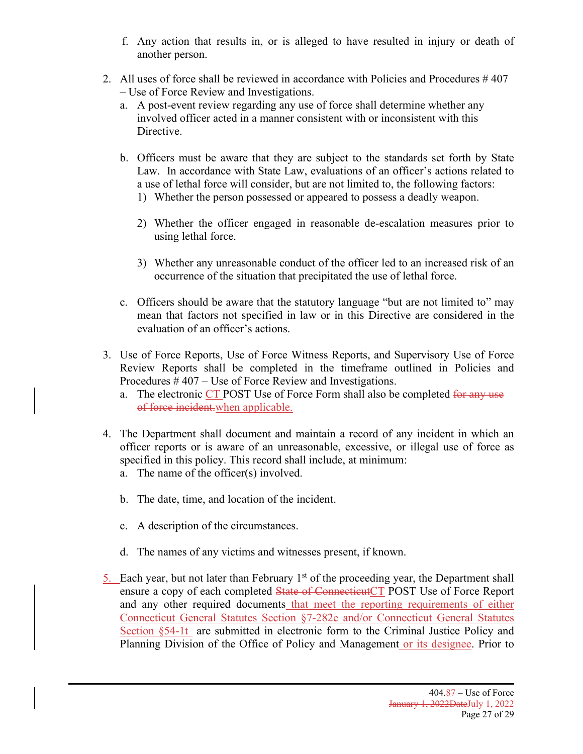f. Any action that results in, or is alleged to have resulted in injury or death of another person.

2. All uses of force shall be reviewed in accordance with Policies and Procedures # 407 – Use of Force Review and Investigations.
   a. A post-event review regarding any use of force shall determine whether any involved officer acted in a manner consistent with or inconsistent with this Directive.

   b. Officers must be aware that they are subject to the standards set forth by State Law. In accordance with State Law, evaluations of an officer's actions related to a use of lethal force will consider, but are not limited to, the following factors:
      1) Whether the person possessed or appeared to possess a deadly weapon.

      2) Whether the officer engaged in reasonable de-escalation measures prior to using lethal force.

      3) Whether any unreasonable conduct of the officer led to an increased risk of an occurrence of the situation that precipitated the use of lethal force.

   c. Officers should be aware that the statutory language "but are not limited to" may mean that factors not specified in law or in this Directive are considered in the evaluation of an officer's actions.

3. Use of Force Reports, Use of Force Witness Reports, and Supervisory Use of Force Review Reports shall be completed in the timeframe outlined in Policies and Procedures # 407 – Use of Force Review and Investigations.
   a. The electronic CT POST Use of Force Form shall also be completed ~~for any use of force incident.~~when applicable.

4. The Department shall document and maintain a record of any incident in which an officer reports or is aware of an unreasonable, excessive, or illegal use of force as specified in this policy. This record shall include, at minimum:
   a. The name of the officer(s) involved.

   b. The date, time, and location of the incident.

   c. A description of the circumstances.

   d. The names of any victims and witnesses present, if known.

5. Each year, but not later than February 1st of the proceeding year, the Department shall ensure a copy of each completed ~~State of Connecticut~~CT POST Use of Force Report and any other required documents that meet the reporting requirements of either Connecticut General Statutes Section §7-282e and/or Connecticut General Statutes Section §54-1t are submitted in electronic form to the Criminal Justice Policy and Planning Division of the Office of Policy and Management or its designee. Prior to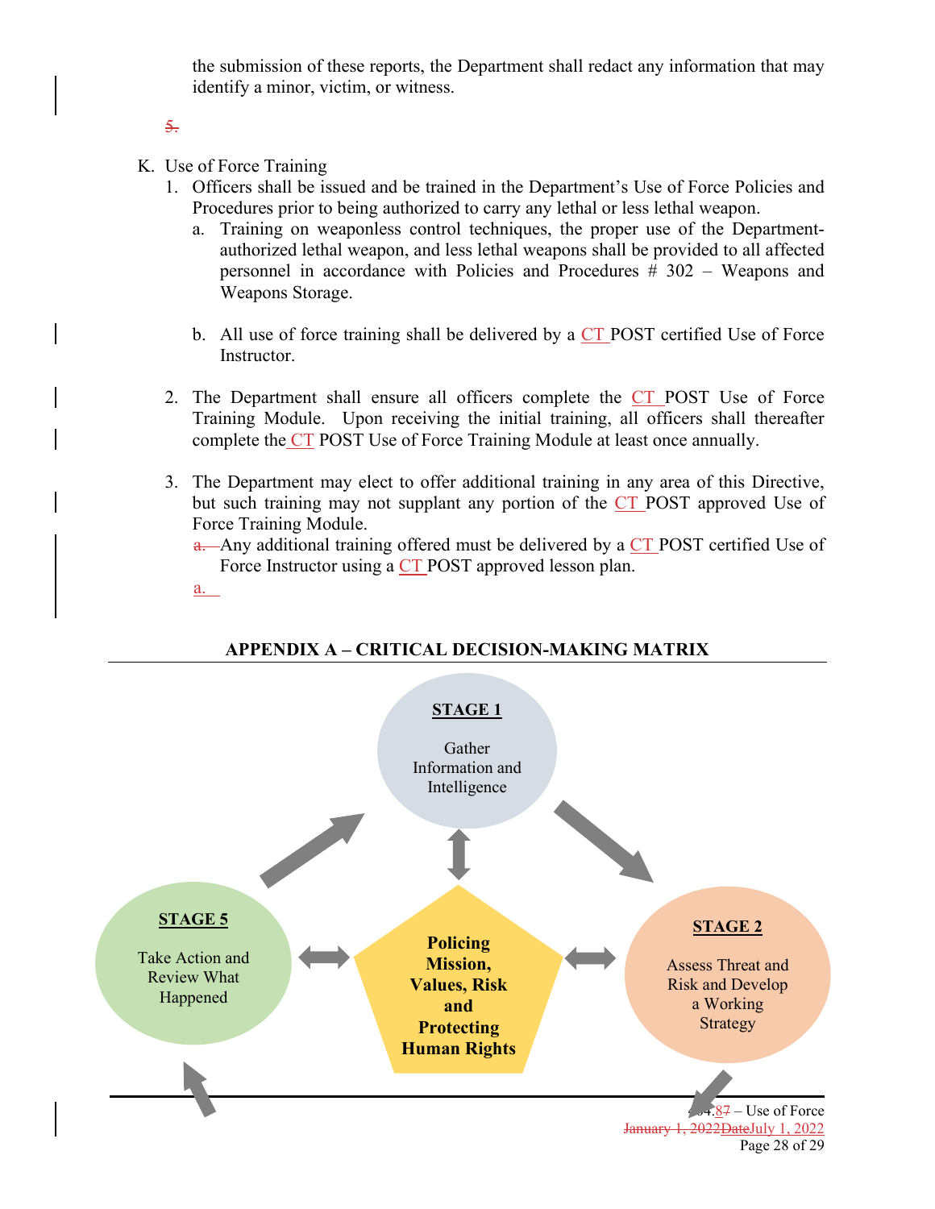the submission of these reports, the Department shall redact any information that may identify a minor, victim, or witness.

5.

K. Use of Force Training

1. Officers shall be issued and be trained in the Department's Use of Force Policies and Procedures prior to being authorized to carry any lethal or less lethal weapon.
   a. Training on weaponless control techniques, the proper use of the Department-authorized lethal weapon, and less lethal weapons shall be provided to all affected personnel in accordance with Policies and Procedures # 302 – Weapons and Weapons Storage.

   b. All use of force training shall be delivered by a CT POST certified Use of Force Instructor.

2. The Department shall ensure all officers complete the CT POST Use of Force Training Module. Upon receiving the initial training, all officers shall thereafter complete the CT POST Use of Force Training Module at least once annually.

3. The Department may elect to offer additional training in any area of this Directive, but such training may not supplant any portion of the CT POST approved Use of Force Training Module.
   a. Any additional training offered must be delivered by a CT POST certified Use of Force Instructor using a CT POST approved lesson plan.
   a.

## APPENDIX A – CRITICAL DECISION-MAKING MATRIX

**STAGE 1**

Gather Information and Intelligence

**STAGE 2**

Assess Threat and Risk and Develop a Working Strategy

**Policing Mission, Values, Risk and Protecting Human Rights**

**STAGE 5**

Take Action and Review What Happened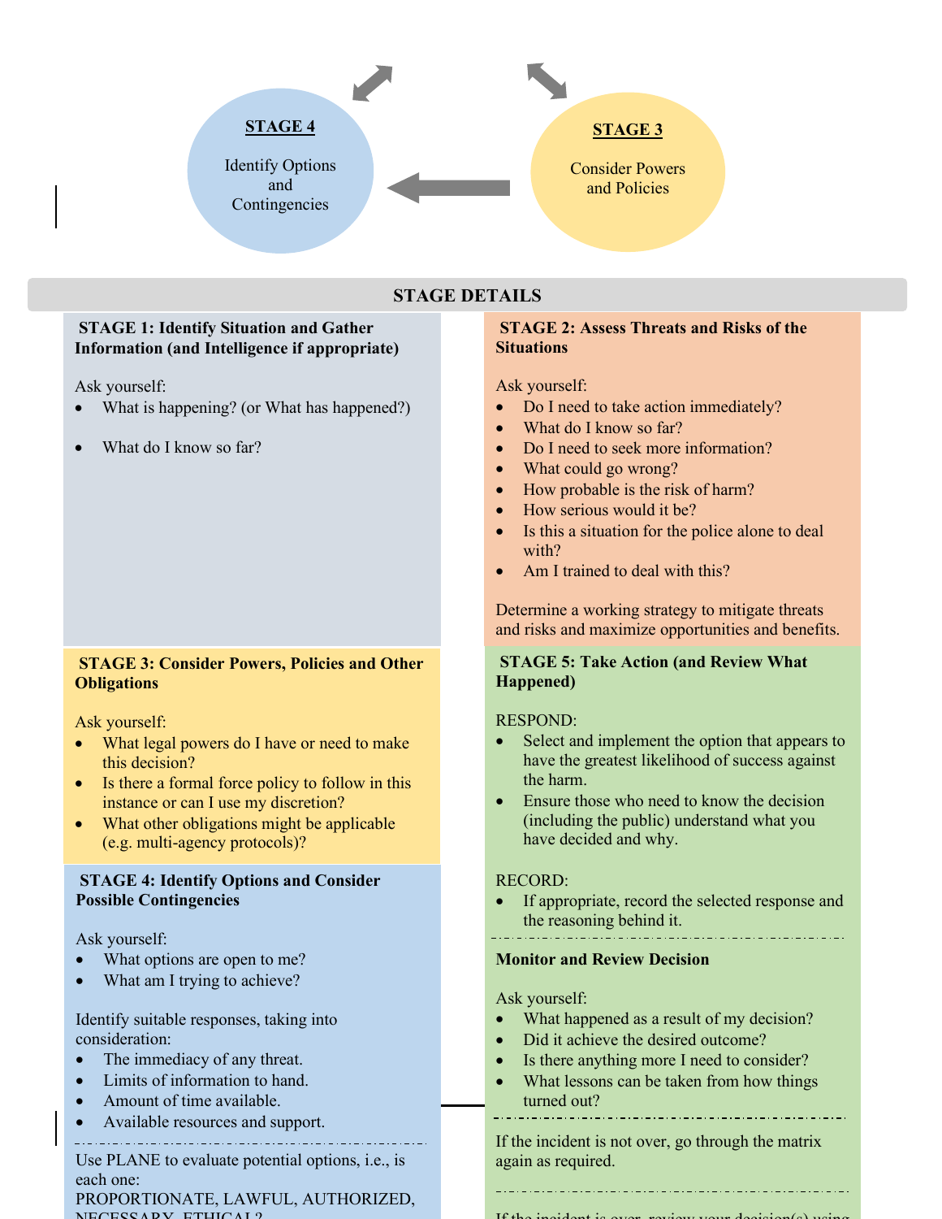**STAGE 4**

Identify Options and Contingencies

**STAGE 3**

Consider Powers and Policies

## STAGE DETAILS

**STAGE 1: Identify Situation and Gather Information (and Intelligence if appropriate)**

Ask yourself:

- What is happening? (or What has happened?)
- What do I know so far?

**STAGE 2: Assess Threats and Risks of the Situations**

Ask yourself:

- Do I need to take action immediately?
- What do I know so far?
- Do I need to seek more information?
- What could go wrong?
- How probable is the risk of harm?
- How serious would it be?
- Is this a situation for the police alone to deal with?
- Am I trained to deal with this?

Determine a working strategy to mitigate threats and risks and maximize opportunities and benefits.

**STAGE 3: Consider Powers, Policies and Other Obligations**

Ask yourself:

- What legal powers do I have or need to make this decision?
- Is there a formal force policy to follow in this instance or can I use my discretion?
- What other obligations might be applicable (e.g. multi-agency protocols)?

**STAGE 4: Identify Options and Consider Possible Contingencies**

Ask yourself:

- What options are open to me?
- What am I trying to achieve?

Identify suitable responses, taking into consideration:

- The immediacy of any threat.
- Limits of information to hand.
- Amount of time available.
- Available resources and support.

Use PLANE to evaluate potential options, i.e., is each one:
PROPORTIONATE, LAWFUL, AUTHORIZED, NECESSARY, ETHICAL?

**STAGE 5: Take Action (and Review What Happened)**

RESPOND:

- Select and implement the option that appears to have the greatest likelihood of success against the harm.
- Ensure those who need to know the decision (including the public) understand what you have decided and why.

RECORD:

- If appropriate, record the selected response and the reasoning behind it.

**Monitor and Review Decision**

Ask yourself:

- What happened as a result of my decision?
- Did it achieve the desired outcome?
- Is there anything more I need to consider?
- What lessons can be taken from how things turned out?

If the incident is not over, go through the matrix again as required.

If the incident is over, review your decision(s) using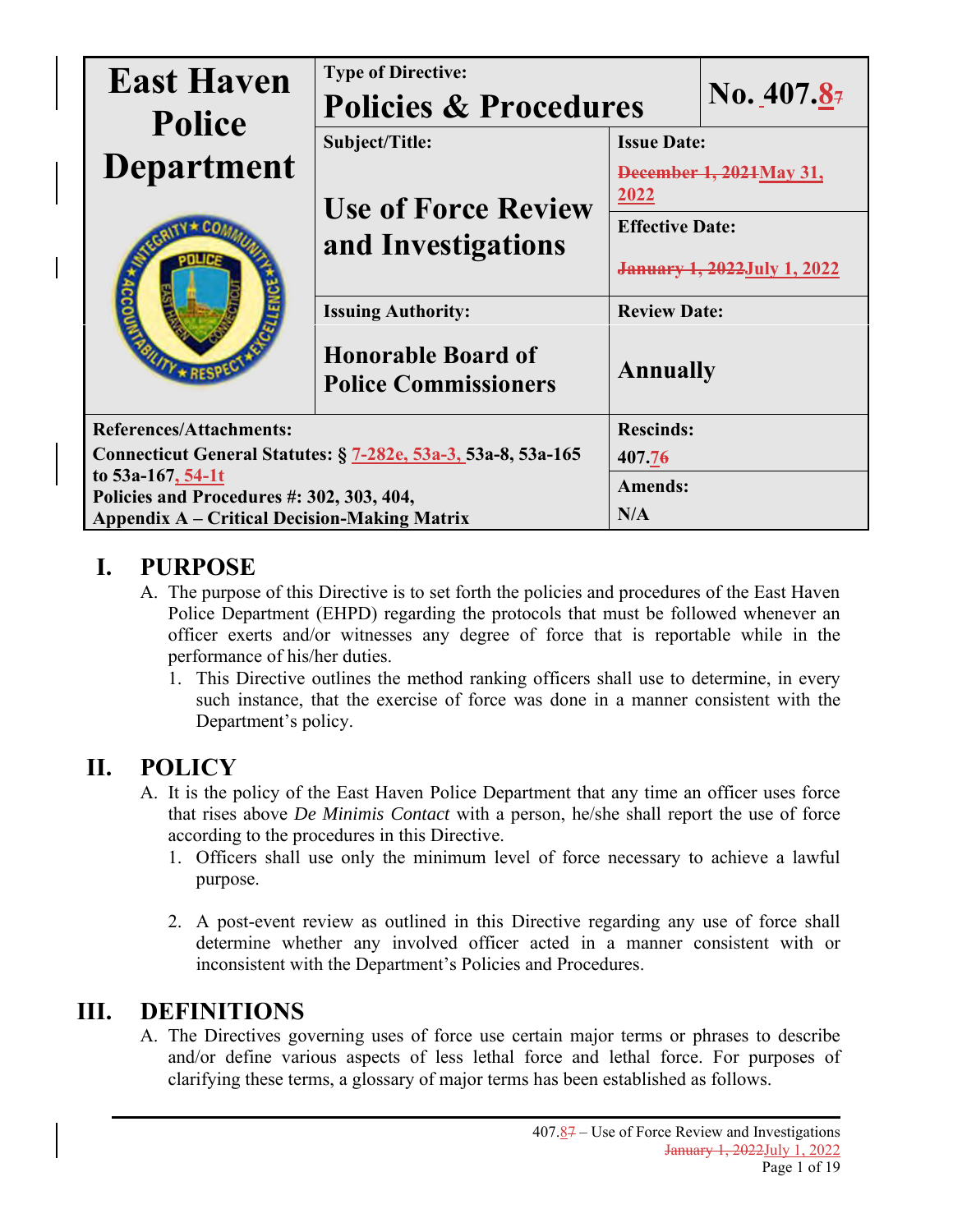| East Haven Police Department | Type of Directive: **Policies & Procedures** | | No. 407.87 |
|---|---|---|---|
| | Subject/Title: **Use of Force Review and Investigations** | Issue Date: ~~December 1, 2021~~May 31, 2022 | |
| | | Effective Date: ~~January 1, 2022~~July 1, 2022 | |
| | Issuing Authority: **Honorable Board of Police Commissioners** | Review Date: **Annually** | |
| References/Attachments: Connecticut General Statutes: § 7-282e, 53a-3, 53a-8, 53a-165 to 53a-167, 54-1t; Policies and Procedures #: 302, 303, 404, Appendix A – Critical Decision-Making Matrix | | Rescinds: 407.76 | |
| | | Amends: N/A | |

# I. PURPOSE

A. The purpose of this Directive is to set forth the policies and procedures of the East Haven Police Department (EHPD) regarding the protocols that must be followed whenever an officer exerts and/or witnesses any degree of force that is reportable while in the performance of his/her duties.

1. This Directive outlines the method ranking officers shall use to determine, in every such instance, that the exercise of force was done in a manner consistent with the Department's policy.

# II. POLICY

A. It is the policy of the East Haven Police Department that any time an officer uses force that rises above *De Minimis Contact* with a person, he/she shall report the use of force according to the procedures in this Directive.

1. Officers shall use only the minimum level of force necessary to achieve a lawful purpose.

2. A post-event review as outlined in this Directive regarding any use of force shall determine whether any involved officer acted in a manner consistent with or inconsistent with the Department's Policies and Procedures.

# III. DEFINITIONS

A. The Directives governing uses of force use certain major terms or phrases to describe and/or define various aspects of less lethal force and lethal force. For purposes of clarifying these terms, a glossary of major terms has been established as follows.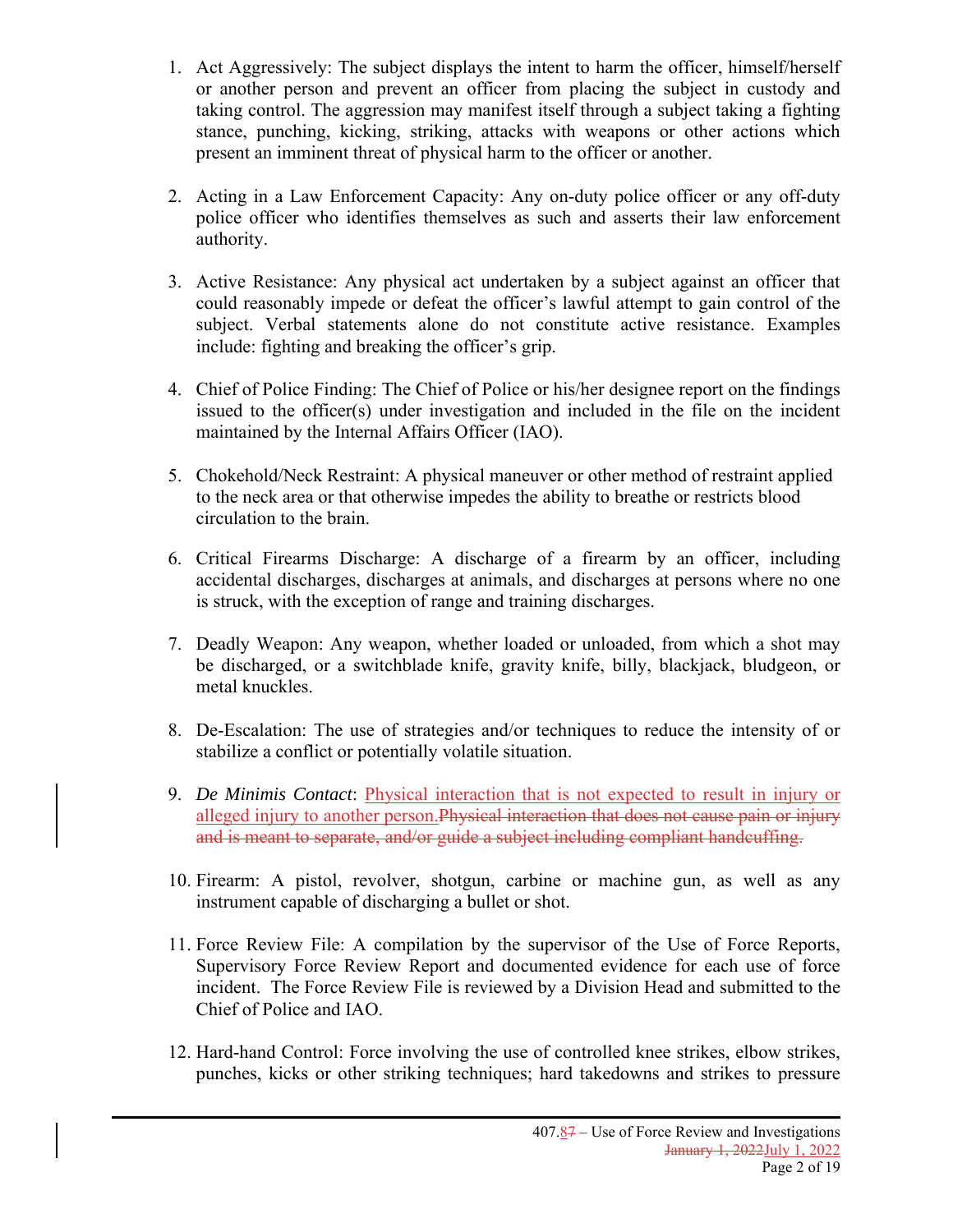1. Act Aggressively: The subject displays the intent to harm the officer, himself/herself or another person and prevent an officer from placing the subject in custody and taking control. The aggression may manifest itself through a subject taking a fighting stance, punching, kicking, striking, attacks with weapons or other actions which present an imminent threat of physical harm to the officer or another.

2. Acting in a Law Enforcement Capacity: Any on-duty police officer or any off-duty police officer who identifies themselves as such and asserts their law enforcement authority.

3. Active Resistance: Any physical act undertaken by a subject against an officer that could reasonably impede or defeat the officer's lawful attempt to gain control of the subject. Verbal statements alone do not constitute active resistance. Examples include: fighting and breaking the officer's grip.

4. Chief of Police Finding: The Chief of Police or his/her designee report on the findings issued to the officer(s) under investigation and included in the file on the incident maintained by the Internal Affairs Officer (IAO).

5. Chokehold/Neck Restraint: A physical maneuver or other method of restraint applied to the neck area or that otherwise impedes the ability to breathe or restricts blood circulation to the brain.

6. Critical Firearms Discharge: A discharge of a firearm by an officer, including accidental discharges, discharges at animals, and discharges at persons where no one is struck, with the exception of range and training discharges.

7. Deadly Weapon: Any weapon, whether loaded or unloaded, from which a shot may be discharged, or a switchblade knife, gravity knife, billy, blackjack, bludgeon, or metal knuckles.

8. De-Escalation: The use of strategies and/or techniques to reduce the intensity of or stabilize a conflict or potentially volatile situation.

9. *De Minimis Contact*: Physical interaction that is not expected to result in injury or alleged injury to another person.~~Physical interaction that does not cause pain or injury and is meant to separate, and/or guide a subject including compliant handcuffing.~~

10. Firearm: A pistol, revolver, shotgun, carbine or machine gun, as well as any instrument capable of discharging a bullet or shot.

11. Force Review File: A compilation by the supervisor of the Use of Force Reports, Supervisory Force Review Report and documented evidence for each use of force incident. The Force Review File is reviewed by a Division Head and submitted to the Chief of Police and IAO.

12. Hard-hand Control: Force involving the use of controlled knee strikes, elbow strikes, punches, kicks or other striking techniques; hard takedowns and strikes to pressure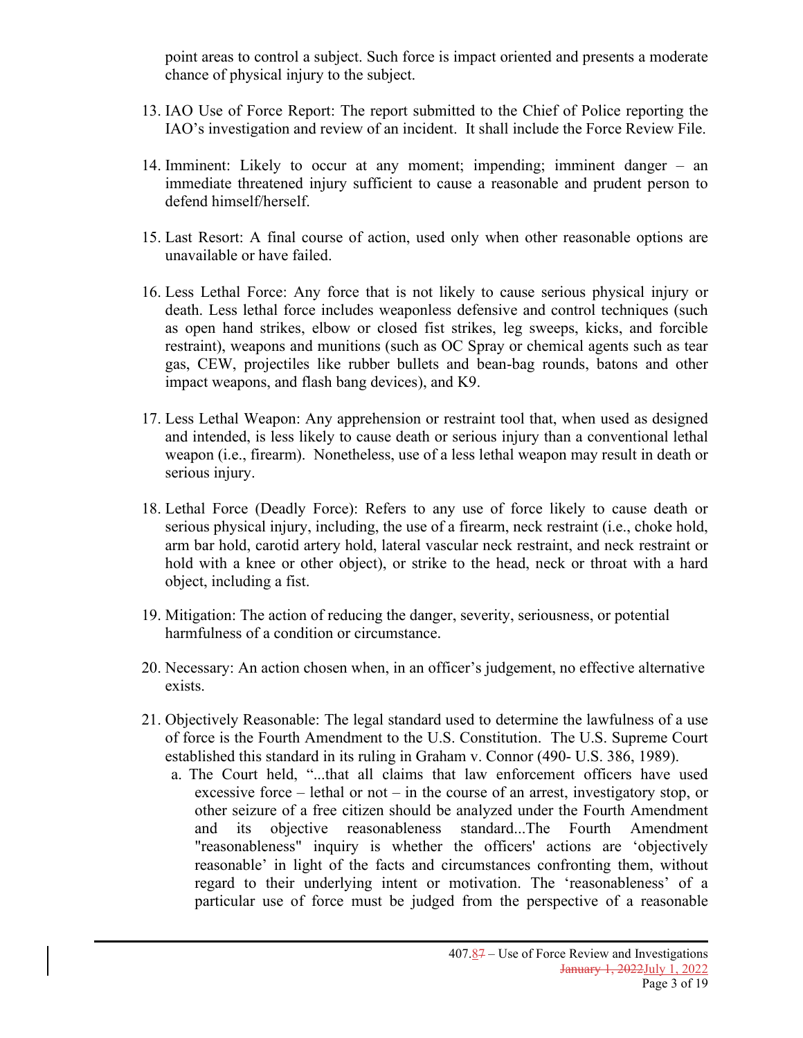point areas to control a subject. Such force is impact oriented and presents a moderate chance of physical injury to the subject.

13. IAO Use of Force Report: The report submitted to the Chief of Police reporting the IAO's investigation and review of an incident. It shall include the Force Review File.

14. Imminent: Likely to occur at any moment; impending; imminent danger – an immediate threatened injury sufficient to cause a reasonable and prudent person to defend himself/herself.

15. Last Resort: A final course of action, used only when other reasonable options are unavailable or have failed.

16. Less Lethal Force: Any force that is not likely to cause serious physical injury or death. Less lethal force includes weaponless defensive and control techniques (such as open hand strikes, elbow or closed fist strikes, leg sweeps, kicks, and forcible restraint), weapons and munitions (such as OC Spray or chemical agents such as tear gas, CEW, projectiles like rubber bullets and bean-bag rounds, batons and other impact weapons, and flash bang devices), and K9.

17. Less Lethal Weapon: Any apprehension or restraint tool that, when used as designed and intended, is less likely to cause death or serious injury than a conventional lethal weapon (i.e., firearm). Nonetheless, use of a less lethal weapon may result in death or serious injury.

18. Lethal Force (Deadly Force): Refers to any use of force likely to cause death or serious physical injury, including, the use of a firearm, neck restraint (i.e., choke hold, arm bar hold, carotid artery hold, lateral vascular neck restraint, and neck restraint or hold with a knee or other object), or strike to the head, neck or throat with a hard object, including a fist.

19. Mitigation: The action of reducing the danger, severity, seriousness, or potential harmfulness of a condition or circumstance.

20. Necessary: An action chosen when, in an officer's judgement, no effective alternative exists.

21. Objectively Reasonable: The legal standard used to determine the lawfulness of a use of force is the Fourth Amendment to the U.S. Constitution. The U.S. Supreme Court established this standard in its ruling in Graham v. Connor (490- U.S. 386, 1989).
    a. The Court held, "...that all claims that law enforcement officers have used excessive force – lethal or not – in the course of an arrest, investigatory stop, or other seizure of a free citizen should be analyzed under the Fourth Amendment and its objective reasonableness standard...The Fourth Amendment "reasonableness" inquiry is whether the officers' actions are 'objectively reasonable' in light of the facts and circumstances confronting them, without regard to their underlying intent or motivation. The 'reasonableness' of a particular use of force must be judged from the perspective of a reasonable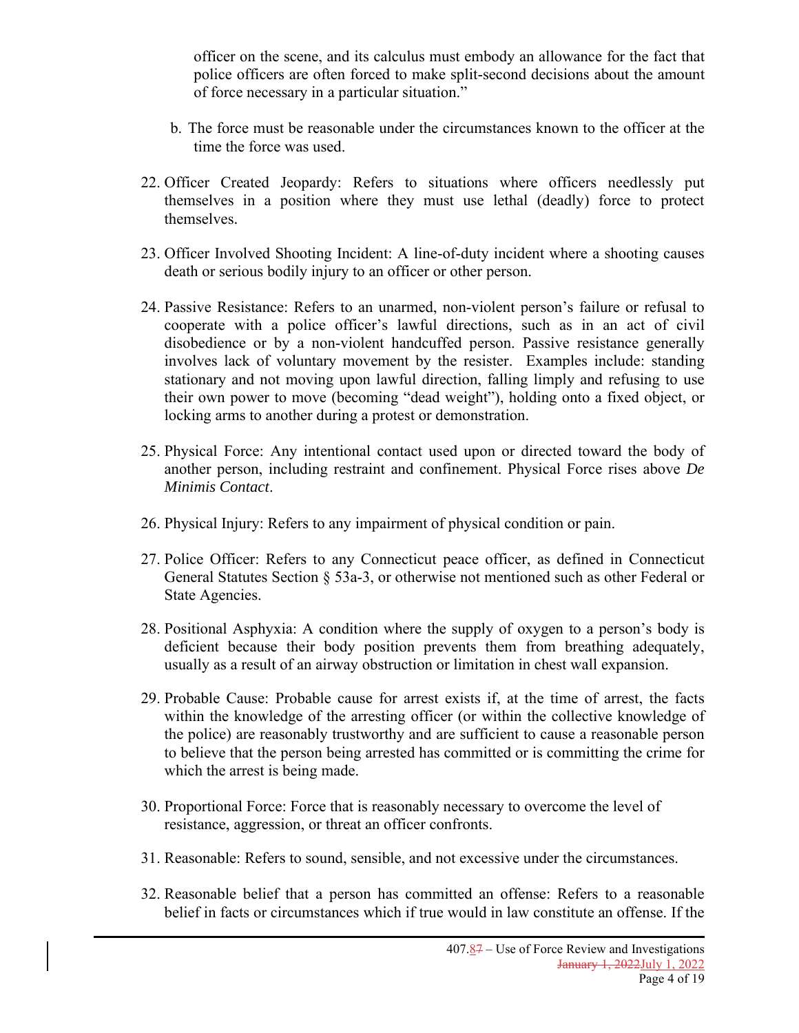officer on the scene, and its calculus must embody an allowance for the fact that police officers are often forced to make split-second decisions about the amount of force necessary in a particular situation."

b. The force must be reasonable under the circumstances known to the officer at the time the force was used.

22. Officer Created Jeopardy: Refers to situations where officers needlessly put themselves in a position where they must use lethal (deadly) force to protect themselves.

23. Officer Involved Shooting Incident: A line-of-duty incident where a shooting causes death or serious bodily injury to an officer or other person.

24. Passive Resistance: Refers to an unarmed, non-violent person's failure or refusal to cooperate with a police officer's lawful directions, such as in an act of civil disobedience or by a non-violent handcuffed person. Passive resistance generally involves lack of voluntary movement by the resister. Examples include: standing stationary and not moving upon lawful direction, falling limply and refusing to use their own power to move (becoming "dead weight"), holding onto a fixed object, or locking arms to another during a protest or demonstration.

25. Physical Force: Any intentional contact used upon or directed toward the body of another person, including restraint and confinement. Physical Force rises above *De Minimis Contact*.

26. Physical Injury: Refers to any impairment of physical condition or pain.

27. Police Officer: Refers to any Connecticut peace officer, as defined in Connecticut General Statutes Section § 53a-3, or otherwise not mentioned such as other Federal or State Agencies.

28. Positional Asphyxia: A condition where the supply of oxygen to a person's body is deficient because their body position prevents them from breathing adequately, usually as a result of an airway obstruction or limitation in chest wall expansion.

29. Probable Cause: Probable cause for arrest exists if, at the time of arrest, the facts within the knowledge of the arresting officer (or within the collective knowledge of the police) are reasonably trustworthy and are sufficient to cause a reasonable person to believe that the person being arrested has committed or is committing the crime for which the arrest is being made.

30. Proportional Force: Force that is reasonably necessary to overcome the level of resistance, aggression, or threat an officer confronts.

31. Reasonable: Refers to sound, sensible, and not excessive under the circumstances.

32. Reasonable belief that a person has committed an offense: Refers to a reasonable belief in facts or circumstances which if true would in law constitute an offense. If the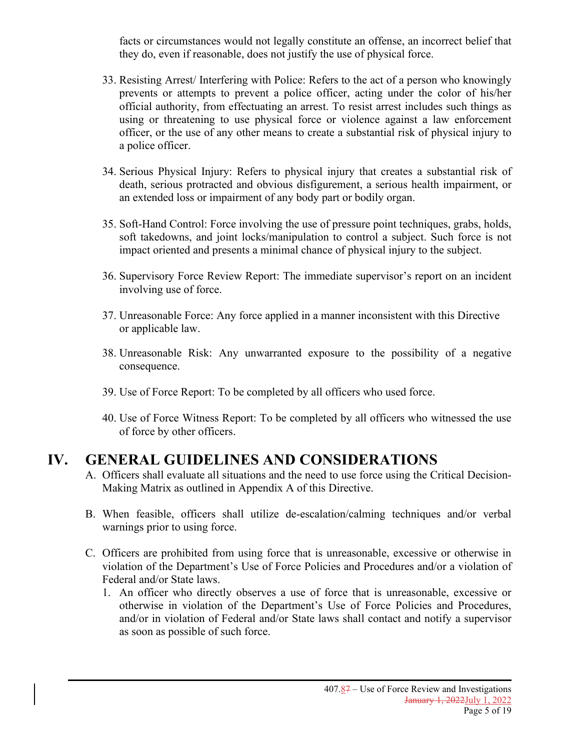facts or circumstances would not legally constitute an offense, an incorrect belief that they do, even if reasonable, does not justify the use of physical force.

33. Resisting Arrest/ Interfering with Police: Refers to the act of a person who knowingly prevents or attempts to prevent a police officer, acting under the color of his/her official authority, from effectuating an arrest. To resist arrest includes such things as using or threatening to use physical force or violence against a law enforcement officer, or the use of any other means to create a substantial risk of physical injury to a police officer.

34. Serious Physical Injury: Refers to physical injury that creates a substantial risk of death, serious protracted and obvious disfigurement, a serious health impairment, or an extended loss or impairment of any body part or bodily organ.

35. Soft-Hand Control: Force involving the use of pressure point techniques, grabs, holds, soft takedowns, and joint locks/manipulation to control a subject. Such force is not impact oriented and presents a minimal chance of physical injury to the subject.

36. Supervisory Force Review Report: The immediate supervisor's report on an incident involving use of force.

37. Unreasonable Force: Any force applied in a manner inconsistent with this Directive or applicable law.

38. Unreasonable Risk: Any unwarranted exposure to the possibility of a negative consequence.

39. Use of Force Report: To be completed by all officers who used force.

40. Use of Force Witness Report: To be completed by all officers who witnessed the use of force by other officers.

# IV. GENERAL GUIDELINES AND CONSIDERATIONS

A. Officers shall evaluate all situations and the need to use force using the Critical Decision-Making Matrix as outlined in Appendix A of this Directive.

B. When feasible, officers shall utilize de-escalation/calming techniques and/or verbal warnings prior to using force.

C. Officers are prohibited from using force that is unreasonable, excessive or otherwise in violation of the Department's Use of Force Policies and Procedures and/or a violation of Federal and/or State laws.

1. An officer who directly observes a use of force that is unreasonable, excessive or otherwise in violation of the Department's Use of Force Policies and Procedures, and/or in violation of Federal and/or State laws shall contact and notify a supervisor as soon as possible of such force.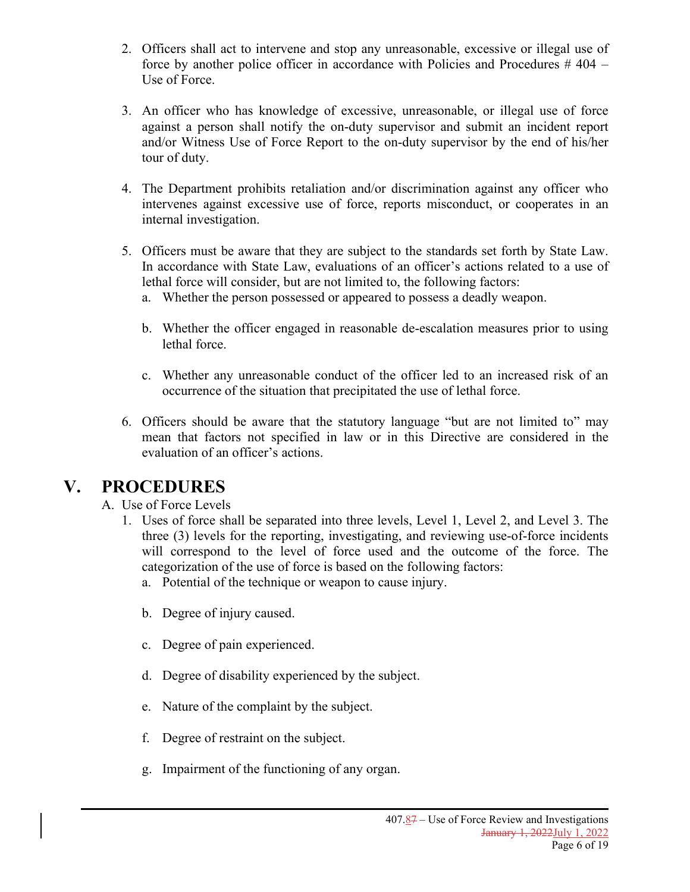2. Officers shall act to intervene and stop any unreasonable, excessive or illegal use of force by another police officer in accordance with Policies and Procedures # 404 – Use of Force.

3. An officer who has knowledge of excessive, unreasonable, or illegal use of force against a person shall notify the on-duty supervisor and submit an incident report and/or Witness Use of Force Report to the on-duty supervisor by the end of his/her tour of duty.

4. The Department prohibits retaliation and/or discrimination against any officer who intervenes against excessive use of force, reports misconduct, or cooperates in an internal investigation.

5. Officers must be aware that they are subject to the standards set forth by State Law. In accordance with State Law, evaluations of an officer's actions related to a use of lethal force will consider, but are not limited to, the following factors:
   a. Whether the person possessed or appeared to possess a deadly weapon.

   b. Whether the officer engaged in reasonable de-escalation measures prior to using lethal force.

   c. Whether any unreasonable conduct of the officer led to an increased risk of an occurrence of the situation that precipitated the use of lethal force.

6. Officers should be aware that the statutory language "but are not limited to" may mean that factors not specified in law or in this Directive are considered in the evaluation of an officer's actions.

# V. PROCEDURES

A. Use of Force Levels

1. Uses of force shall be separated into three levels, Level 1, Level 2, and Level 3. The three (3) levels for the reporting, investigating, and reviewing use-of-force incidents will correspond to the level of force used and the outcome of the force. The categorization of the use of force is based on the following factors:
   a. Potential of the technique or weapon to cause injury.

   b. Degree of injury caused.

   c. Degree of pain experienced.

   d. Degree of disability experienced by the subject.

   e. Nature of the complaint by the subject.

   f. Degree of restraint on the subject.

   g. Impairment of the functioning of any organ.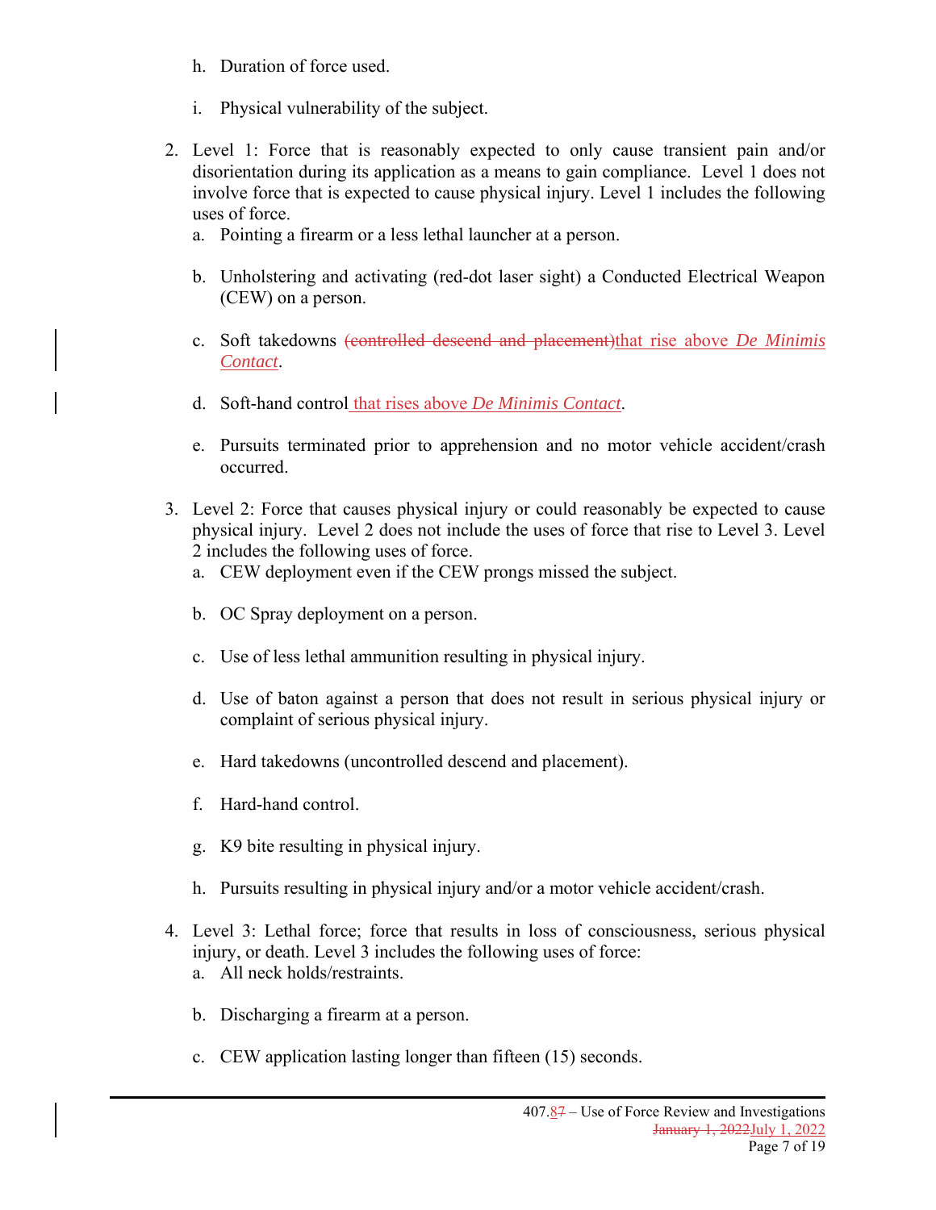h. Duration of force used.

i. Physical vulnerability of the subject.

2. Level 1: Force that is reasonably expected to only cause transient pain and/or disorientation during its application as a means to gain compliance. Level 1 does not involve force that is expected to cause physical injury. Level 1 includes the following uses of force.
   a. Pointing a firearm or a less lethal launcher at a person.

   b. Unholstering and activating (red-dot laser sight) a Conducted Electrical Weapon (CEW) on a person.

   c. Soft takedowns ~~(controlled descend and placement)~~that rise above *De Minimis Contact*.

   d. Soft-hand control that rises above *De Minimis Contact*.

   e. Pursuits terminated prior to apprehension and no motor vehicle accident/crash occurred.

3. Level 2: Force that causes physical injury or could reasonably be expected to cause physical injury. Level 2 does not include the uses of force that rise to Level 3. Level 2 includes the following uses of force.
   a. CEW deployment even if the CEW prongs missed the subject.

   b. OC Spray deployment on a person.

   c. Use of less lethal ammunition resulting in physical injury.

   d. Use of baton against a person that does not result in serious physical injury or complaint of serious physical injury.

   e. Hard takedowns (uncontrolled descend and placement).

   f. Hard-hand control.

   g. K9 bite resulting in physical injury.

   h. Pursuits resulting in physical injury and/or a motor vehicle accident/crash.

4. Level 3: Lethal force; force that results in loss of consciousness, serious physical injury, or death. Level 3 includes the following uses of force:
   a. All neck holds/restraints.

   b. Discharging a firearm at a person.

   c. CEW application lasting longer than fifteen (15) seconds.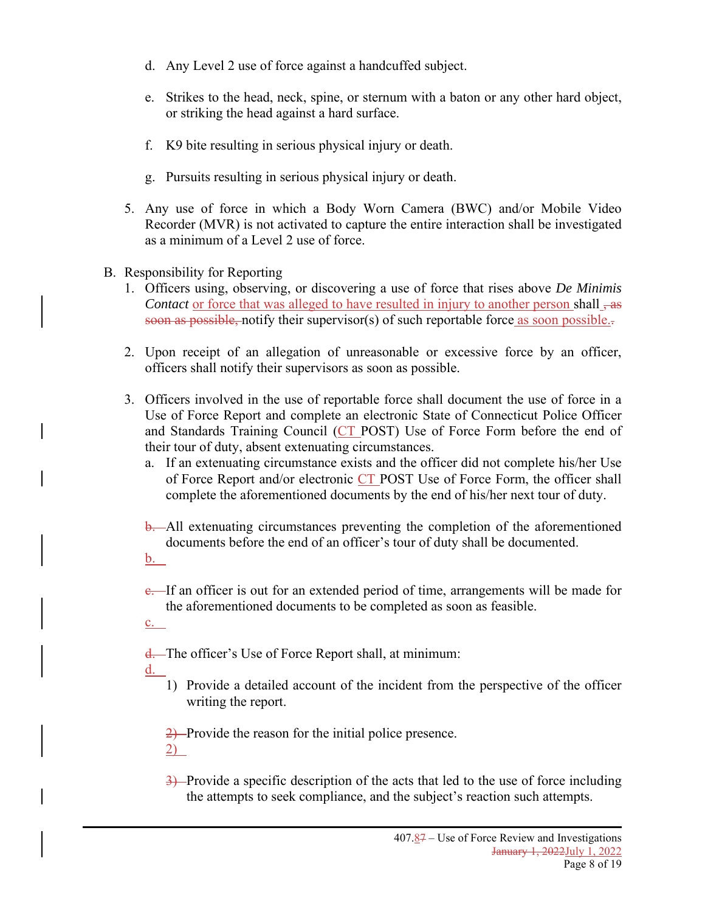d. Any Level 2 use of force against a handcuffed subject.

e. Strikes to the head, neck, spine, or sternum with a baton or any other hard object, or striking the head against a hard surface.

f. K9 bite resulting in serious physical injury or death.

g. Pursuits resulting in serious physical injury or death.

5. Any use of force in which a Body Worn Camera (BWC) and/or Mobile Video Recorder (MVR) is not activated to capture the entire interaction shall be investigated as a minimum of a Level 2 use of force.

B. Responsibility for Reporting

1. Officers using, observing, or discovering a use of force that rises above *De Minimis Contact* or force that was alleged to have resulted in injury to another person shall ~~, as soon as possible,~~ notify their supervisor(s) of such reportable force as soon possible.~~.~~

2. Upon receipt of an allegation of unreasonable or excessive force by an officer, officers shall notify their supervisors as soon as possible.

3. Officers involved in the use of reportable force shall document the use of force in a Use of Force Report and complete an electronic State of Connecticut Police Officer and Standards Training Council (CT POST) Use of Force Form before the end of their tour of duty, absent extenuating circumstances.

   a. If an extenuating circumstance exists and the officer did not complete his/her Use of Force Report and/or electronic CT POST Use of Force Form, the officer shall complete the aforementioned documents by the end of his/her next tour of duty.

   ~~b.~~ All extenuating circumstances preventing the completion of the aforementioned documents before the end of an officer's tour of duty shall be documented.
   b.

   ~~c.~~ If an officer is out for an extended period of time, arrangements will be made for the aforementioned documents to be completed as soon as feasible.
   c.

   ~~d.~~ The officer's Use of Force Report shall, at minimum:
   d.

   1) Provide a detailed account of the incident from the perspective of the officer writing the report.

   ~~2)~~ Provide the reason for the initial police presence.
   2)

   ~~3)~~ Provide a specific description of the acts that led to the use of force including the attempts to seek compliance, and the subject's reaction such attempts.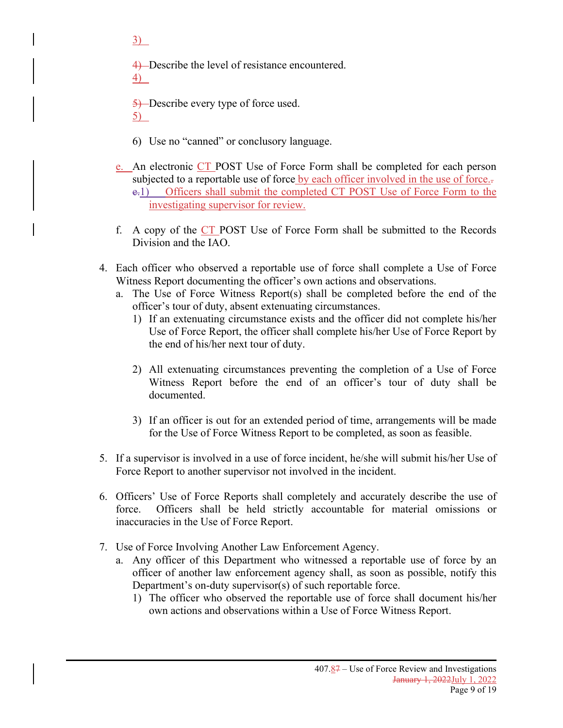3) 

4) Describe the level of resistance encountered.

5) Describe every type of force used.

6) Use no "canned" or conclusory language.

e. An electronic CT POST Use of Force Form shall be completed for each person subjected to a reportable use of force by each officer involved in the use of force.
   1) Officers shall submit the completed CT POST Use of Force Form to the investigating supervisor for review.

f. A copy of the CT POST Use of Force Form shall be submitted to the Records Division and the IAO.

4. Each officer who observed a reportable use of force shall complete a Use of Force Witness Report documenting the officer's own actions and observations.
   a. The Use of Force Witness Report(s) shall be completed before the end of the officer's tour of duty, absent extenuating circumstances.
      1) If an extenuating circumstance exists and the officer did not complete his/her Use of Force Report, the officer shall complete his/her Use of Force Report by the end of his/her next tour of duty.

      2) All extenuating circumstances preventing the completion of a Use of Force Witness Report before the end of an officer's tour of duty shall be documented.

      3) If an officer is out for an extended period of time, arrangements will be made for the Use of Force Witness Report to be completed, as soon as feasible.

5. If a supervisor is involved in a use of force incident, he/she will submit his/her Use of Force Report to another supervisor not involved in the incident.

6. Officers' Use of Force Reports shall completely and accurately describe the use of force. Officers shall be held strictly accountable for material omissions or inaccuracies in the Use of Force Report.

7. Use of Force Involving Another Law Enforcement Agency.
   a. Any officer of this Department who witnessed a reportable use of force by an officer of another law enforcement agency shall, as soon as possible, notify this Department's on-duty supervisor(s) of such reportable force.
      1) The officer who observed the reportable use of force shall document his/her own actions and observations within a Use of Force Witness Report.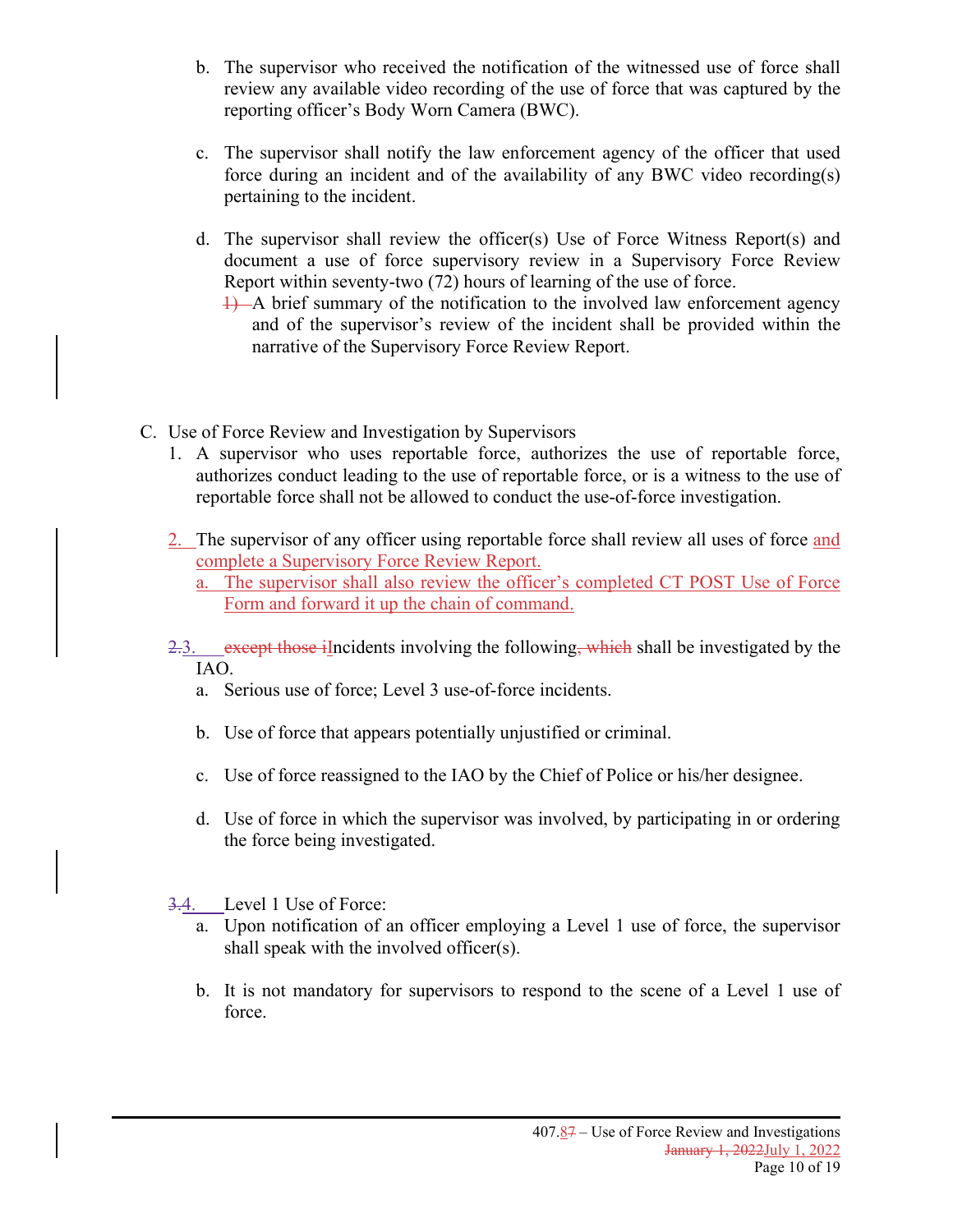b. The supervisor who received the notification of the witnessed use of force shall review any available video recording of the use of force that was captured by the reporting officer's Body Worn Camera (BWC).

c. The supervisor shall notify the law enforcement agency of the officer that used force during an incident and of the availability of any BWC video recording(s) pertaining to the incident.

d. The supervisor shall review the officer(s) Use of Force Witness Report(s) and document a use of force supervisory review in a Supervisory Force Review Report within seventy-two (72) hours of learning of the use of force.

~~1)~~ A brief summary of the notification to the involved law enforcement agency and of the supervisor's review of the incident shall be provided within the narrative of the Supervisory Force Review Report.

C. Use of Force Review and Investigation by Supervisors

1. A supervisor who uses reportable force, authorizes the use of reportable force, authorizes conduct leading to the use of reportable force, or is a witness to the use of reportable force shall not be allowed to conduct the use-of-force investigation.

2. The supervisor of any officer using reportable force shall review all uses of force and complete a Supervisory Force Review Report.

   a. The supervisor shall also review the officer's completed CT POST Use of Force Form and forward it up the chain of command.

~~2.~~3. ~~except those i~~Incidents involving the following~~, which~~ shall be investigated by the IAO.

   a. Serious use of force; Level 3 use-of-force incidents.

   b. Use of force that appears potentially unjustified or criminal.

   c. Use of force reassigned to the IAO by the Chief of Police or his/her designee.

   d. Use of force in which the supervisor was involved, by participating in or ordering the force being investigated.

~~3.~~4. Level 1 Use of Force:

   a. Upon notification of an officer employing a Level 1 use of force, the supervisor shall speak with the involved officer(s).

   b. It is not mandatory for supervisors to respond to the scene of a Level 1 use of force.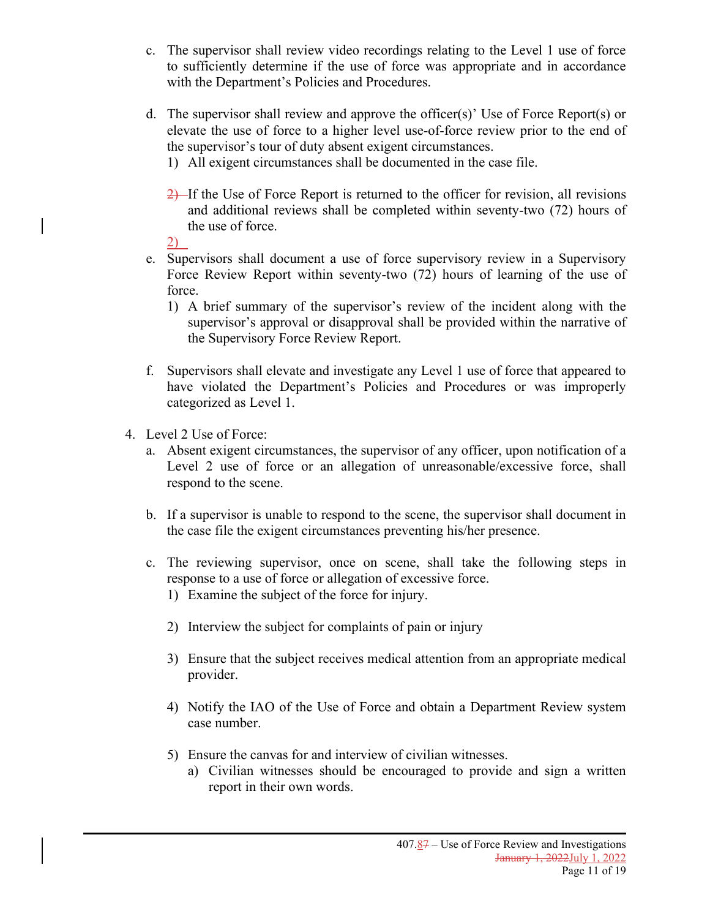c. The supervisor shall review video recordings relating to the Level 1 use of force to sufficiently determine if the use of force was appropriate and in accordance with the Department's Policies and Procedures.

d. The supervisor shall review and approve the officer(s)' Use of Force Report(s) or elevate the use of force to a higher level use-of-force review prior to the end of the supervisor's tour of duty absent exigent circumstances.
   1) All exigent circumstances shall be documented in the case file.

   2) If the Use of Force Report is returned to the officer for revision, all revisions and additional reviews shall be completed within seventy-two (72) hours of the use of force.

e. Supervisors shall document a use of force supervisory review in a Supervisory Force Review Report within seventy-two (72) hours of learning of the use of force.
   1) A brief summary of the supervisor's review of the incident along with the supervisor's approval or disapproval shall be provided within the narrative of the Supervisory Force Review Report.

f. Supervisors shall elevate and investigate any Level 1 use of force that appeared to have violated the Department's Policies and Procedures or was improperly categorized as Level 1.

4. Level 2 Use of Force:
   a. Absent exigent circumstances, the supervisor of any officer, upon notification of a Level 2 use of force or an allegation of unreasonable/excessive force, shall respond to the scene.

   b. If a supervisor is unable to respond to the scene, the supervisor shall document in the case file the exigent circumstances preventing his/her presence.

   c. The reviewing supervisor, once on scene, shall take the following steps in response to a use of force or allegation of excessive force.
      1) Examine the subject of the force for injury.

      2) Interview the subject for complaints of pain or injury

      3) Ensure that the subject receives medical attention from an appropriate medical provider.

      4) Notify the IAO of the Use of Force and obtain a Department Review system case number.

      5) Ensure the canvas for and interview of civilian witnesses.
         a) Civilian witnesses should be encouraged to provide and sign a written report in their own words.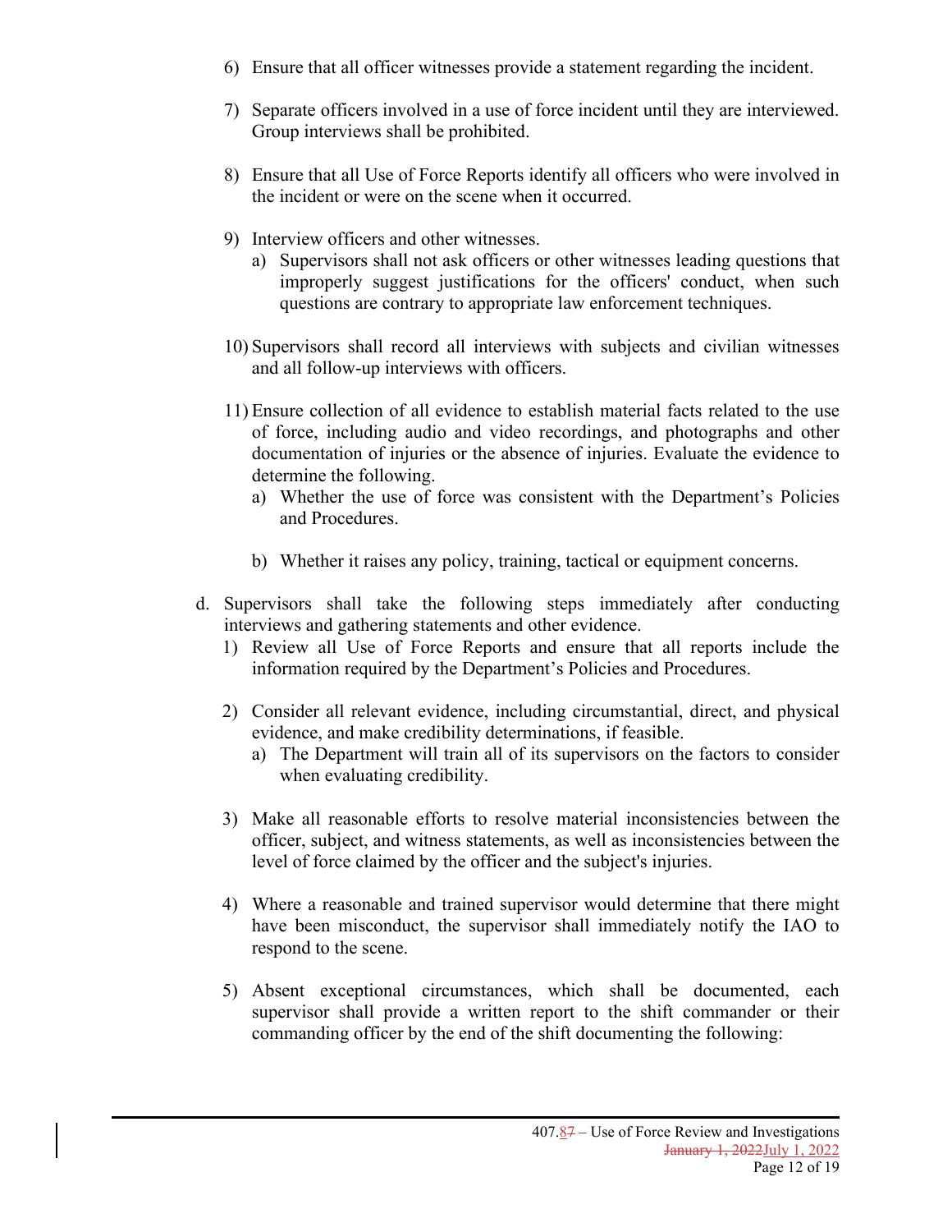6) Ensure that all officer witnesses provide a statement regarding the incident.

7) Separate officers involved in a use of force incident until they are interviewed. Group interviews shall be prohibited.

8) Ensure that all Use of Force Reports identify all officers who were involved in the incident or were on the scene when it occurred.

9) Interview officers and other witnesses.
   a) Supervisors shall not ask officers or other witnesses leading questions that improperly suggest justifications for the officers' conduct, when such questions are contrary to appropriate law enforcement techniques.

10) Supervisors shall record all interviews with subjects and civilian witnesses and all follow-up interviews with officers.

11) Ensure collection of all evidence to establish material facts related to the use of force, including audio and video recordings, and photographs and other documentation of injuries or the absence of injuries. Evaluate the evidence to determine the following.
    a) Whether the use of force was consistent with the Department's Policies and Procedures.

    b) Whether it raises any policy, training, tactical or equipment concerns.

d. Supervisors shall take the following steps immediately after conducting interviews and gathering statements and other evidence.
   1) Review all Use of Force Reports and ensure that all reports include the information required by the Department's Policies and Procedures.

   2) Consider all relevant evidence, including circumstantial, direct, and physical evidence, and make credibility determinations, if feasible.
      a) The Department will train all of its supervisors on the factors to consider when evaluating credibility.

   3) Make all reasonable efforts to resolve material inconsistencies between the officer, subject, and witness statements, as well as inconsistencies between the level of force claimed by the officer and the subject's injuries.

   4) Where a reasonable and trained supervisor would determine that there might have been misconduct, the supervisor shall immediately notify the IAO to respond to the scene.

   5) Absent exceptional circumstances, which shall be documented, each supervisor shall provide a written report to the shift commander or their commanding officer by the end of the shift documenting the following: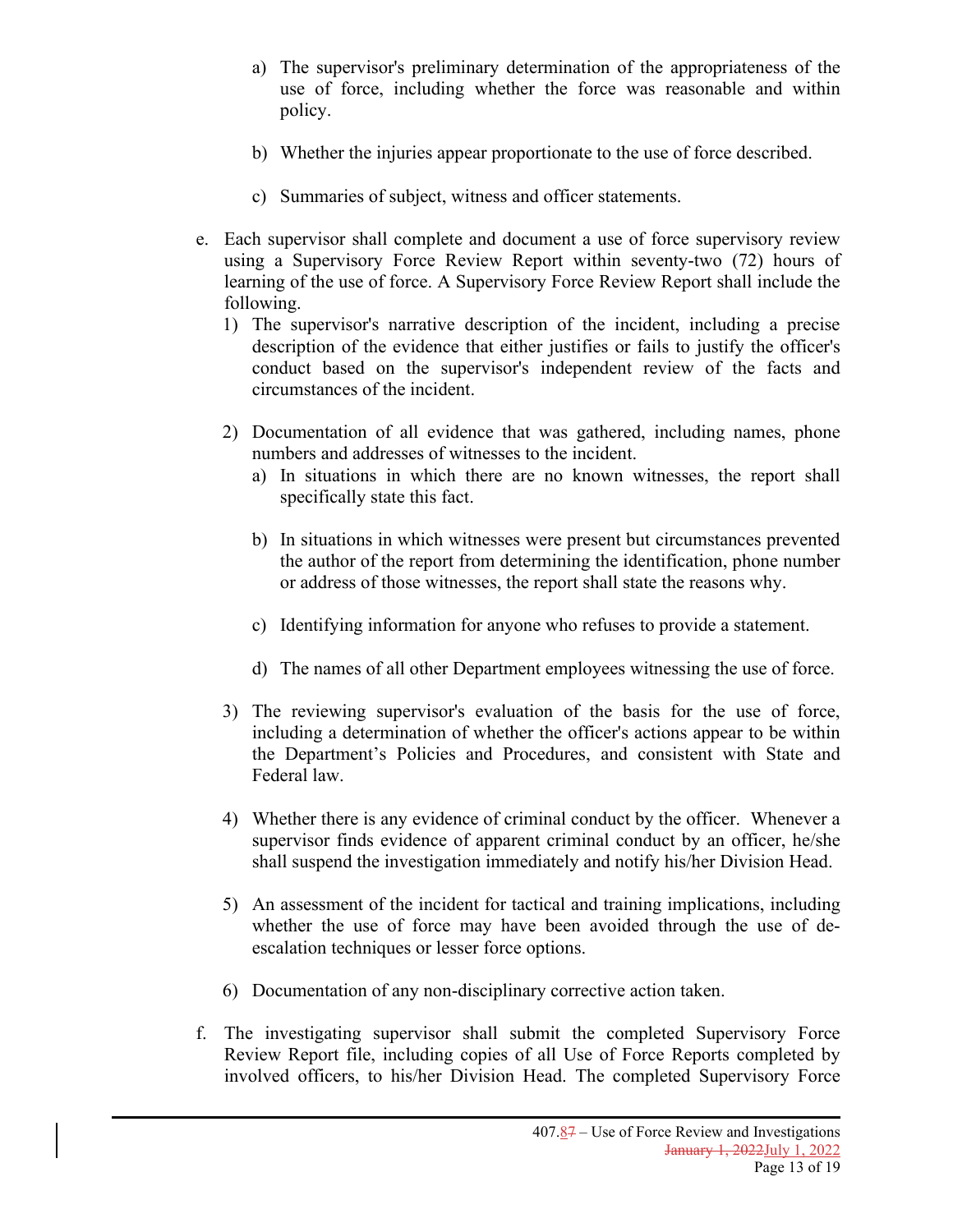a) The supervisor's preliminary determination of the appropriateness of the use of force, including whether the force was reasonable and within policy.

b) Whether the injuries appear proportionate to the use of force described.

c) Summaries of subject, witness and officer statements.

e. Each supervisor shall complete and document a use of force supervisory review using a Supervisory Force Review Report within seventy-two (72) hours of learning of the use of force. A Supervisory Force Review Report shall include the following.

1) The supervisor's narrative description of the incident, including a precise description of the evidence that either justifies or fails to justify the officer's conduct based on the supervisor's independent review of the facts and circumstances of the incident.

2) Documentation of all evidence that was gathered, including names, phone numbers and addresses of witnesses to the incident.

   a) In situations in which there are no known witnesses, the report shall specifically state this fact.

   b) In situations in which witnesses were present but circumstances prevented the author of the report from determining the identification, phone number or address of those witnesses, the report shall state the reasons why.

   c) Identifying information for anyone who refuses to provide a statement.

   d) The names of all other Department employees witnessing the use of force.

3) The reviewing supervisor's evaluation of the basis for the use of force, including a determination of whether the officer's actions appear to be within the Department's Policies and Procedures, and consistent with State and Federal law.

4) Whether there is any evidence of criminal conduct by the officer. Whenever a supervisor finds evidence of apparent criminal conduct by an officer, he/she shall suspend the investigation immediately and notify his/her Division Head.

5) An assessment of the incident for tactical and training implications, including whether the use of force may have been avoided through the use of de-escalation techniques or lesser force options.

6) Documentation of any non-disciplinary corrective action taken.

f. The investigating supervisor shall submit the completed Supervisory Force Review Report file, including copies of all Use of Force Reports completed by involved officers, to his/her Division Head. The completed Supervisory Force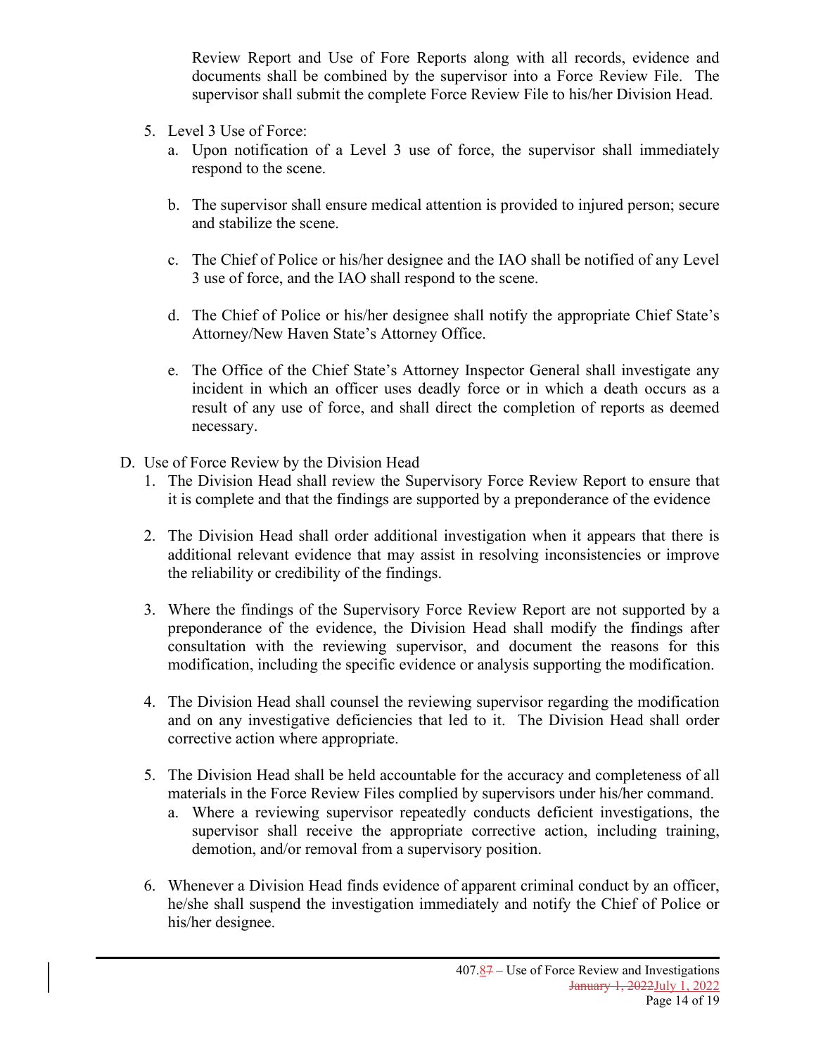Review Report and Use of Fore Reports along with all records, evidence and documents shall be combined by the supervisor into a Force Review File. The supervisor shall submit the complete Force Review File to his/her Division Head.

5. Level 3 Use of Force:
   a. Upon notification of a Level 3 use of force, the supervisor shall immediately respond to the scene.

   b. The supervisor shall ensure medical attention is provided to injured person; secure and stabilize the scene.

   c. The Chief of Police or his/her designee and the IAO shall be notified of any Level 3 use of force, and the IAO shall respond to the scene.

   d. The Chief of Police or his/her designee shall notify the appropriate Chief State's Attorney/New Haven State's Attorney Office.

   e. The Office of the Chief State's Attorney Inspector General shall investigate any incident in which an officer uses deadly force or in which a death occurs as a result of any use of force, and shall direct the completion of reports as deemed necessary.

D. Use of Force Review by the Division Head
   1. The Division Head shall review the Supervisory Force Review Report to ensure that it is complete and that the findings are supported by a preponderance of the evidence

   2. The Division Head shall order additional investigation when it appears that there is additional relevant evidence that may assist in resolving inconsistencies or improve the reliability or credibility of the findings.

   3. Where the findings of the Supervisory Force Review Report are not supported by a preponderance of the evidence, the Division Head shall modify the findings after consultation with the reviewing supervisor, and document the reasons for this modification, including the specific evidence or analysis supporting the modification.

   4. The Division Head shall counsel the reviewing supervisor regarding the modification and on any investigative deficiencies that led to it. The Division Head shall order corrective action where appropriate.

   5. The Division Head shall be held accountable for the accuracy and completeness of all materials in the Force Review Files complied by supervisors under his/her command.
      a. Where a reviewing supervisor repeatedly conducts deficient investigations, the supervisor shall receive the appropriate corrective action, including training, demotion, and/or removal from a supervisory position.

   6. Whenever a Division Head finds evidence of apparent criminal conduct by an officer, he/she shall suspend the investigation immediately and notify the Chief of Police or his/her designee.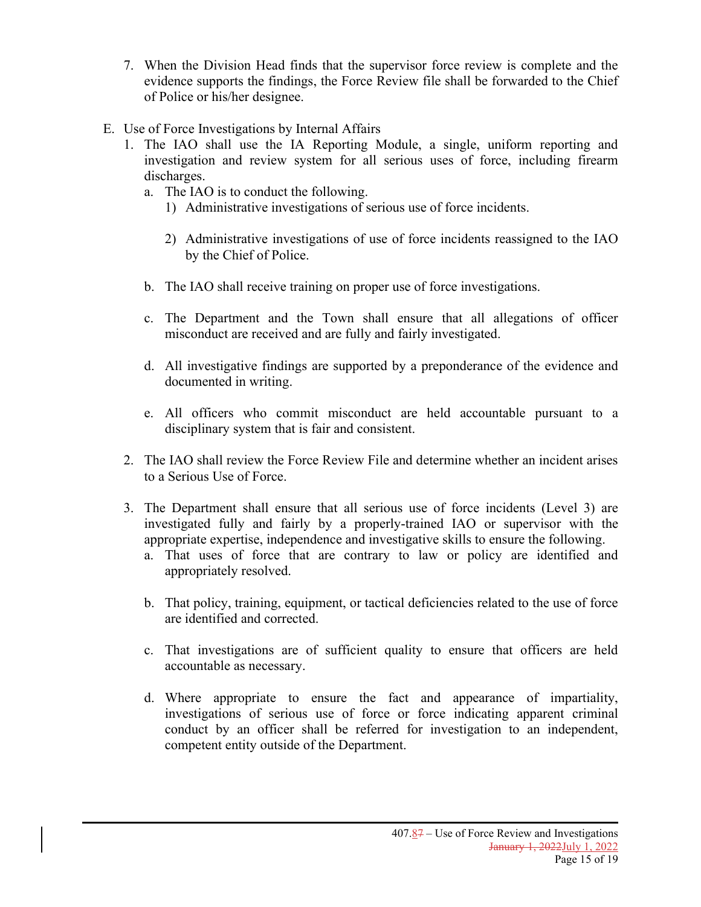7. When the Division Head finds that the supervisor force review is complete and the evidence supports the findings, the Force Review file shall be forwarded to the Chief of Police or his/her designee.

E. Use of Force Investigations by Internal Affairs

1. The IAO shall use the IA Reporting Module, a single, uniform reporting and investigation and review system for all serious uses of force, including firearm discharges.
   a. The IAO is to conduct the following.
      1) Administrative investigations of serious use of force incidents.
      2) Administrative investigations of use of force incidents reassigned to the IAO by the Chief of Police.
   b. The IAO shall receive training on proper use of force investigations.
   c. The Department and the Town shall ensure that all allegations of officer misconduct are received and are fully and fairly investigated.
   d. All investigative findings are supported by a preponderance of the evidence and documented in writing.
   e. All officers who commit misconduct are held accountable pursuant to a disciplinary system that is fair and consistent.

2. The IAO shall review the Force Review File and determine whether an incident arises to a Serious Use of Force.

3. The Department shall ensure that all serious use of force incidents (Level 3) are investigated fully and fairly by a properly-trained IAO or supervisor with the appropriate expertise, independence and investigative skills to ensure the following.
   a. That uses of force that are contrary to law or policy are identified and appropriately resolved.
   b. That policy, training, equipment, or tactical deficiencies related to the use of force are identified and corrected.
   c. That investigations are of sufficient quality to ensure that officers are held accountable as necessary.
   d. Where appropriate to ensure the fact and appearance of impartiality, investigations of serious use of force or force indicating apparent criminal conduct by an officer shall be referred for investigation to an independent, competent entity outside of the Department.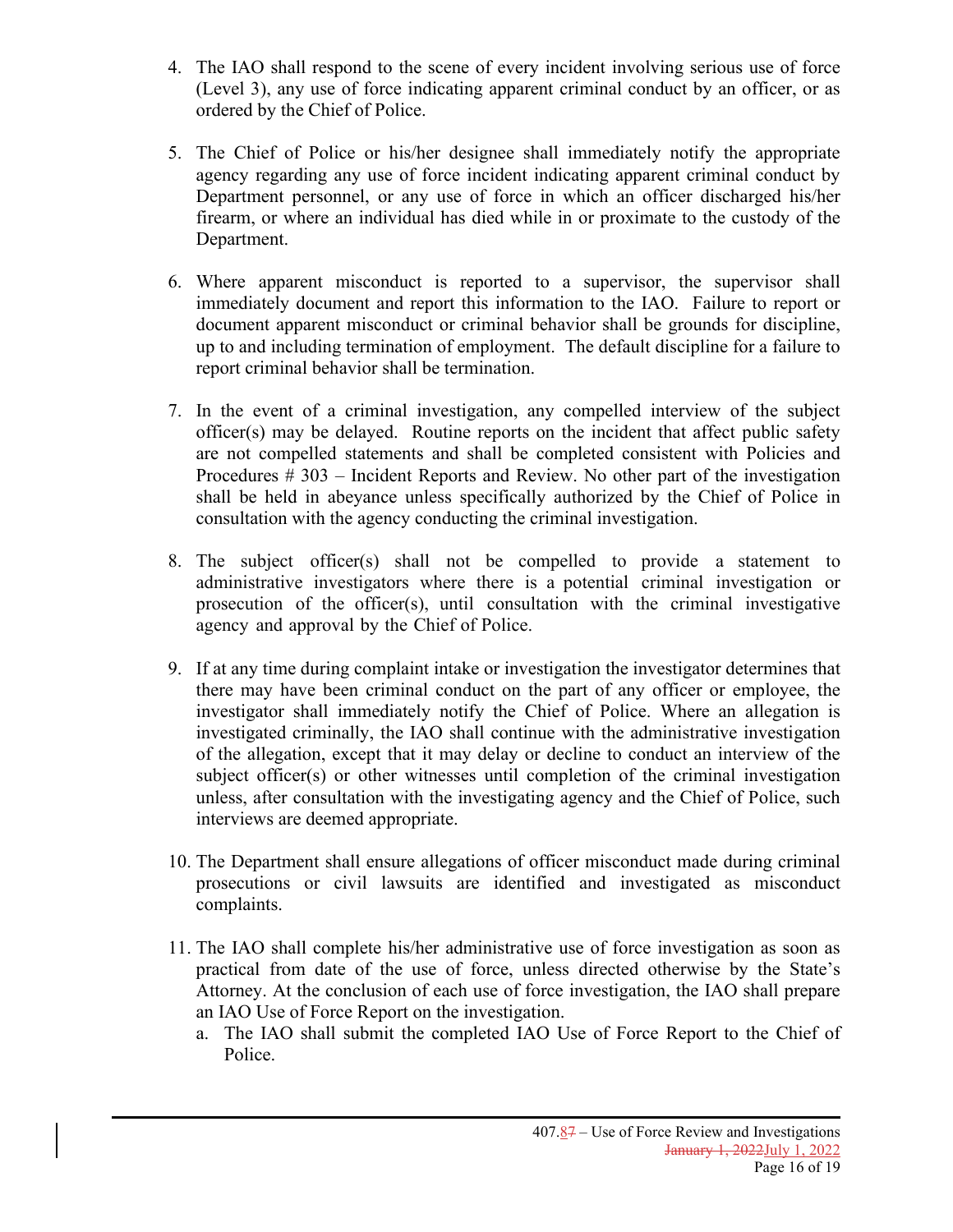4. The IAO shall respond to the scene of every incident involving serious use of force (Level 3), any use of force indicating apparent criminal conduct by an officer, or as ordered by the Chief of Police.

5. The Chief of Police or his/her designee shall immediately notify the appropriate agency regarding any use of force incident indicating apparent criminal conduct by Department personnel, or any use of force in which an officer discharged his/her firearm, or where an individual has died while in or proximate to the custody of the Department.

6. Where apparent misconduct is reported to a supervisor, the supervisor shall immediately document and report this information to the IAO. Failure to report or document apparent misconduct or criminal behavior shall be grounds for discipline, up to and including termination of employment. The default discipline for a failure to report criminal behavior shall be termination.

7. In the event of a criminal investigation, any compelled interview of the subject officer(s) may be delayed. Routine reports on the incident that affect public safety are not compelled statements and shall be completed consistent with Policies and Procedures # 303 – Incident Reports and Review. No other part of the investigation shall be held in abeyance unless specifically authorized by the Chief of Police in consultation with the agency conducting the criminal investigation.

8. The subject officer(s) shall not be compelled to provide a statement to administrative investigators where there is a potential criminal investigation or prosecution of the officer(s), until consultation with the criminal investigative agency and approval by the Chief of Police.

9. If at any time during complaint intake or investigation the investigator determines that there may have been criminal conduct on the part of any officer or employee, the investigator shall immediately notify the Chief of Police. Where an allegation is investigated criminally, the IAO shall continue with the administrative investigation of the allegation, except that it may delay or decline to conduct an interview of the subject officer(s) or other witnesses until completion of the criminal investigation unless, after consultation with the investigating agency and the Chief of Police, such interviews are deemed appropriate.

10. The Department shall ensure allegations of officer misconduct made during criminal prosecutions or civil lawsuits are identified and investigated as misconduct complaints.

11. The IAO shall complete his/her administrative use of force investigation as soon as practical from date of the use of force, unless directed otherwise by the State's Attorney. At the conclusion of each use of force investigation, the IAO shall prepare an IAO Use of Force Report on the investigation.
    a. The IAO shall submit the completed IAO Use of Force Report to the Chief of Police.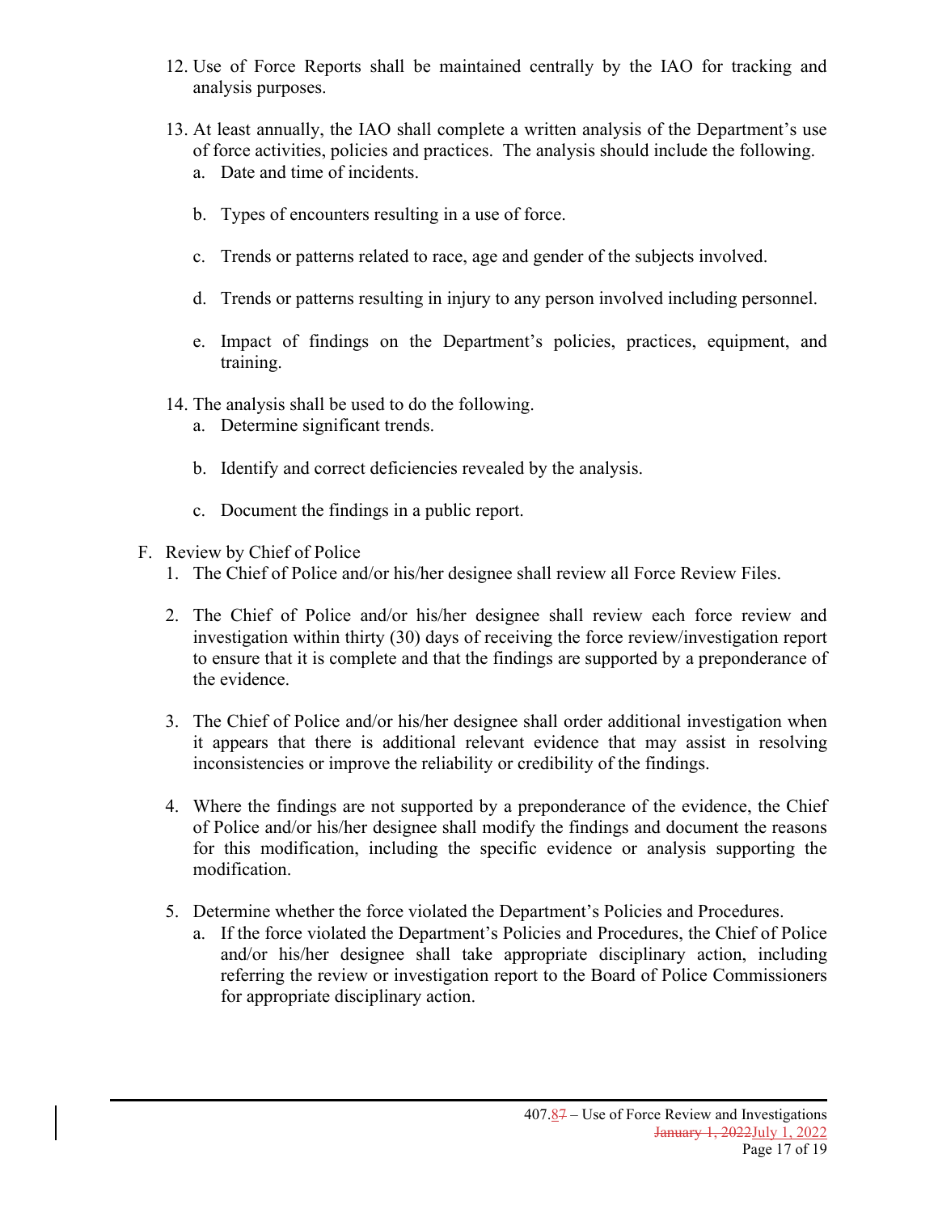12. Use of Force Reports shall be maintained centrally by the IAO for tracking and analysis purposes.

13. At least annually, the IAO shall complete a written analysis of the Department's use of force activities, policies and practices. The analysis should include the following.
    a. Date and time of incidents.

    b. Types of encounters resulting in a use of force.

    c. Trends or patterns related to race, age and gender of the subjects involved.

    d. Trends or patterns resulting in injury to any person involved including personnel.

    e. Impact of findings on the Department's policies, practices, equipment, and training.

14. The analysis shall be used to do the following.
    a. Determine significant trends.

    b. Identify and correct deficiencies revealed by the analysis.

    c. Document the findings in a public report.

F. Review by Chief of Police
   1. The Chief of Police and/or his/her designee shall review all Force Review Files.

   2. The Chief of Police and/or his/her designee shall review each force review and investigation within thirty (30) days of receiving the force review/investigation report to ensure that it is complete and that the findings are supported by a preponderance of the evidence.

   3. The Chief of Police and/or his/her designee shall order additional investigation when it appears that there is additional relevant evidence that may assist in resolving inconsistencies or improve the reliability or credibility of the findings.

   4. Where the findings are not supported by a preponderance of the evidence, the Chief of Police and/or his/her designee shall modify the findings and document the reasons for this modification, including the specific evidence or analysis supporting the modification.

   5. Determine whether the force violated the Department's Policies and Procedures.
      a. If the force violated the Department's Policies and Procedures, the Chief of Police and/or his/her designee shall take appropriate disciplinary action, including referring the review or investigation report to the Board of Police Commissioners for appropriate disciplinary action.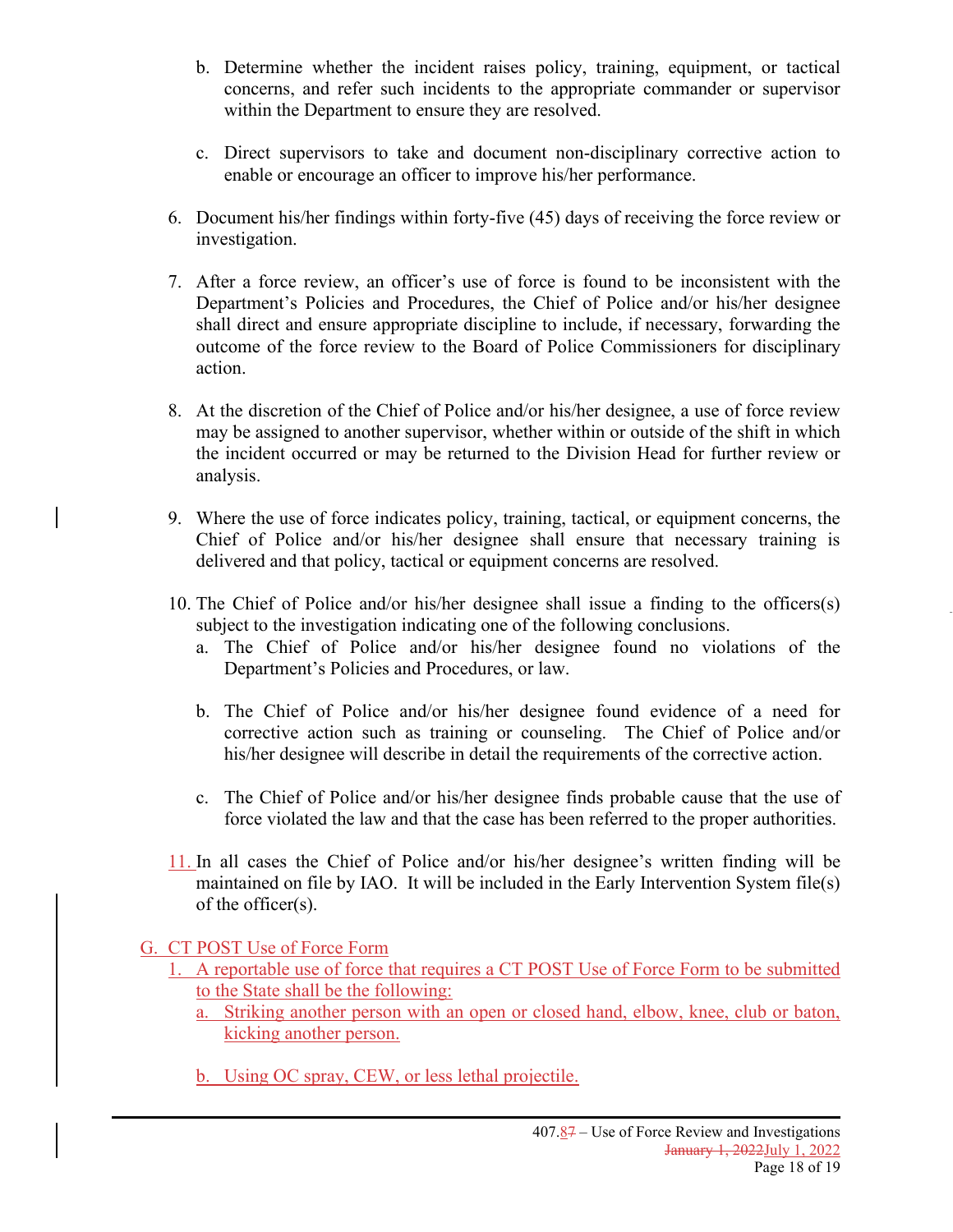b. Determine whether the incident raises policy, training, equipment, or tactical concerns, and refer such incidents to the appropriate commander or supervisor within the Department to ensure they are resolved.

   c. Direct supervisors to take and document non-disciplinary corrective action to enable or encourage an officer to improve his/her performance.

6. Document his/her findings within forty-five (45) days of receiving the force review or investigation.

7. After a force review, an officer's use of force is found to be inconsistent with the Department's Policies and Procedures, the Chief of Police and/or his/her designee shall direct and ensure appropriate discipline to include, if necessary, forwarding the outcome of the force review to the Board of Police Commissioners for disciplinary action.

8. At the discretion of the Chief of Police and/or his/her designee, a use of force review may be assigned to another supervisor, whether within or outside of the shift in which the incident occurred or may be returned to the Division Head for further review or analysis.

9. Where the use of force indicates policy, training, tactical, or equipment concerns, the Chief of Police and/or his/her designee shall ensure that necessary training is delivered and that policy, tactical or equipment concerns are resolved.

10. The Chief of Police and/or his/her designee shall issue a finding to the officers(s) subject to the investigation indicating one of the following conclusions.
    a. The Chief of Police and/or his/her designee found no violations of the Department's Policies and Procedures, or law.

    b. The Chief of Police and/or his/her designee found evidence of a need for corrective action such as training or counseling. The Chief of Police and/or his/her designee will describe in detail the requirements of the corrective action.

    c. The Chief of Police and/or his/her designee finds probable cause that the use of force violated the law and that the case has been referred to the proper authorities.

11. In all cases the Chief of Police and/or his/her designee's written finding will be maintained on file by IAO. It will be included in the Early Intervention System file(s) of the officer(s).

G. CT POST Use of Force Form
   1. A reportable use of force that requires a CT POST Use of Force Form to be submitted to the State shall be the following:
      a. Striking another person with an open or closed hand, elbow, knee, club or baton, kicking another person.

      b. Using OC spray, CEW, or less lethal projectile.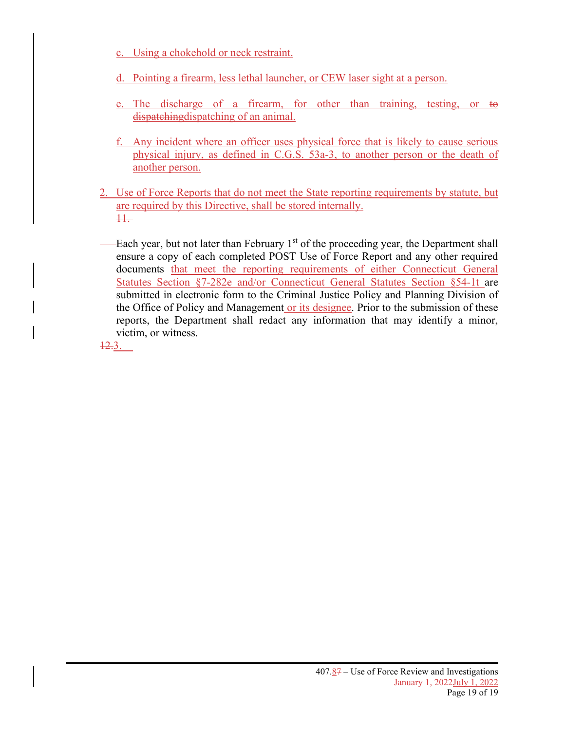c. Using a chokehold or neck restraint.

d. Pointing a firearm, less lethal launcher, or CEW laser sight at a person.

e. The discharge of a firearm, for other than training, testing, or ~~to dispatching~~dispatching of an animal.

f. Any incident where an officer uses physical force that is likely to cause serious physical injury, as defined in C.G.S. 53a-3, to another person or the death of another person.

2. Use of Force Reports that do not meet the State reporting requirements by statute, but are required by this Directive, shall be stored internally.
~~11.~~

Each year, but not later than February 1st of the proceeding year, the Department shall ensure a copy of each completed POST Use of Force Report and any other required documents that meet the reporting requirements of either Connecticut General Statutes Section §7-282e and/or Connecticut General Statutes Section §54-1t are submitted in electronic form to the Criminal Justice Policy and Planning Division of the Office of Policy and Management or its designee. Prior to the submission of these reports, the Department shall redact any information that may identify a minor, victim, or witness.

~~12.~~3.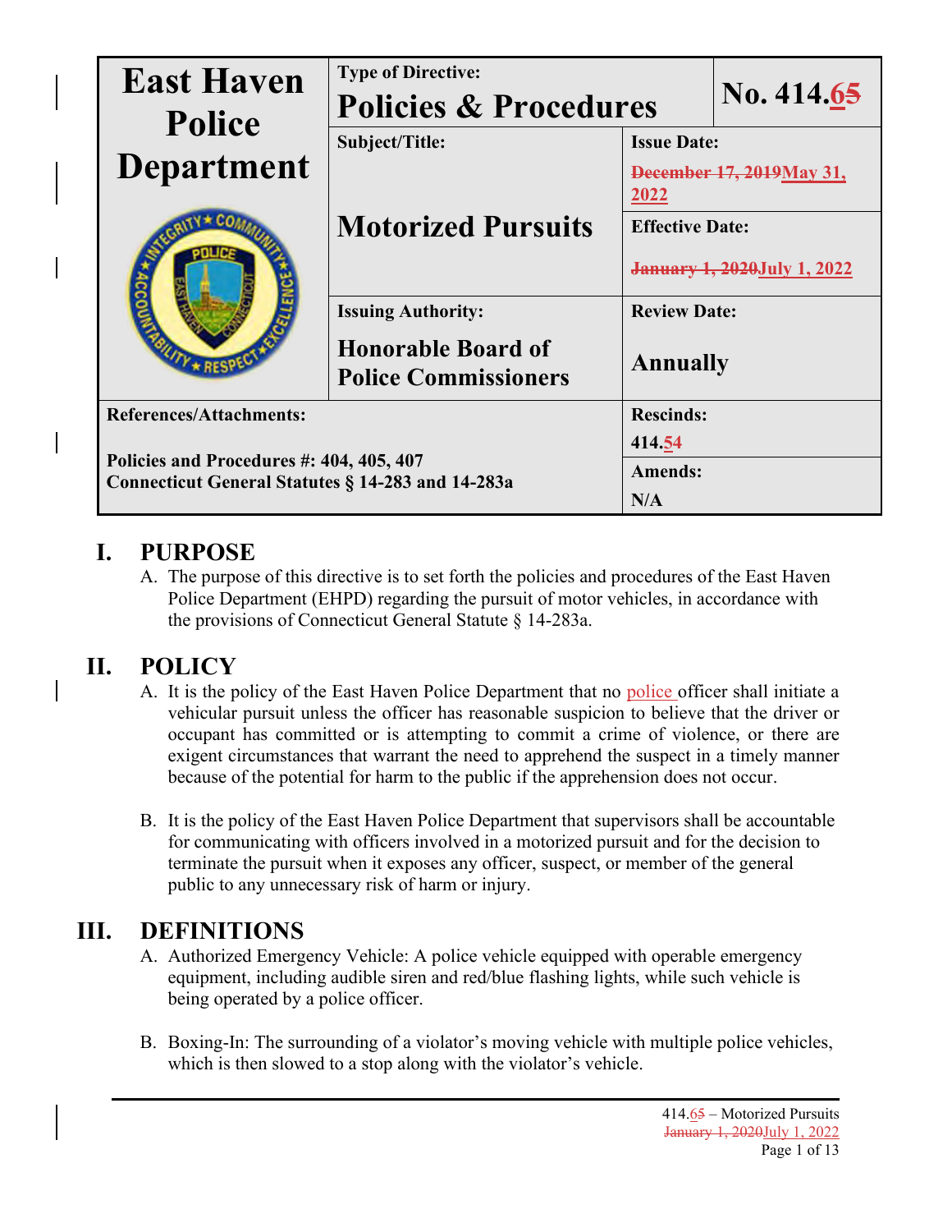| East Haven Police Department | Type of Directive: Policies & Procedures | | No. 414.~~6~~5 |
|---|---|---|---|
| | Subject/Title: Motorized Pursuits | Issue Date: ~~December 17, 2019~~May 31, 2022 | |
| | | Effective Date: ~~January 1, 2020~~July 1, 2022 | |
| | Issuing Authority: Honorable Board of Police Commissioners | Review Date: Annually | |
| References/Attachments: Policies and Procedures #: 404, 405, 407; Connecticut General Statutes § 14-283 and 14-283a | | Rescinds: 414.~~5~~4 | |
| | | Amends: N/A | |

## I. PURPOSE

A. The purpose of this directive is to set forth the policies and procedures of the East Haven Police Department (EHPD) regarding the pursuit of motor vehicles, in accordance with the provisions of Connecticut General Statute § 14-283a.

## II. POLICY

A. It is the policy of the East Haven Police Department that no police officer shall initiate a vehicular pursuit unless the officer has reasonable suspicion to believe that the driver or occupant has committed or is attempting to commit a crime of violence, or there are exigent circumstances that warrant the need to apprehend the suspect in a timely manner because of the potential for harm to the public if the apprehension does not occur.

B. It is the policy of the East Haven Police Department that supervisors shall be accountable for communicating with officers involved in a motorized pursuit and for the decision to terminate the pursuit when it exposes any officer, suspect, or member of the general public to any unnecessary risk of harm or injury.

## III. DEFINITIONS

A. Authorized Emergency Vehicle: A police vehicle equipped with operable emergency equipment, including audible siren and red/blue flashing lights, while such vehicle is being operated by a police officer.

B. Boxing-In: The surrounding of a violator's moving vehicle with multiple police vehicles, which is then slowed to a stop along with the violator's vehicle.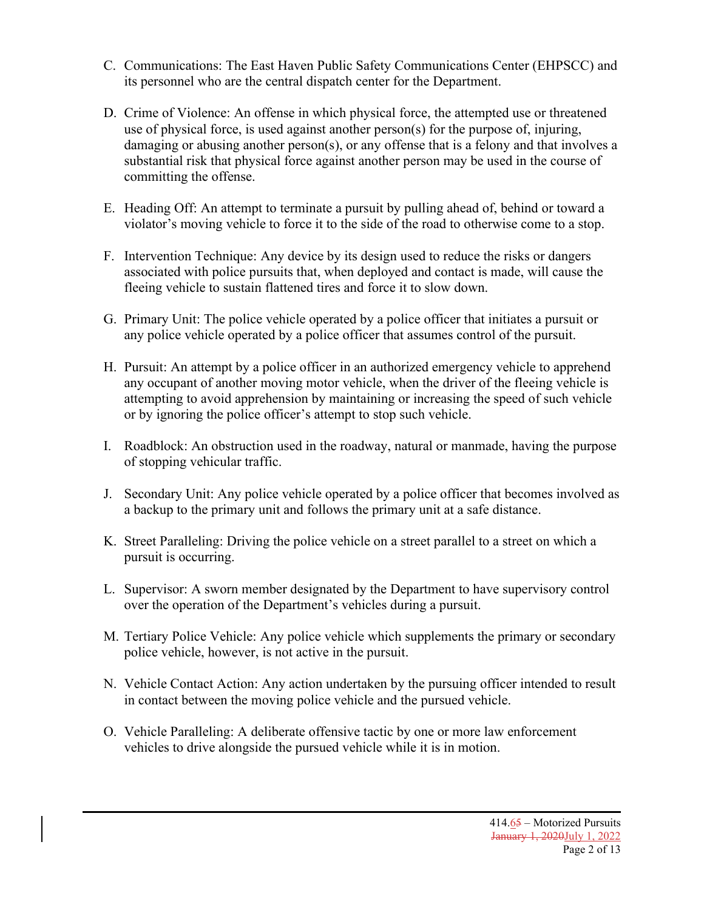C. Communications: The East Haven Public Safety Communications Center (EHPSCC) and its personnel who are the central dispatch center for the Department.

D. Crime of Violence: An offense in which physical force, the attempted use or threatened use of physical force, is used against another person(s) for the purpose of, injuring, damaging or abusing another person(s), or any offense that is a felony and that involves a substantial risk that physical force against another person may be used in the course of committing the offense.

E. Heading Off: An attempt to terminate a pursuit by pulling ahead of, behind or toward a violator's moving vehicle to force it to the side of the road to otherwise come to a stop.

F. Intervention Technique: Any device by its design used to reduce the risks or dangers associated with police pursuits that, when deployed and contact is made, will cause the fleeing vehicle to sustain flattened tires and force it to slow down.

G. Primary Unit: The police vehicle operated by a police officer that initiates a pursuit or any police vehicle operated by a police officer that assumes control of the pursuit.

H. Pursuit: An attempt by a police officer in an authorized emergency vehicle to apprehend any occupant of another moving motor vehicle, when the driver of the fleeing vehicle is attempting to avoid apprehension by maintaining or increasing the speed of such vehicle or by ignoring the police officer's attempt to stop such vehicle.

I. Roadblock: An obstruction used in the roadway, natural or manmade, having the purpose of stopping vehicular traffic.

J. Secondary Unit: Any police vehicle operated by a police officer that becomes involved as a backup to the primary unit and follows the primary unit at a safe distance.

K. Street Paralleling: Driving the police vehicle on a street parallel to a street on which a pursuit is occurring.

L. Supervisor: A sworn member designated by the Department to have supervisory control over the operation of the Department's vehicles during a pursuit.

M. Tertiary Police Vehicle: Any police vehicle which supplements the primary or secondary police vehicle, however, is not active in the pursuit.

N. Vehicle Contact Action: Any action undertaken by the pursuing officer intended to result in contact between the moving police vehicle and the pursued vehicle.

O. Vehicle Paralleling: A deliberate offensive tactic by one or more law enforcement vehicles to drive alongside the pursued vehicle while it is in motion.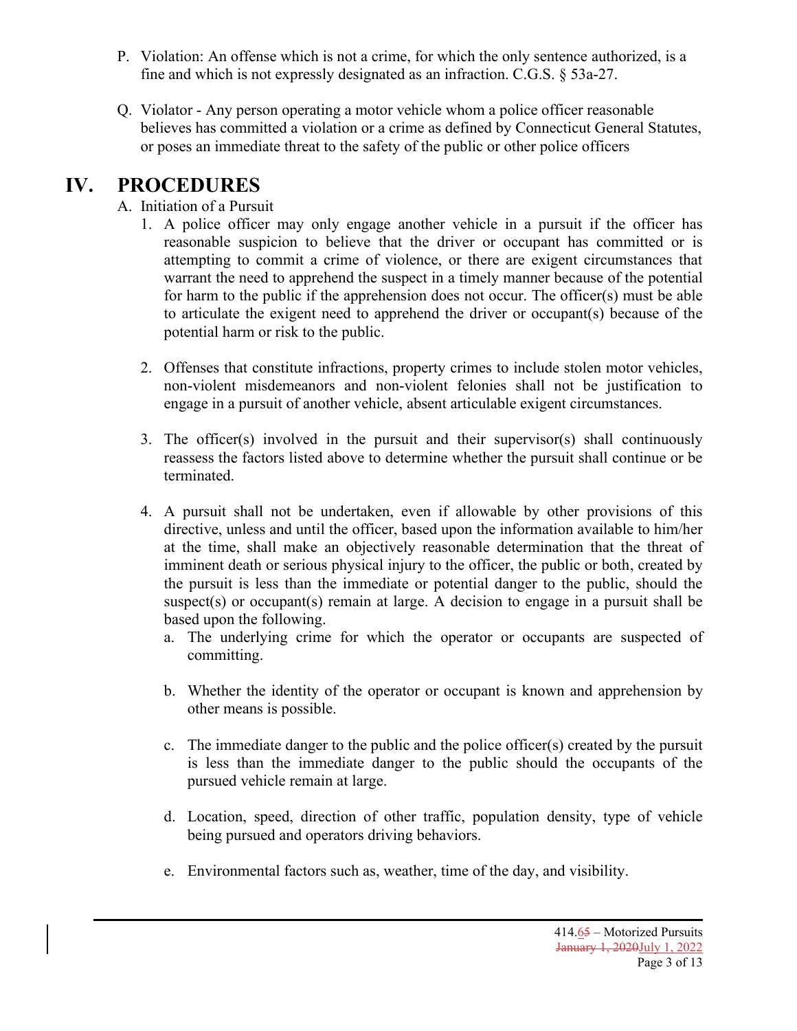P. Violation: An offense which is not a crime, for which the only sentence authorized, is a fine and which is not expressly designated as an infraction. C.G.S. § 53a-27.

Q. Violator - Any person operating a motor vehicle whom a police officer reasonable believes has committed a violation or a crime as defined by Connecticut General Statutes, or poses an immediate threat to the safety of the public or other police officers

# IV. PROCEDURES

A. Initiation of a Pursuit

1. A police officer may only engage another vehicle in a pursuit if the officer has reasonable suspicion to believe that the driver or occupant has committed or is attempting to commit a crime of violence, or there are exigent circumstances that warrant the need to apprehend the suspect in a timely manner because of the potential for harm to the public if the apprehension does not occur. The officer(s) must be able to articulate the exigent need to apprehend the driver or occupant(s) because of the potential harm or risk to the public.

2. Offenses that constitute infractions, property crimes to include stolen motor vehicles, non-violent misdemeanors and non-violent felonies shall not be justification to engage in a pursuit of another vehicle, absent articulable exigent circumstances.

3. The officer(s) involved in the pursuit and their supervisor(s) shall continuously reassess the factors listed above to determine whether the pursuit shall continue or be terminated.

4. A pursuit shall not be undertaken, even if allowable by other provisions of this directive, unless and until the officer, based upon the information available to him/her at the time, shall make an objectively reasonable determination that the threat of imminent death or serious physical injury to the officer, the public or both, created by the pursuit is less than the immediate or potential danger to the public, should the suspect(s) or occupant(s) remain at large. A decision to engage in a pursuit shall be based upon the following.

   a. The underlying crime for which the operator or occupants are suspected of committing.

   b. Whether the identity of the operator or occupant is known and apprehension by other means is possible.

   c. The immediate danger to the public and the police officer(s) created by the pursuit is less than the immediate danger to the public should the occupants of the pursued vehicle remain at large.

   d. Location, speed, direction of other traffic, population density, type of vehicle being pursued and operators driving behaviors.

   e. Environmental factors such as, weather, time of the day, and visibility.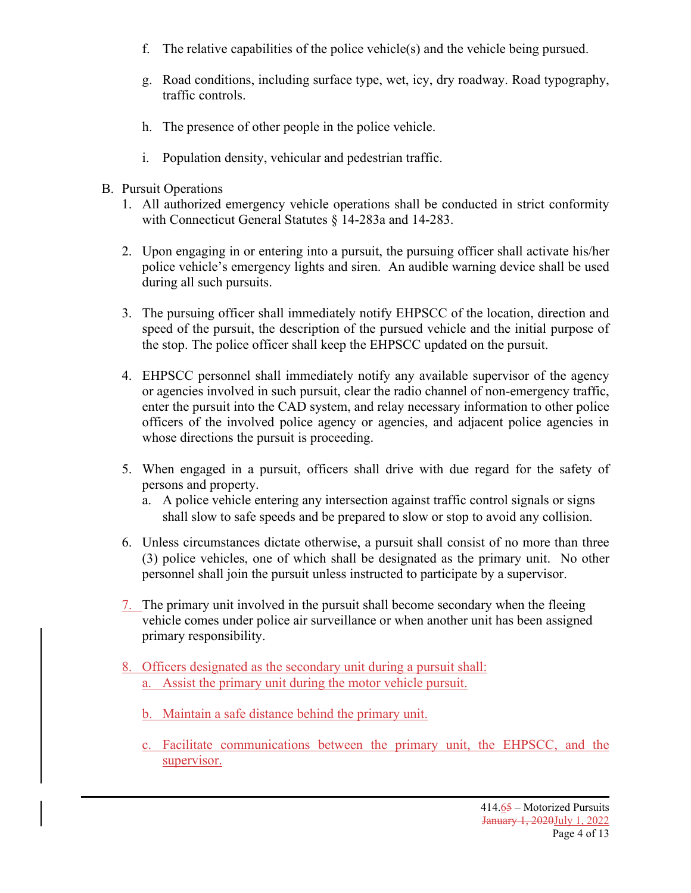f. The relative capabilities of the police vehicle(s) and the vehicle being pursued.

g. Road conditions, including surface type, wet, icy, dry roadway. Road typography, traffic controls.

h. The presence of other people in the police vehicle.

i. Population density, vehicular and pedestrian traffic.

B. Pursuit Operations

1. All authorized emergency vehicle operations shall be conducted in strict conformity with Connecticut General Statutes § 14-283a and 14-283.

2. Upon engaging in or entering into a pursuit, the pursuing officer shall activate his/her police vehicle's emergency lights and siren. An audible warning device shall be used during all such pursuits.

3. The pursuing officer shall immediately notify EHPSCC of the location, direction and speed of the pursuit, the description of the pursued vehicle and the initial purpose of the stop. The police officer shall keep the EHPSCC updated on the pursuit.

4. EHPSCC personnel shall immediately notify any available supervisor of the agency or agencies involved in such pursuit, clear the radio channel of non-emergency traffic, enter the pursuit into the CAD system, and relay necessary information to other police officers of the involved police agency or agencies, and adjacent police agencies in whose directions the pursuit is proceeding.

5. When engaged in a pursuit, officers shall drive with due regard for the safety of persons and property.
   a. A police vehicle entering any intersection against traffic control signals or signs shall slow to safe speeds and be prepared to slow or stop to avoid any collision.

6. Unless circumstances dictate otherwise, a pursuit shall consist of no more than three (3) police vehicles, one of which shall be designated as the primary unit. No other personnel shall join the pursuit unless instructed to participate by a supervisor.

7. The primary unit involved in the pursuit shall become secondary when the fleeing vehicle comes under police air surveillance or when another unit has been assigned primary responsibility.

8. Officers designated as the secondary unit during a pursuit shall:
   a. Assist the primary unit during the motor vehicle pursuit.

   b. Maintain a safe distance behind the primary unit.

   c. Facilitate communications between the primary unit, the EHPSCC, and the supervisor.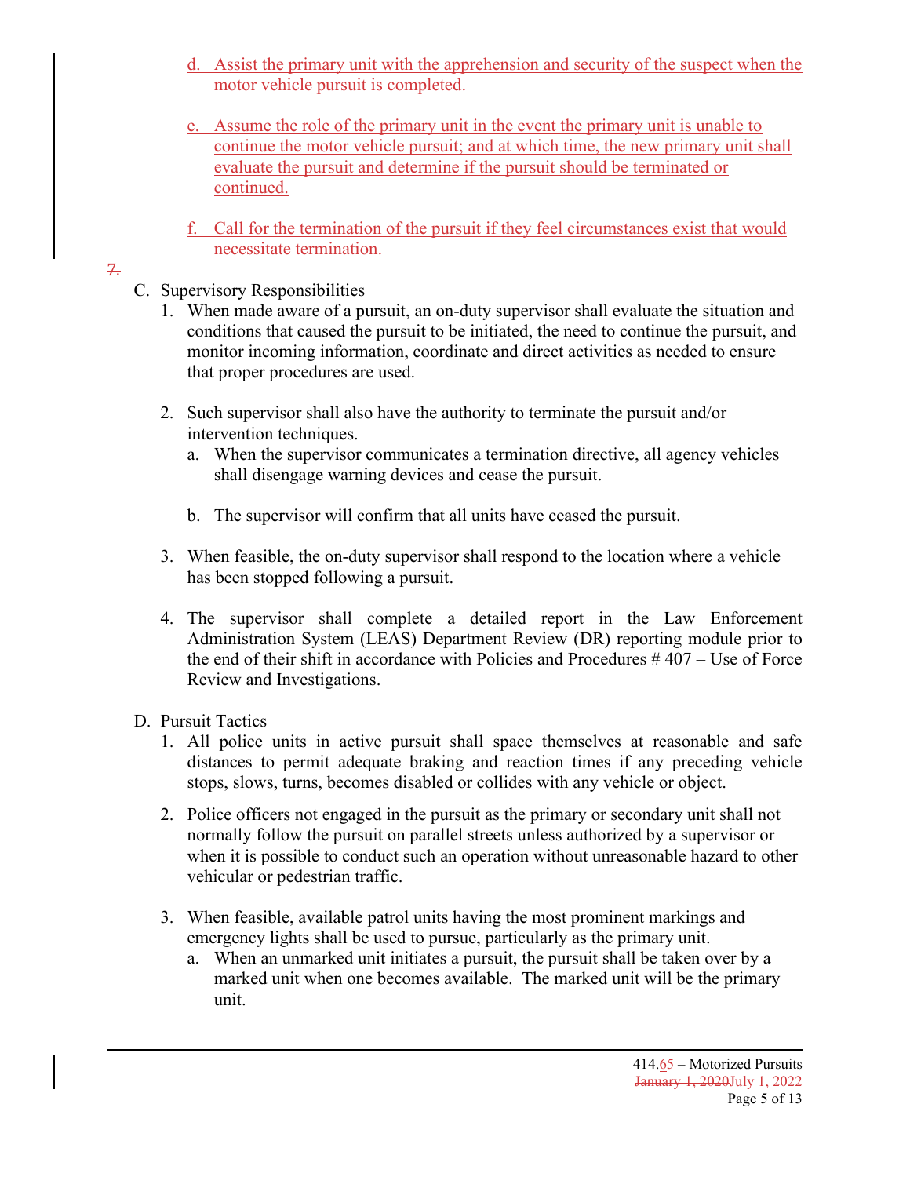d. Assist the primary unit with the apprehension and security of the suspect when the motor vehicle pursuit is completed.

e. Assume the role of the primary unit in the event the primary unit is unable to continue the motor vehicle pursuit; and at which time, the new primary unit shall evaluate the pursuit and determine if the pursuit should be terminated or continued.

f. Call for the termination of the pursuit if they feel circumstances exist that would necessitate termination.

7.

C. Supervisory Responsibilities

1. When made aware of a pursuit, an on-duty supervisor shall evaluate the situation and conditions that caused the pursuit to be initiated, the need to continue the pursuit, and monitor incoming information, coordinate and direct activities as needed to ensure that proper procedures are used.

2. Such supervisor shall also have the authority to terminate the pursuit and/or intervention techniques.
   a. When the supervisor communicates a termination directive, all agency vehicles shall disengage warning devices and cease the pursuit.

   b. The supervisor will confirm that all units have ceased the pursuit.

3. When feasible, the on-duty supervisor shall respond to the location where a vehicle has been stopped following a pursuit.

4. The supervisor shall complete a detailed report in the Law Enforcement Administration System (LEAS) Department Review (DR) reporting module prior to the end of their shift in accordance with Policies and Procedures # 407 – Use of Force Review and Investigations.

D. Pursuit Tactics

1. All police units in active pursuit shall space themselves at reasonable and safe distances to permit adequate braking and reaction times if any preceding vehicle stops, slows, turns, becomes disabled or collides with any vehicle or object.

2. Police officers not engaged in the pursuit as the primary or secondary unit shall not normally follow the pursuit on parallel streets unless authorized by a supervisor or when it is possible to conduct such an operation without unreasonable hazard to other vehicular or pedestrian traffic.

3. When feasible, available patrol units having the most prominent markings and emergency lights shall be used to pursue, particularly as the primary unit.
   a. When an unmarked unit initiates a pursuit, the pursuit shall be taken over by a marked unit when one becomes available. The marked unit will be the primary unit.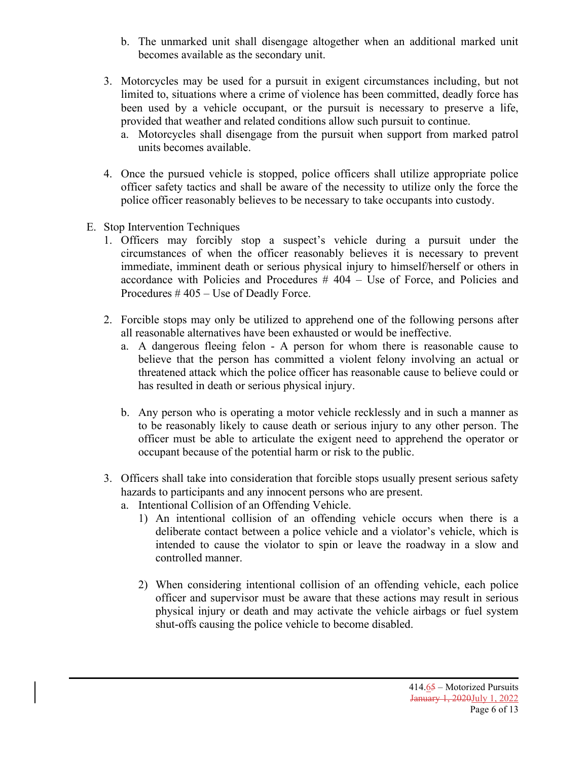b. The unmarked unit shall disengage altogether when an additional marked unit becomes available as the secondary unit.

3. Motorcycles may be used for a pursuit in exigent circumstances including, but not limited to, situations where a crime of violence has been committed, deadly force has been used by a vehicle occupant, or the pursuit is necessary to preserve a life, provided that weather and related conditions allow such pursuit to continue.
   a. Motorcycles shall disengage from the pursuit when support from marked patrol units becomes available.

4. Once the pursued vehicle is stopped, police officers shall utilize appropriate police officer safety tactics and shall be aware of the necessity to utilize only the force the police officer reasonably believes to be necessary to take occupants into custody.

E. Stop Intervention Techniques
   1. Officers may forcibly stop a suspect's vehicle during a pursuit under the circumstances of when the officer reasonably believes it is necessary to prevent immediate, imminent death or serious physical injury to himself/herself or others in accordance with Policies and Procedures # 404 – Use of Force, and Policies and Procedures # 405 – Use of Deadly Force.

   2. Forcible stops may only be utilized to apprehend one of the following persons after all reasonable alternatives have been exhausted or would be ineffective.
      a. A dangerous fleeing felon - A person for whom there is reasonable cause to believe that the person has committed a violent felony involving an actual or threatened attack which the police officer has reasonable cause to believe could or has resulted in death or serious physical injury.

      b. Any person who is operating a motor vehicle recklessly and in such a manner as to be reasonably likely to cause death or serious injury to any other person. The officer must be able to articulate the exigent need to apprehend the operator or occupant because of the potential harm or risk to the public.

   3. Officers shall take into consideration that forcible stops usually present serious safety hazards to participants and any innocent persons who are present.
      a. Intentional Collision of an Offending Vehicle.
         1) An intentional collision of an offending vehicle occurs when there is a deliberate contact between a police vehicle and a violator's vehicle, which is intended to cause the violator to spin or leave the roadway in a slow and controlled manner.

         2) When considering intentional collision of an offending vehicle, each police officer and supervisor must be aware that these actions may result in serious physical injury or death and may activate the vehicle airbags or fuel system shut-offs causing the police vehicle to become disabled.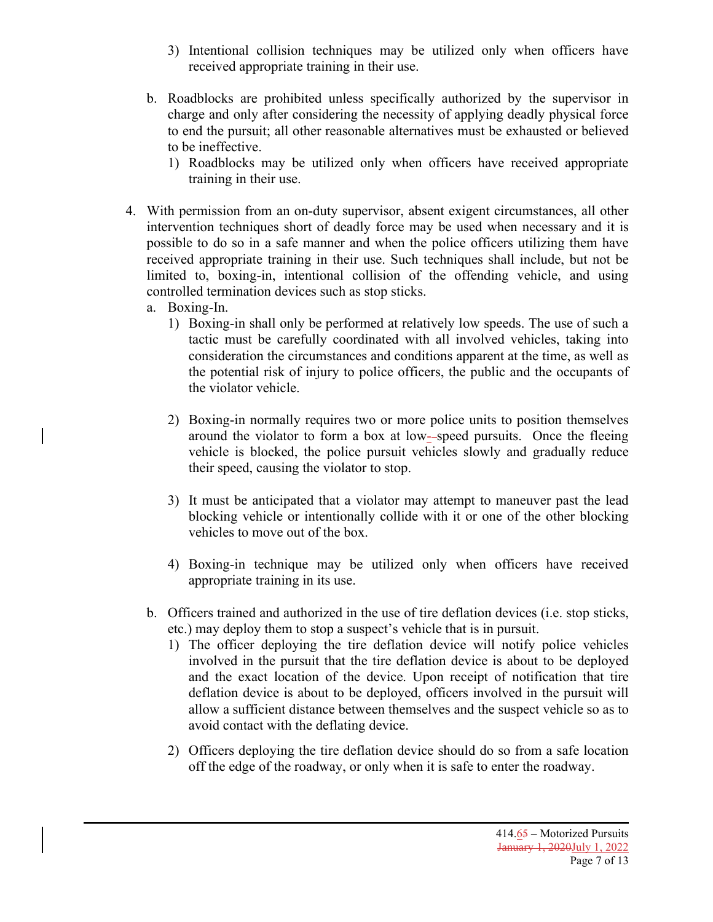3) Intentional collision techniques may be utilized only when officers have received appropriate training in their use.

b. Roadblocks are prohibited unless specifically authorized by the supervisor in charge and only after considering the necessity of applying deadly physical force to end the pursuit; all other reasonable alternatives must be exhausted or believed to be ineffective.

   1) Roadblocks may be utilized only when officers have received appropriate training in their use.

4. With permission from an on-duty supervisor, absent exigent circumstances, all other intervention techniques short of deadly force may be used when necessary and it is possible to do so in a safe manner and when the police officers utilizing them have received appropriate training in their use. Such techniques shall include, but not be limited to, boxing-in, intentional collision of the offending vehicle, and using controlled termination devices such as stop sticks.

   a. Boxing-In.

      1) Boxing-in shall only be performed at relatively low speeds. The use of such a tactic must be carefully coordinated with all involved vehicles, taking into consideration the circumstances and conditions apparent at the time, as well as the potential risk of injury to police officers, the public and the occupants of the violator vehicle.

      2) Boxing-in normally requires two or more police units to position themselves around the violator to form a box at low-speed pursuits. Once the fleeing vehicle is blocked, the police pursuit vehicles slowly and gradually reduce their speed, causing the violator to stop.

      3) It must be anticipated that a violator may attempt to maneuver past the lead blocking vehicle or intentionally collide with it or one of the other blocking vehicles to move out of the box.

      4) Boxing-in technique may be utilized only when officers have received appropriate training in its use.

   b. Officers trained and authorized in the use of tire deflation devices (i.e. stop sticks, etc.) may deploy them to stop a suspect's vehicle that is in pursuit.

      1) The officer deploying the tire deflation device will notify police vehicles involved in the pursuit that the tire deflation device is about to be deployed and the exact location of the device. Upon receipt of notification that tire deflation device is about to be deployed, officers involved in the pursuit will allow a sufficient distance between themselves and the suspect vehicle so as to avoid contact with the deflating device.

      2) Officers deploying the tire deflation device should do so from a safe location off the edge of the roadway, or only when it is safe to enter the roadway.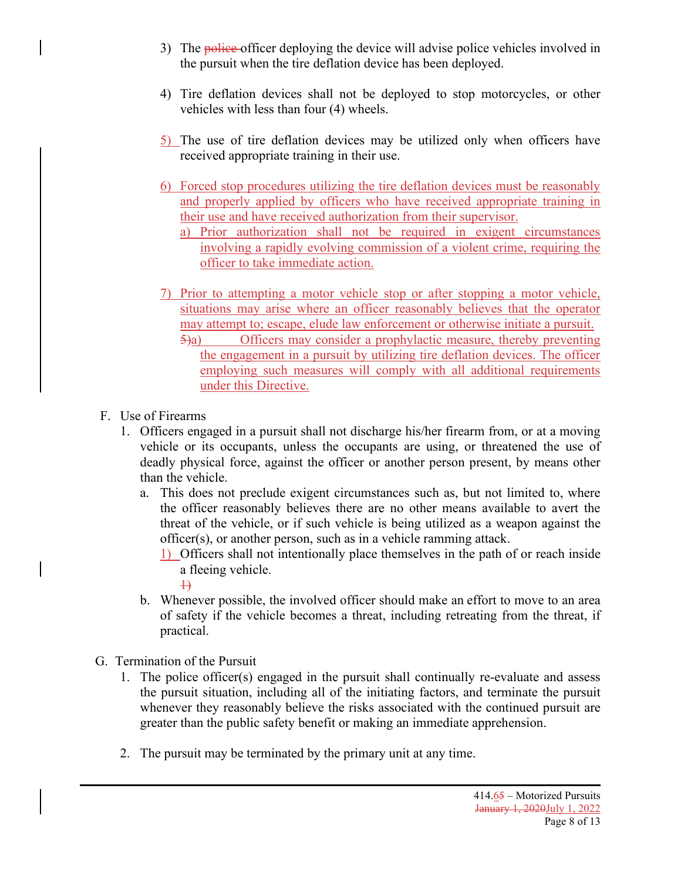3) The ~~police~~ officer deploying the device will advise police vehicles involved in the pursuit when the tire deflation device has been deployed.

4) Tire deflation devices shall not be deployed to stop motorcycles, or other vehicles with less than four (4) wheels.

5) The use of tire deflation devices may be utilized only when officers have received appropriate training in their use.

6) Forced stop procedures utilizing the tire deflation devices must be reasonably and properly applied by officers who have received appropriate training in their use and have received authorization from their supervisor.
   a) Prior authorization shall not be required in exigent circumstances involving a rapidly evolving commission of a violent crime, requiring the officer to take immediate action.

7) Prior to attempting a motor vehicle stop or after stopping a motor vehicle, situations may arise where an officer reasonably believes that the operator may attempt to; escape, elude law enforcement or otherwise initiate a pursuit.
   ~~5)~~a) Officers may consider a prophylactic measure, thereby preventing the engagement in a pursuit by utilizing tire deflation devices. The officer employing such measures will comply with all additional requirements under this Directive.

F. Use of Firearms
   1. Officers engaged in a pursuit shall not discharge his/her firearm from, or at a moving vehicle or its occupants, unless the occupants are using, or threatened the use of deadly physical force, against the officer or another person present, by means other than the vehicle.
      a. This does not preclude exigent circumstances such as, but not limited to, where the officer reasonably believes there are no other means available to avert the threat of the vehicle, or if such vehicle is being utilized as a weapon against the officer(s), or another person, such as in a vehicle ramming attack.
         1) Officers shall not intentionally place themselves in the path of or reach inside a fleeing vehicle.
         ~~1)~~
      b. Whenever possible, the involved officer should make an effort to move to an area of safety if the vehicle becomes a threat, including retreating from the threat, if practical.

G. Termination of the Pursuit
   1. The police officer(s) engaged in the pursuit shall continually re-evaluate and assess the pursuit situation, including all of the initiating factors, and terminate the pursuit whenever they reasonably believe the risks associated with the continued pursuit are greater than the public safety benefit or making an immediate apprehension.

   2. The pursuit may be terminated by the primary unit at any time.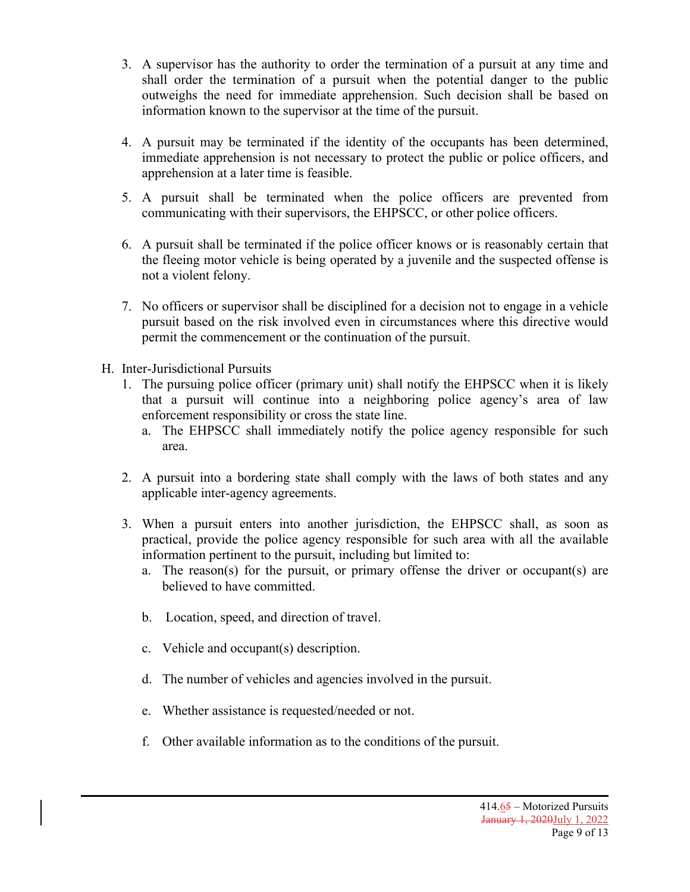3. A supervisor has the authority to order the termination of a pursuit at any time and shall order the termination of a pursuit when the potential danger to the public outweighs the need for immediate apprehension. Such decision shall be based on information known to the supervisor at the time of the pursuit.

4. A pursuit may be terminated if the identity of the occupants has been determined, immediate apprehension is not necessary to protect the public or police officers, and apprehension at a later time is feasible.

5. A pursuit shall be terminated when the police officers are prevented from communicating with their supervisors, the EHPSCC, or other police officers.

6. A pursuit shall be terminated if the police officer knows or is reasonably certain that the fleeing motor vehicle is being operated by a juvenile and the suspected offense is not a violent felony.

7. No officers or supervisor shall be disciplined for a decision not to engage in a vehicle pursuit based on the risk involved even in circumstances where this directive would permit the commencement or the continuation of the pursuit.

H. Inter-Jurisdictional Pursuits

1. The pursuing police officer (primary unit) shall notify the EHPSCC when it is likely that a pursuit will continue into a neighboring police agency's area of law enforcement responsibility or cross the state line.
   a. The EHPSCC shall immediately notify the police agency responsible for such area.

2. A pursuit into a bordering state shall comply with the laws of both states and any applicable inter-agency agreements.

3. When a pursuit enters into another jurisdiction, the EHPSCC shall, as soon as practical, provide the police agency responsible for such area with all the available information pertinent to the pursuit, including but limited to:
   a. The reason(s) for the pursuit, or primary offense the driver or occupant(s) are believed to have committed.
   b. Location, speed, and direction of travel.
   c. Vehicle and occupant(s) description.
   d. The number of vehicles and agencies involved in the pursuit.
   e. Whether assistance is requested/needed or not.
   f. Other available information as to the conditions of the pursuit.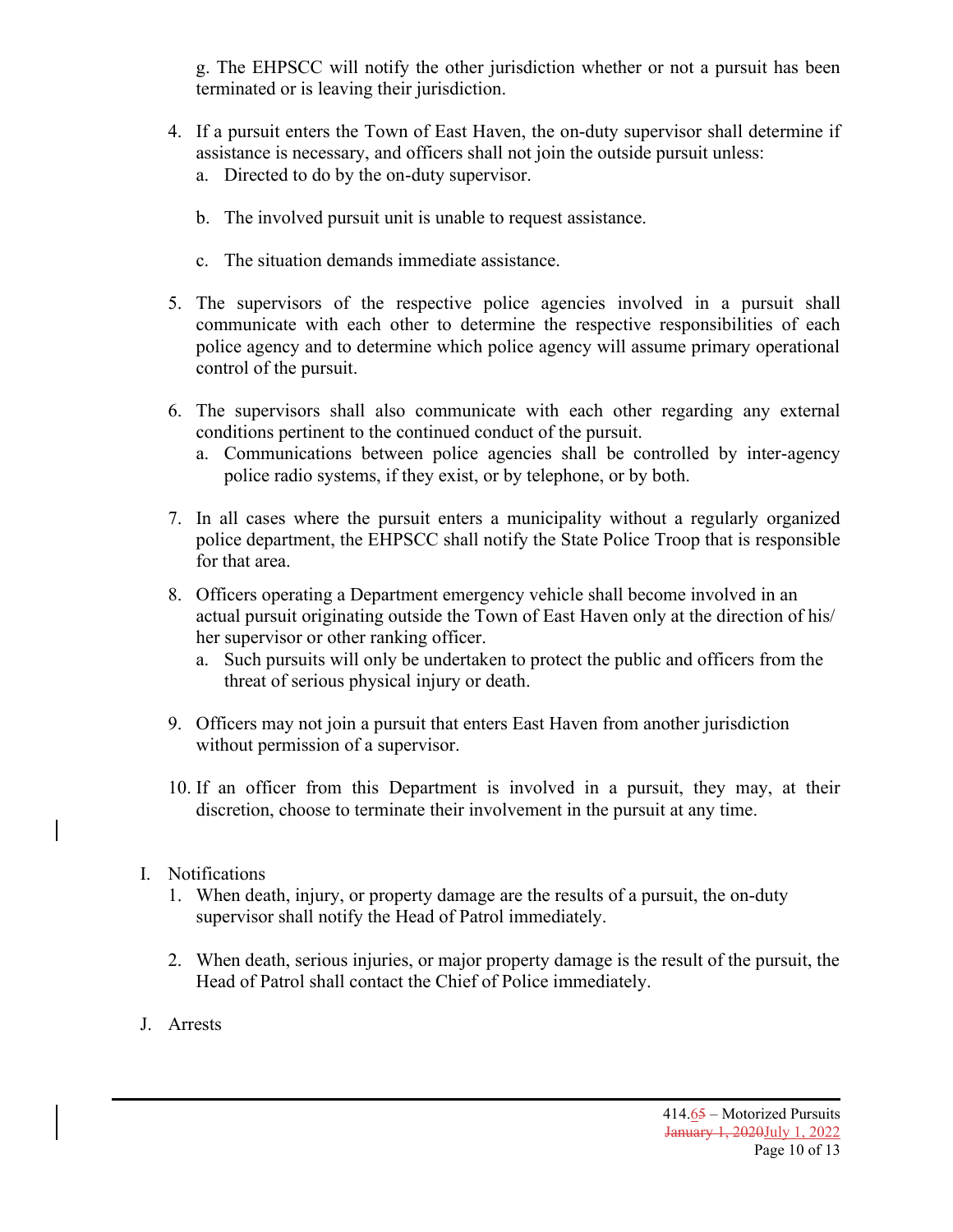g. The EHPSCC will notify the other jurisdiction whether or not a pursuit has been terminated or is leaving their jurisdiction.

4. If a pursuit enters the Town of East Haven, the on-duty supervisor shall determine if assistance is necessary, and officers shall not join the outside pursuit unless:
   a. Directed to do by the on-duty supervisor.

   b. The involved pursuit unit is unable to request assistance.

   c. The situation demands immediate assistance.

5. The supervisors of the respective police agencies involved in a pursuit shall communicate with each other to determine the respective responsibilities of each police agency and to determine which police agency will assume primary operational control of the pursuit.

6. The supervisors shall also communicate with each other regarding any external conditions pertinent to the continued conduct of the pursuit.
   a. Communications between police agencies shall be controlled by inter-agency police radio systems, if they exist, or by telephone, or by both.

7. In all cases where the pursuit enters a municipality without a regularly organized police department, the EHPSCC shall notify the State Police Troop that is responsible for that area.

8. Officers operating a Department emergency vehicle shall become involved in an actual pursuit originating outside the Town of East Haven only at the direction of his/ her supervisor or other ranking officer.
   a. Such pursuits will only be undertaken to protect the public and officers from the threat of serious physical injury or death.

9. Officers may not join a pursuit that enters East Haven from another jurisdiction without permission of a supervisor.

10. If an officer from this Department is involved in a pursuit, they may, at their discretion, choose to terminate their involvement in the pursuit at any time.

I. Notifications
   1. When death, injury, or property damage are the results of a pursuit, the on-duty supervisor shall notify the Head of Patrol immediately.

   2. When death, serious injuries, or major property damage is the result of the pursuit, the Head of Patrol shall contact the Chief of Police immediately.

J. Arrests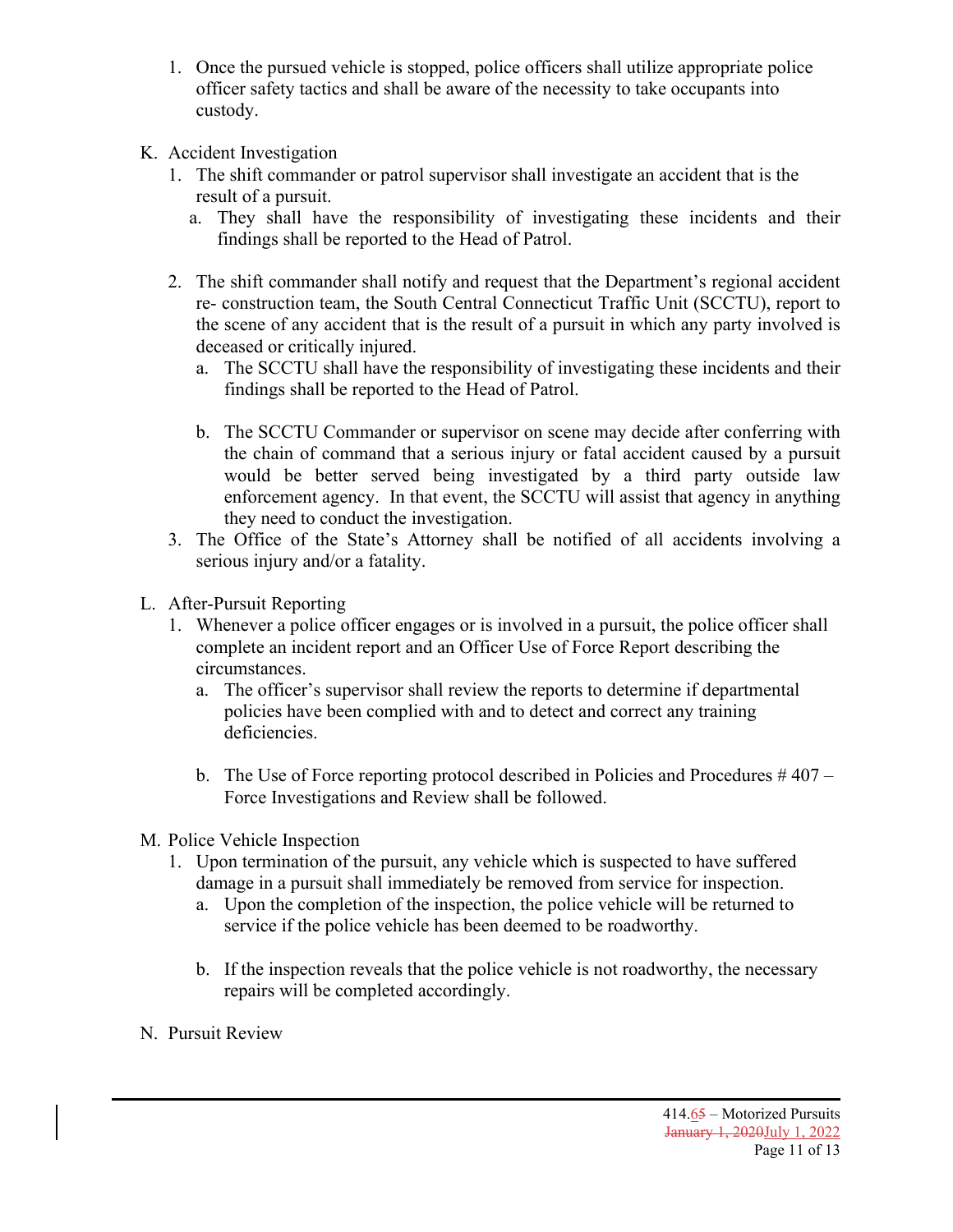1. Once the pursued vehicle is stopped, police officers shall utilize appropriate police officer safety tactics and shall be aware of the necessity to take occupants into custody.

K. Accident Investigation
   1. The shift commander or patrol supervisor shall investigate an accident that is the result of a pursuit.
      a. They shall have the responsibility of investigating these incidents and their findings shall be reported to the Head of Patrol.

   2. The shift commander shall notify and request that the Department's regional accident re- construction team, the South Central Connecticut Traffic Unit (SCCTU), report to the scene of any accident that is the result of a pursuit in which any party involved is deceased or critically injured.
      a. The SCCTU shall have the responsibility of investigating these incidents and their findings shall be reported to the Head of Patrol.

      b. The SCCTU Commander or supervisor on scene may decide after conferring with the chain of command that a serious injury or fatal accident caused by a pursuit would be better served being investigated by a third party outside law enforcement agency. In that event, the SCCTU will assist that agency in anything they need to conduct the investigation.
   3. The Office of the State's Attorney shall be notified of all accidents involving a serious injury and/or a fatality.

L. After-Pursuit Reporting
   1. Whenever a police officer engages or is involved in a pursuit, the police officer shall complete an incident report and an Officer Use of Force Report describing the circumstances.
      a. The officer's supervisor shall review the reports to determine if departmental policies have been complied with and to detect and correct any training deficiencies.

      b. The Use of Force reporting protocol described in Policies and Procedures # 407 – Force Investigations and Review shall be followed.

M. Police Vehicle Inspection
   1. Upon termination of the pursuit, any vehicle which is suspected to have suffered damage in a pursuit shall immediately be removed from service for inspection.
      a. Upon the completion of the inspection, the police vehicle will be returned to service if the police vehicle has been deemed to be roadworthy.

      b. If the inspection reveals that the police vehicle is not roadworthy, the necessary repairs will be completed accordingly.

N. Pursuit Review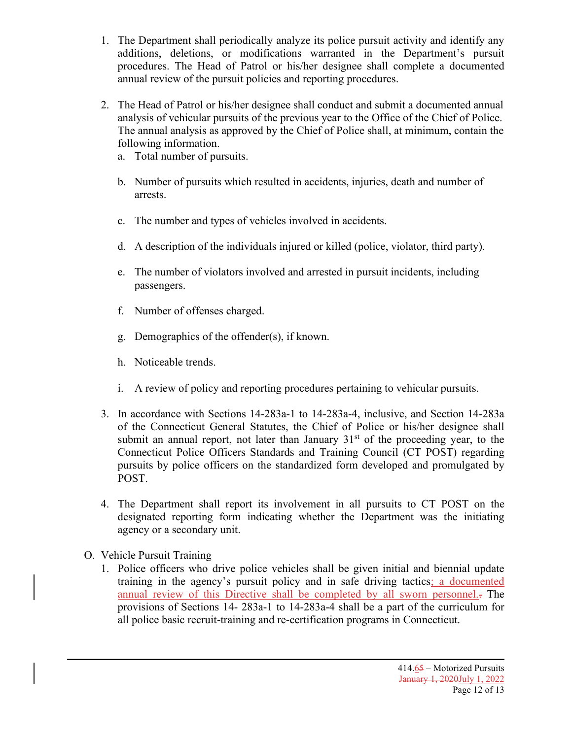1. The Department shall periodically analyze its police pursuit activity and identify any additions, deletions, or modifications warranted in the Department's pursuit procedures. The Head of Patrol or his/her designee shall complete a documented annual review of the pursuit policies and reporting procedures.

2. The Head of Patrol or his/her designee shall conduct and submit a documented annual analysis of vehicular pursuits of the previous year to the Office of the Chief of Police. The annual analysis as approved by the Chief of Police shall, at minimum, contain the following information.
   a. Total number of pursuits.

   b. Number of pursuits which resulted in accidents, injuries, death and number of arrests.

   c. The number and types of vehicles involved in accidents.

   d. A description of the individuals injured or killed (police, violator, third party).

   e. The number of violators involved and arrested in pursuit incidents, including passengers.

   f. Number of offenses charged.

   g. Demographics of the offender(s), if known.

   h. Noticeable trends.

   i. A review of policy and reporting procedures pertaining to vehicular pursuits.

3. In accordance with Sections 14-283a-1 to 14-283a-4, inclusive, and Section 14-283a of the Connecticut General Statutes, the Chief of Police or his/her designee shall submit an annual report, not later than January 31st of the proceeding year, to the Connecticut Police Officers Standards and Training Council (CT POST) regarding pursuits by police officers on the standardized form developed and promulgated by POST.

4. The Department shall report its involvement in all pursuits to CT POST on the designated reporting form indicating whether the Department was the initiating agency or a secondary unit.

O. Vehicle Pursuit Training
   1. Police officers who drive police vehicles shall be given initial and biennial update training in the agency's pursuit policy and in safe driving tactics; a documented annual review of this Directive shall be completed by all sworn personnel. ~~.~~ The provisions of Sections 14- 283a-1 to 14-283a-4 shall be a part of the curriculum for all police basic recruit-training and re-certification programs in Connecticut.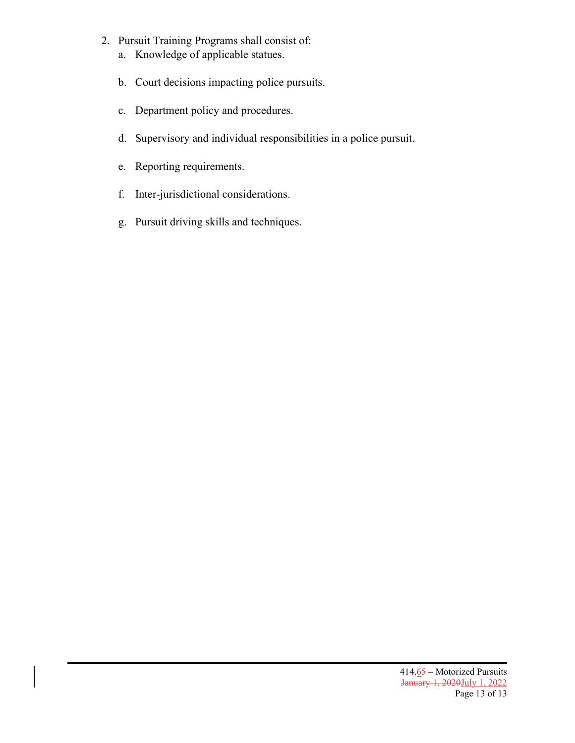2. Pursuit Training Programs shall consist of:
   a. Knowledge of applicable statues.

   b. Court decisions impacting police pursuits.

   c. Department policy and procedures.

   d. Supervisory and individual responsibilities in a police pursuit.

   e. Reporting requirements.

   f. Inter-jurisdictional considerations.

   g. Pursuit driving skills and techniques.